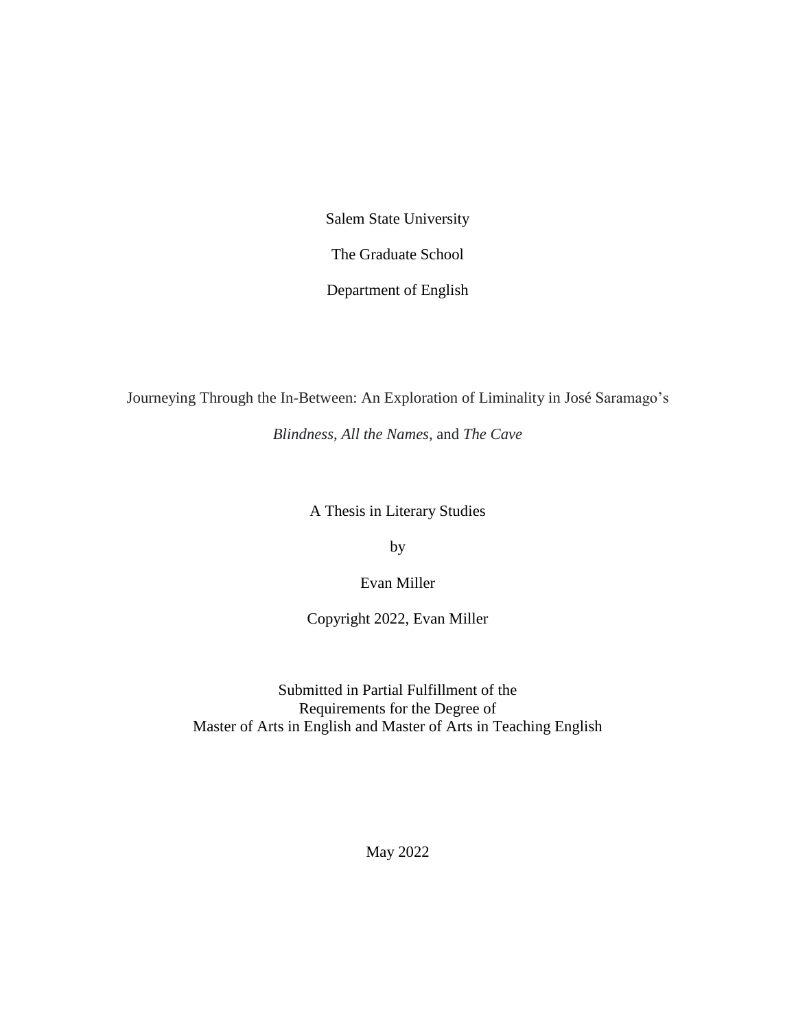Salem State University

The Graduate School

Department of English

# Journeying Through the In-Between: An Exploration of Liminality in José Saramago's *Blindness*, *All the Names*, and *The Cave*

A Thesis in Literary Studies

by

Evan Miller

Copyright 2022, Evan Miller

Submitted in Partial Fulfillment of the
Requirements for the Degree of
Master of Arts in English and Master of Arts in Teaching English

May 2022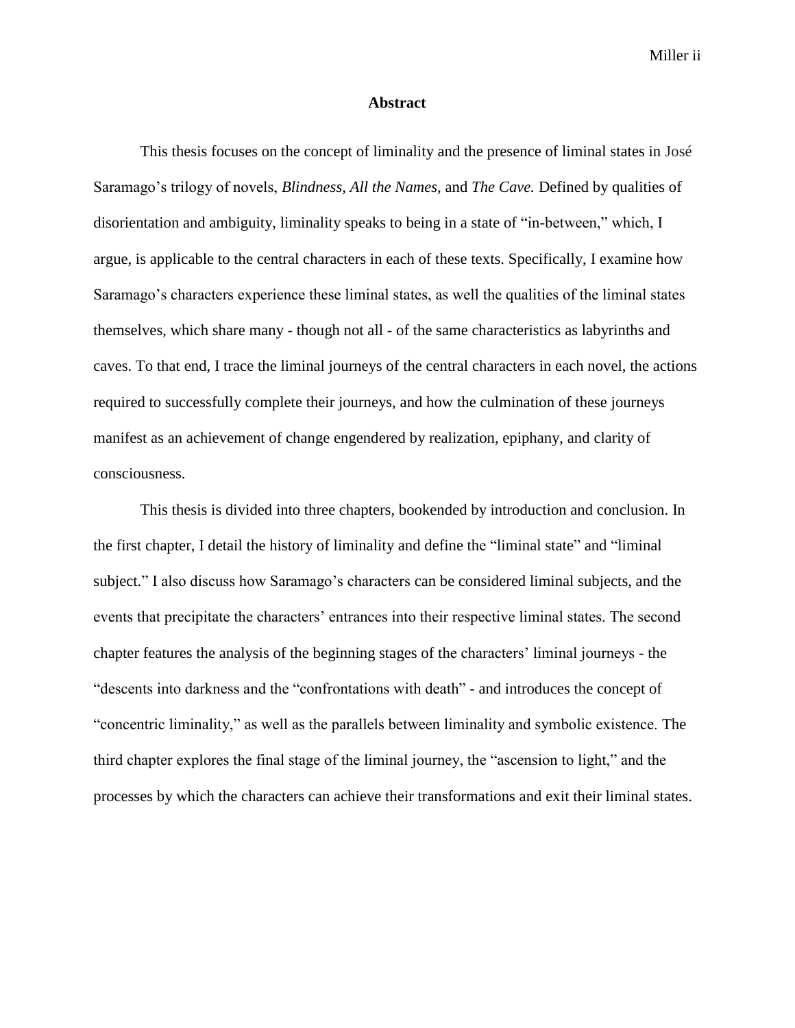# Abstract

This thesis focuses on the concept of liminality and the presence of liminal states in José Saramago's trilogy of novels, *Blindness, All the Names,* and *The Cave.* Defined by qualities of disorientation and ambiguity, liminality speaks to being in a state of "in-between," which, I argue, is applicable to the central characters in each of these texts. Specifically, I examine how Saramago's characters experience these liminal states, as well the qualities of the liminal states themselves, which share many - though not all - of the same characteristics as labyrinths and caves. To that end, I trace the liminal journeys of the central characters in each novel, the actions required to successfully complete their journeys, and how the culmination of these journeys manifest as an achievement of change engendered by realization, epiphany, and clarity of consciousness.

This thesis is divided into three chapters, bookended by introduction and conclusion. In the first chapter, I detail the history of liminality and define the "liminal state" and "liminal subject." I also discuss how Saramago's characters can be considered liminal subjects, and the events that precipitate the characters' entrances into their respective liminal states. The second chapter features the analysis of the beginning stages of the characters' liminal journeys - the "descents into darkness and the "confrontations with death" - and introduces the concept of "concentric liminality," as well as the parallels between liminality and symbolic existence. The third chapter explores the final stage of the liminal journey, the "ascension to light," and the processes by which the characters can achieve their transformations and exit their liminal states.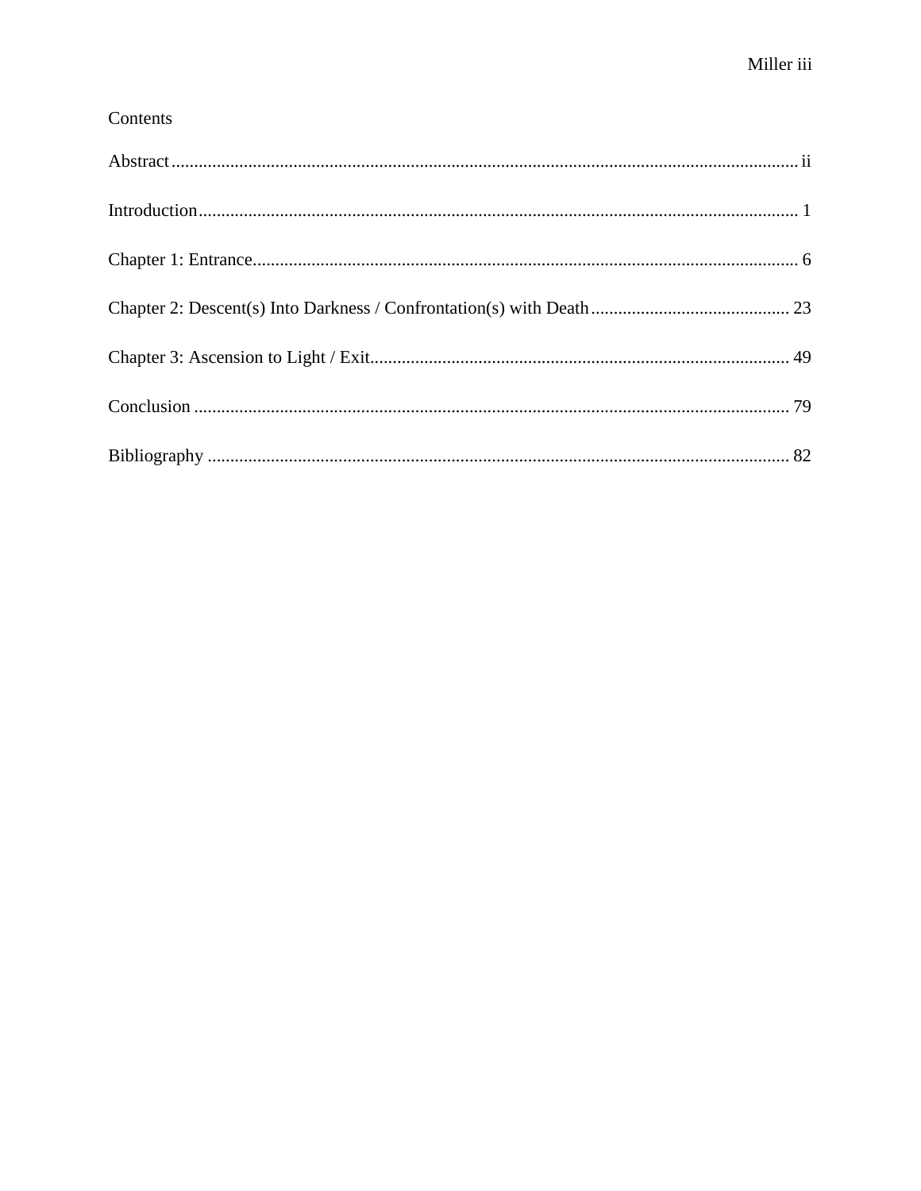# Contents

Abstract ........................................................................................................................... ii

Introduction ...................................................................................................................... 1

Chapter 1: Entrance ........................................................................................................... 6

Chapter 2: Descent(s) Into Darkness / Confrontation(s) with Death ............................................ 23

Chapter 3: Ascension to Light / Exit ...................................................................................... 49

Conclusion ....................................................................................................................... 79

Bibliography ..................................................................................................................... 82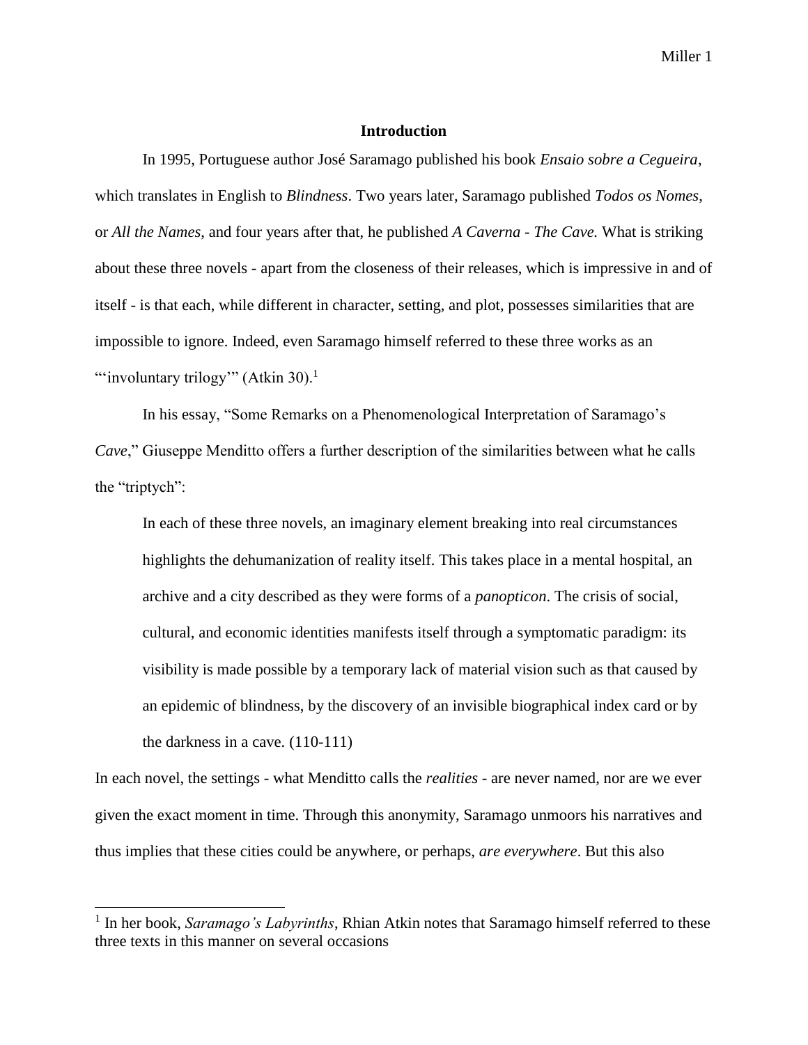## Introduction

In 1995, Portuguese author José Saramago published his book *Ensaio sobre a Cegueira*, which translates in English to *Blindness*. Two years later, Saramago published *Todos os Nomes*, or *All the Names*, and four years after that, he published *A Caverna - The Cave.* What is striking about these three novels - apart from the closeness of their releases, which is impressive in and of itself - is that each, while different in character, setting, and plot, possesses similarities that are impossible to ignore. Indeed, even Saramago himself referred to these three works as an "'involuntary trilogy'" (Atkin 30).[1]

In his essay, "Some Remarks on a Phenomenological Interpretation of Saramago's *Cave*," Giuseppe Menditto offers a further description of the similarities between what he calls the "triptych":

> In each of these three novels, an imaginary element breaking into real circumstances highlights the dehumanization of reality itself. This takes place in a mental hospital, an archive and a city described as they were forms of a *panopticon*. The crisis of social, cultural, and economic identities manifests itself through a symptomatic paradigm: its visibility is made possible by a temporary lack of material vision such as that caused by an epidemic of blindness, by the discovery of an invisible biographical index card or by the darkness in a cave. (110-111)

In each novel, the settings - what Menditto calls the *realities* - are never named, nor are we ever given the exact moment in time. Through this anonymity, Saramago unmoors his narratives and thus implies that these cities could be anywhere, or perhaps, *are everywhere*. But this also

---

[1] In her book, *Saramago's Labyrinths*, Rhian Atkin notes that Saramago himself referred to these three texts in this manner on several occasions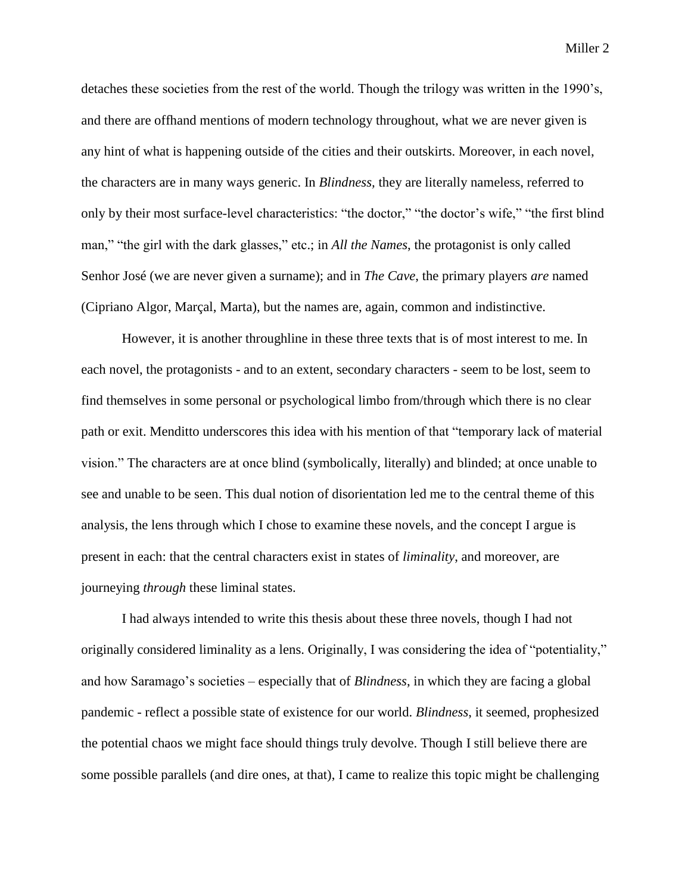detaches these societies from the rest of the world. Though the trilogy was written in the 1990's, and there are offhand mentions of modern technology throughout, what we are never given is any hint of what is happening outside of the cities and their outskirts. Moreover, in each novel, the characters are in many ways generic. In *Blindness,* they are literally nameless, referred to only by their most surface-level characteristics: "the doctor," "the doctor's wife," "the first blind man," "the girl with the dark glasses," etc.; in *All the Names*, the protagonist is only called Senhor José (we are never given a surname); and in *The Cave*, the primary players *are* named (Cipriano Algor, Marçal, Marta), but the names are, again, common and indistinctive.

However, it is another throughline in these three texts that is of most interest to me. In each novel, the protagonists - and to an extent, secondary characters - seem to be lost, seem to find themselves in some personal or psychological limbo from/through which there is no clear path or exit. Menditto underscores this idea with his mention of that "temporary lack of material vision." The characters are at once blind (symbolically, literally) and blinded; at once unable to see and unable to be seen. This dual notion of disorientation led me to the central theme of this analysis, the lens through which I chose to examine these novels, and the concept I argue is present in each: that the central characters exist in states of *liminality*, and moreover, are journeying *through* these liminal states.

I had always intended to write this thesis about these three novels, though I had not originally considered liminality as a lens. Originally, I was considering the idea of "potentiality," and how Saramago's societies – especially that of *Blindness*, in which they are facing a global pandemic - reflect a possible state of existence for our world. *Blindness*, it seemed, prophesized the potential chaos we might face should things truly devolve. Though I still believe there are some possible parallels (and dire ones, at that), I came to realize this topic might be challenging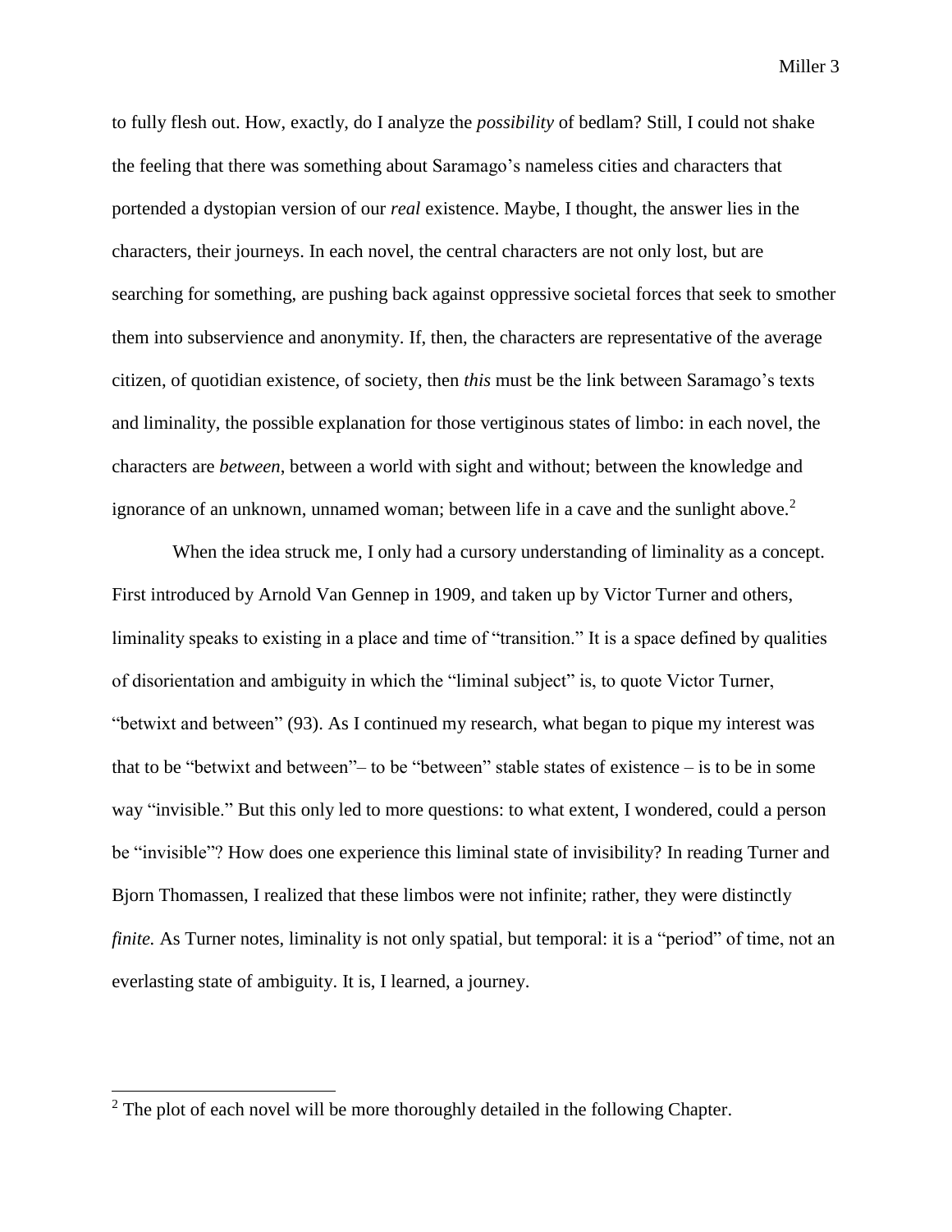to fully flesh out. How, exactly, do I analyze the *possibility* of bedlam? Still, I could not shake the feeling that there was something about Saramago's nameless cities and characters that portended a dystopian version of our *real* existence. Maybe, I thought, the answer lies in the characters, their journeys. In each novel, the central characters are not only lost, but are searching for something, are pushing back against oppressive societal forces that seek to smother them into subservience and anonymity. If, then, the characters are representative of the average citizen, of quotidian existence, of society, then *this* must be the link between Saramago's texts and liminality, the possible explanation for those vertiginous states of limbo: in each novel, the characters are *between*, between a world with sight and without; between the knowledge and ignorance of an unknown, unnamed woman; between life in a cave and the sunlight above.[2]

When the idea struck me, I only had a cursory understanding of liminality as a concept. First introduced by Arnold Van Gennep in 1909, and taken up by Victor Turner and others, liminality speaks to existing in a place and time of "transition." It is a space defined by qualities of disorientation and ambiguity in which the "liminal subject" is, to quote Victor Turner, "betwixt and between" (93). As I continued my research, what began to pique my interest was that to be "betwixt and between"– to be "between" stable states of existence – is to be in some way "invisible." But this only led to more questions: to what extent, I wondered, could a person be "invisible"? How does one experience this liminal state of invisibility? In reading Turner and Bjorn Thomassen, I realized that these limbos were not infinite; rather, they were distinctly *finite.* As Turner notes, liminality is not only spatial, but temporal: it is a "period" of time, not an everlasting state of ambiguity. It is, I learned, a journey.

---

[2] The plot of each novel will be more thoroughly detailed in the following Chapter.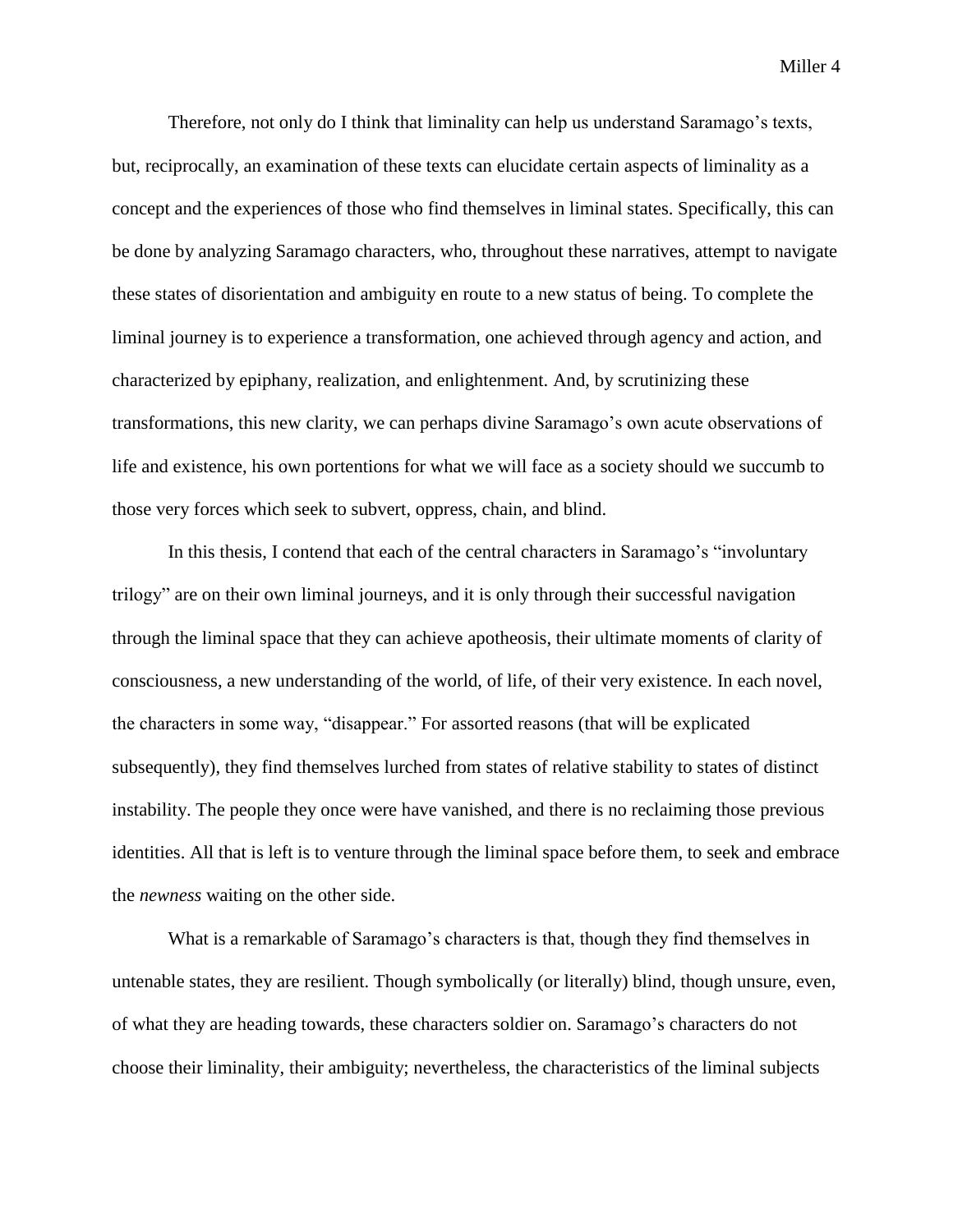Therefore, not only do I think that liminality can help us understand Saramago's texts, but, reciprocally, an examination of these texts can elucidate certain aspects of liminality as a concept and the experiences of those who find themselves in liminal states. Specifically, this can be done by analyzing Saramago characters, who, throughout these narratives, attempt to navigate these states of disorientation and ambiguity en route to a new status of being. To complete the liminal journey is to experience a transformation, one achieved through agency and action, and characterized by epiphany, realization, and enlightenment. And, by scrutinizing these transformations, this new clarity, we can perhaps divine Saramago's own acute observations of life and existence, his own portentions for what we will face as a society should we succumb to those very forces which seek to subvert, oppress, chain, and blind.

In this thesis, I contend that each of the central characters in Saramago's "involuntary trilogy" are on their own liminal journeys, and it is only through their successful navigation through the liminal space that they can achieve apotheosis, their ultimate moments of clarity of consciousness, a new understanding of the world, of life, of their very existence. In each novel, the characters in some way, "disappear." For assorted reasons (that will be explicated subsequently), they find themselves lurched from states of relative stability to states of distinct instability. The people they once were have vanished, and there is no reclaiming those previous identities. All that is left is to venture through the liminal space before them, to seek and embrace the *newness* waiting on the other side.

What is a remarkable of Saramago's characters is that, though they find themselves in untenable states, they are resilient. Though symbolically (or literally) blind, though unsure, even, of what they are heading towards, these characters soldier on. Saramago's characters do not choose their liminality, their ambiguity; nevertheless, the characteristics of the liminal subjects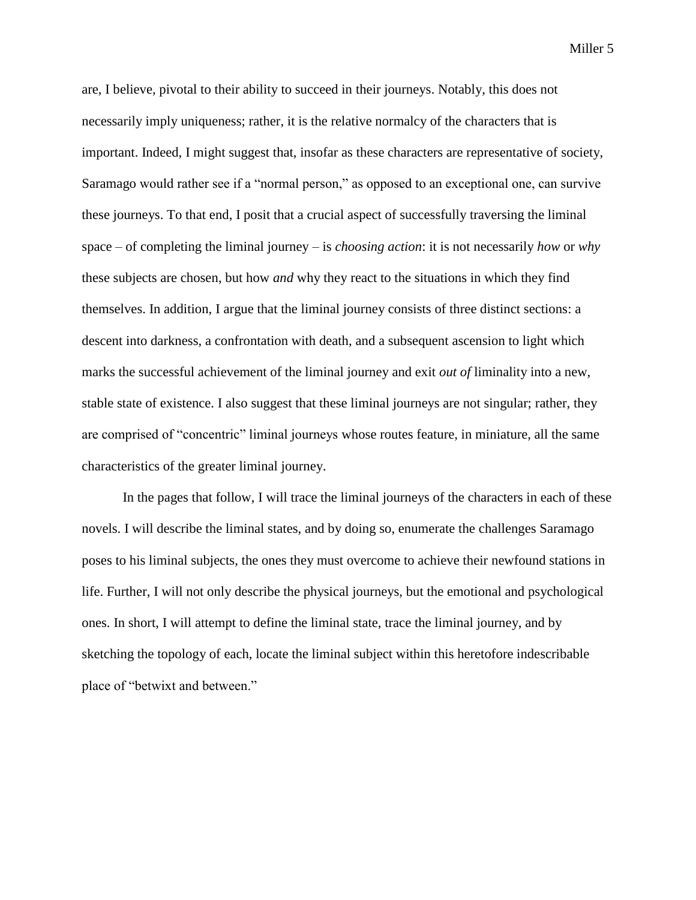are, I believe, pivotal to their ability to succeed in their journeys. Notably, this does not necessarily imply uniqueness; rather, it is the relative normalcy of the characters that is important. Indeed, I might suggest that, insofar as these characters are representative of society, Saramago would rather see if a "normal person," as opposed to an exceptional one, can survive these journeys. To that end, I posit that a crucial aspect of successfully traversing the liminal space – of completing the liminal journey – is *choosing action*: it is not necessarily *how* or *why* these subjects are chosen, but how *and* why they react to the situations in which they find themselves. In addition, I argue that the liminal journey consists of three distinct sections: a descent into darkness, a confrontation with death, and a subsequent ascension to light which marks the successful achievement of the liminal journey and exit *out of* liminality into a new, stable state of existence. I also suggest that these liminal journeys are not singular; rather, they are comprised of "concentric" liminal journeys whose routes feature, in miniature, all the same characteristics of the greater liminal journey.

In the pages that follow, I will trace the liminal journeys of the characters in each of these novels. I will describe the liminal states, and by doing so, enumerate the challenges Saramago poses to his liminal subjects, the ones they must overcome to achieve their newfound stations in life. Further, I will not only describe the physical journeys, but the emotional and psychological ones. In short, I will attempt to define the liminal state, trace the liminal journey, and by sketching the topology of each, locate the liminal subject within this heretofore indescribable place of "betwixt and between."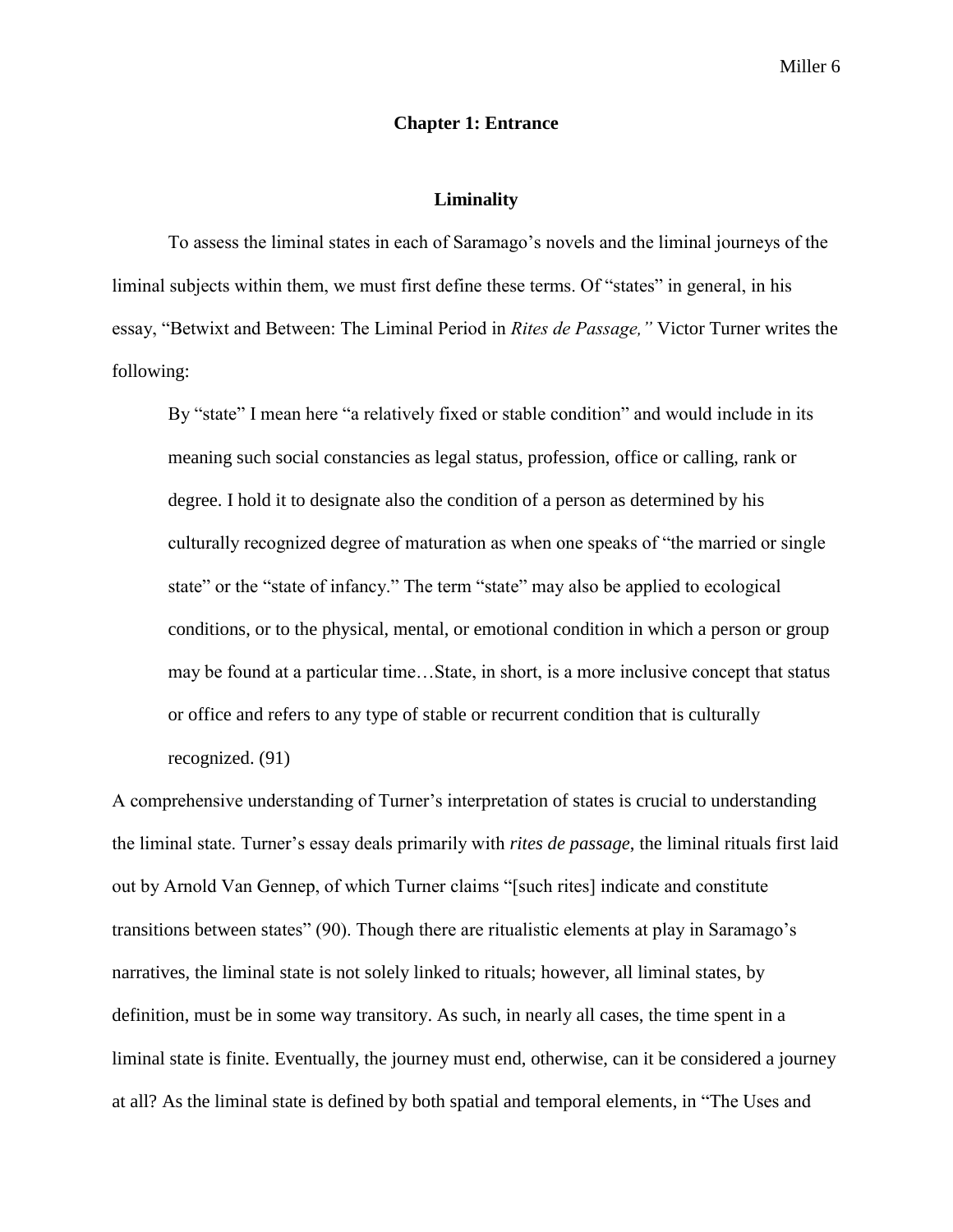# Chapter 1: Entrance

## Liminality

To assess the liminal states in each of Saramago's novels and the liminal journeys of the liminal subjects within them, we must first define these terms. Of "states" in general, in his essay, "Betwixt and Between: The Liminal Period in *Rites de Passage,"* Victor Turner writes the following:

> By "state" I mean here "a relatively fixed or stable condition" and would include in its meaning such social constancies as legal status, profession, office or calling, rank or degree. I hold it to designate also the condition of a person as determined by his culturally recognized degree of maturation as when one speaks of "the married or single state" or the "state of infancy." The term "state" may also be applied to ecological conditions, or to the physical, mental, or emotional condition in which a person or group may be found at a particular time…State, in short, is a more inclusive concept that status or office and refers to any type of stable or recurrent condition that is culturally recognized. (91)

A comprehensive understanding of Turner's interpretation of states is crucial to understanding the liminal state. Turner's essay deals primarily with *rites de passage*, the liminal rituals first laid out by Arnold Van Gennep, of which Turner claims "[such rites] indicate and constitute transitions between states" (90). Though there are ritualistic elements at play in Saramago's narratives, the liminal state is not solely linked to rituals; however, all liminal states, by definition, must be in some way transitory. As such, in nearly all cases, the time spent in a liminal state is finite. Eventually, the journey must end, otherwise, can it be considered a journey at all? As the liminal state is defined by both spatial and temporal elements, in "The Uses and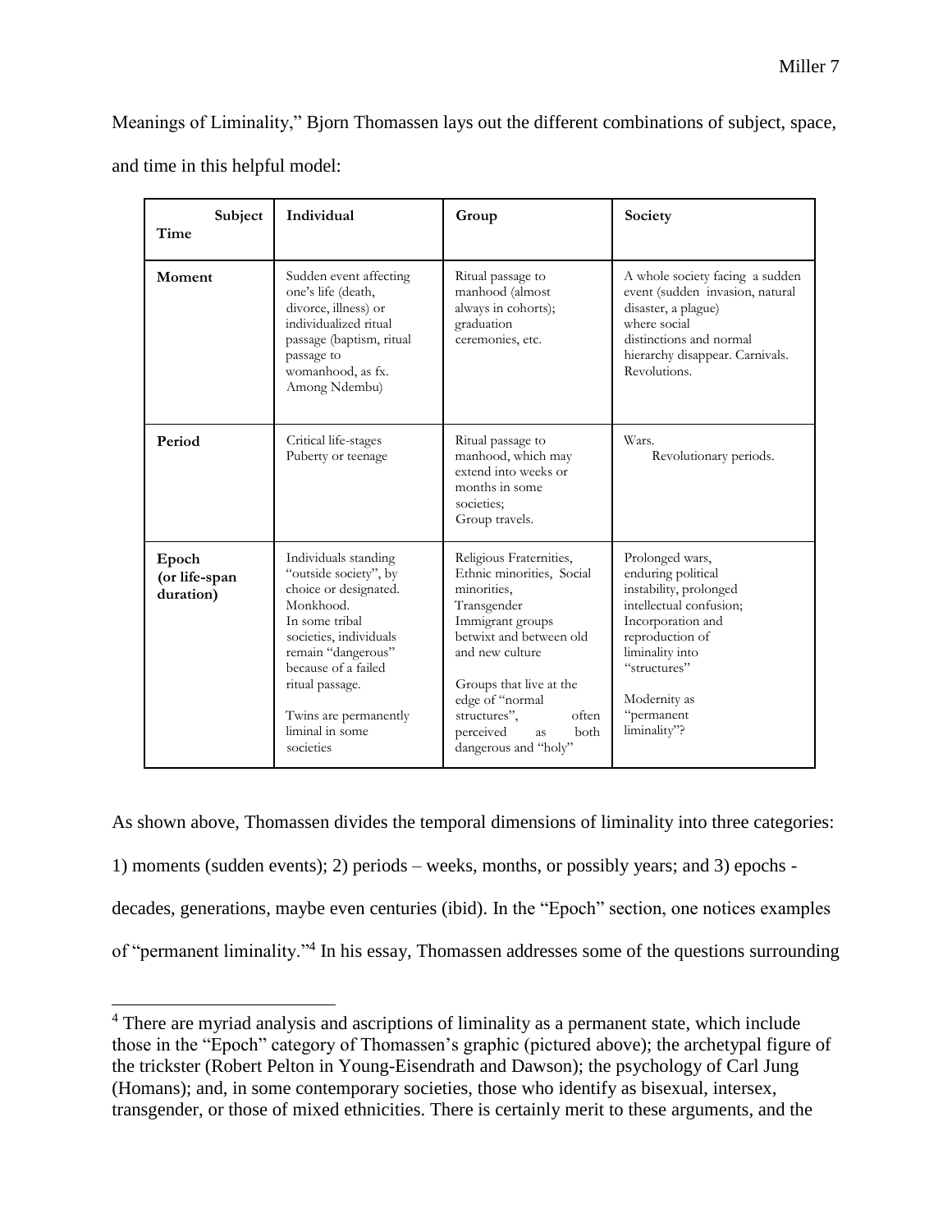Meanings of Liminality," Bjorn Thomassen lays out the different combinations of subject, space, and time in this helpful model:

| Subject / Time | Individual | Group | Society |
|---|---|---|---|
| **Moment** | Sudden event affecting one's life (death, divorce, illness) or individualized ritual passage (baptism, ritual passage to womanhood, as fx. Among Ndembu) | Ritual passage to manhood (almost always in cohorts); graduation ceremonies, etc. | A whole society facing a sudden event (sudden invasion, natural disaster, a plague) where social distinctions and normal hierarchy disappear. Carnivals. Revolutions. |
| **Period** | Critical life-stages Puberty or teenage | Ritual passage to manhood, which may extend into weeks or months in some societies; Group travels. | Wars. Revolutionary periods. |
| **Epoch (or life-span duration)** | Individuals standing "outside society", by choice or designated. Monkhood. In some tribal societies, individuals remain "dangerous" because of a failed ritual passage. Twins are permanently liminal in some societies | Religious Fraternities, Ethnic minorities, Social minorities, Transgender Immigrant groups betwixt and between old and new culture Groups that live at the edge of "normal structures", often perceived as both dangerous and "holy" | Prolonged wars, enduring political instability, prolonged intellectual confusion; Incorporation and reproduction of liminality into "structures" Modernity as "permanent liminality"? |

As shown above, Thomassen divides the temporal dimensions of liminality into three categories: 1) moments (sudden events); 2) periods – weeks, months, or possibly years; and 3) epochs - decades, generations, maybe even centuries (ibid). In the "Epoch" section, one notices examples of "permanent liminality."[4] In his essay, Thomassen addresses some of the questions surrounding

[4] There are myriad analysis and ascriptions of liminality as a permanent state, which include those in the "Epoch" category of Thomassen's graphic (pictured above); the archetypal figure of the trickster (Robert Pelton in Young-Eisendrath and Dawson); the psychology of Carl Jung (Homans); and, in some contemporary societies, those who identify as bisexual, intersex, transgender, or those of mixed ethnicities. There is certainly merit to these arguments, and the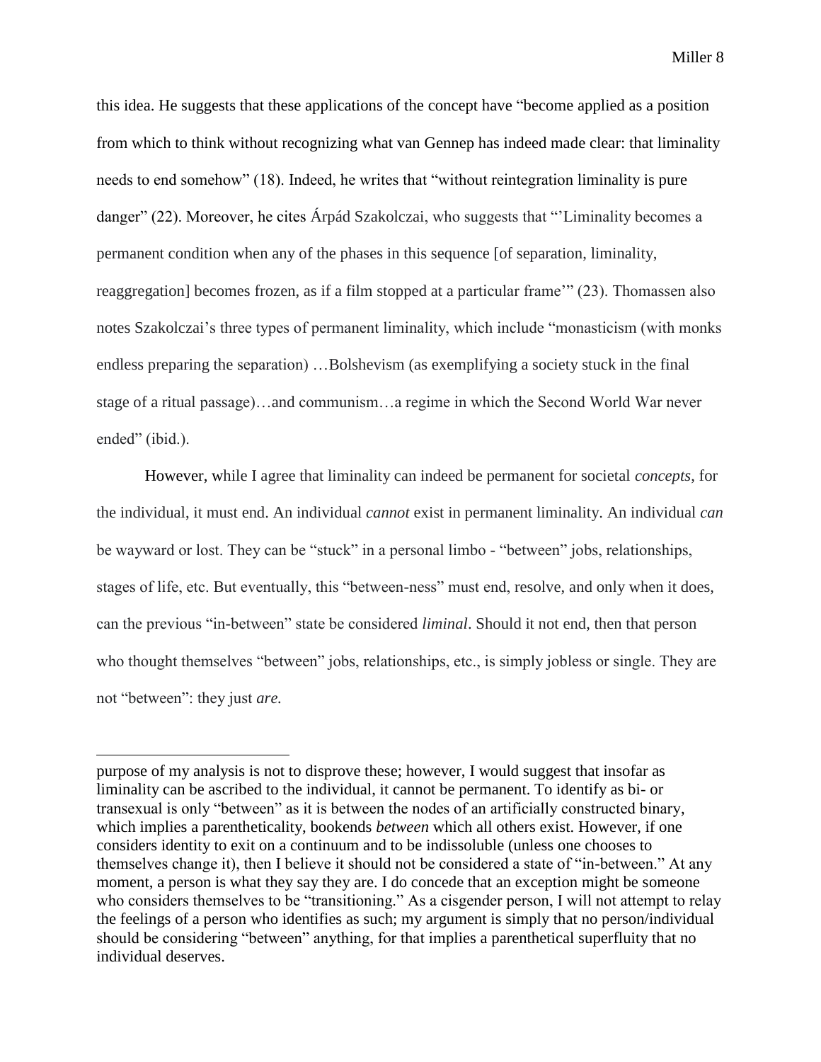this idea. He suggests that these applications of the concept have "become applied as a position from which to think without recognizing what van Gennep has indeed made clear: that liminality needs to end somehow" (18). Indeed, he writes that "without reintegration liminality is pure danger" (22). Moreover, he cites Árpád Szakolczai, who suggests that "'Liminality becomes a permanent condition when any of the phases in this sequence [of separation, liminality, reaggregation] becomes frozen, as if a film stopped at a particular frame'" (23). Thomassen also notes Szakolczai's three types of permanent liminality, which include "monasticism (with monks endless preparing the separation) …Bolshevism (as exemplifying a society stuck in the final stage of a ritual passage)…and communism…a regime in which the Second World War never ended" (ibid.).

However, while I agree that liminality can indeed be permanent for societal *concepts*, for the individual, it must end. An individual *cannot* exist in permanent liminality. An individual *can* be wayward or lost. They can be "stuck" in a personal limbo - "between" jobs, relationships, stages of life, etc. But eventually, this "between-ness" must end, resolve, and only when it does, can the previous "in-between" state be considered *liminal*. Should it not end, then that person who thought themselves "between" jobs, relationships, etc., is simply jobless or single. They are not "between": they just *are.*

---

purpose of my analysis is not to disprove these; however, I would suggest that insofar as liminality can be ascribed to the individual, it cannot be permanent. To identify as bi- or transexual is only "between" as it is between the nodes of an artificially constructed binary, which implies a parentheticality, bookends *between* which all others exist. However, if one considers identity to exit on a continuum and to be indissoluble (unless one chooses to themselves change it), then I believe it should not be considered a state of "in-between." At any moment, a person is what they say they are. I do concede that an exception might be someone who considers themselves to be "transitioning." As a cisgender person, I will not attempt to relay the feelings of a person who identifies as such; my argument is simply that no person/individual should be considering "between" anything, for that implies a parenthetical superfluity that no individual deserves.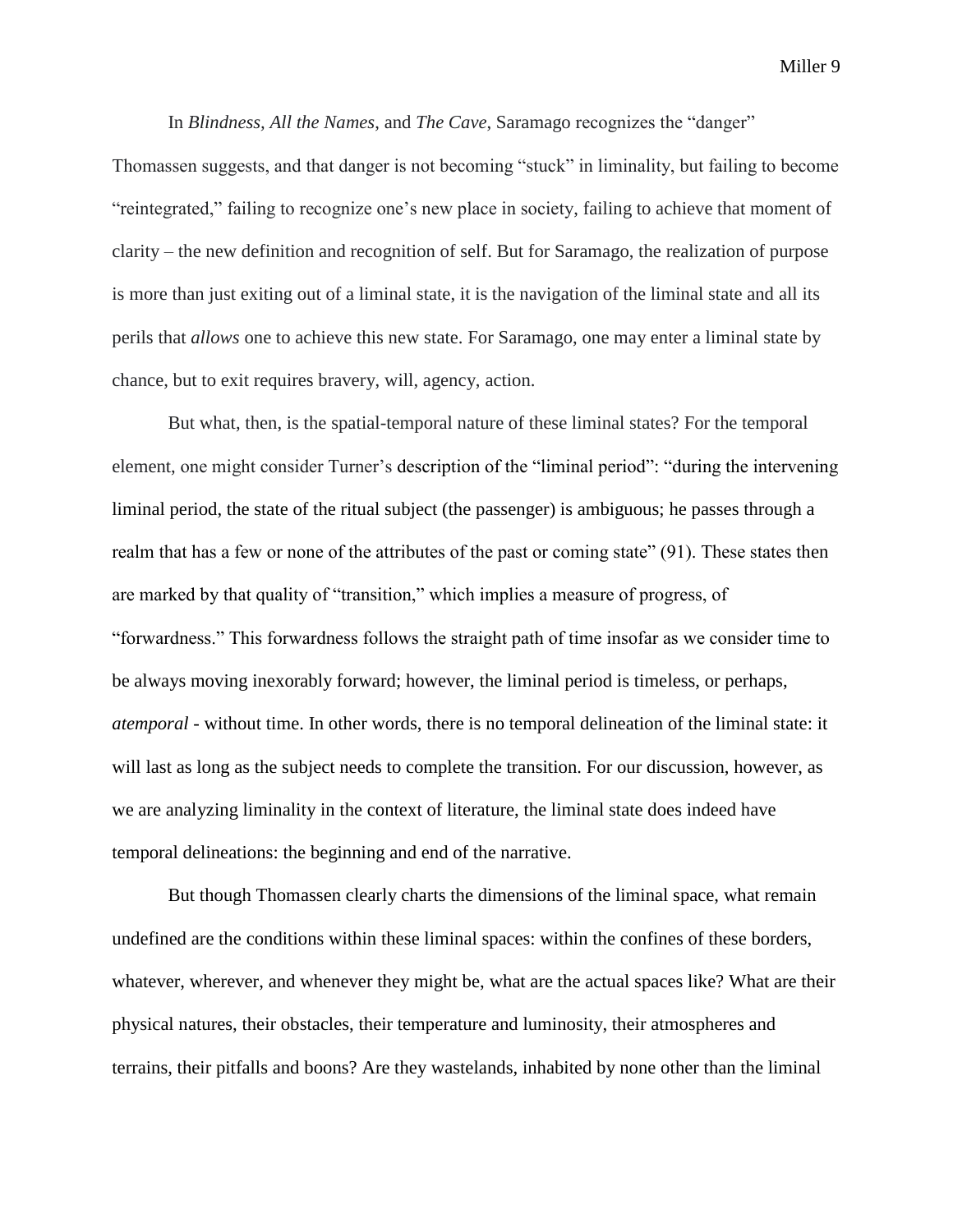In *Blindness*, *All the Names*, and *The Cave*, Saramago recognizes the "danger" Thomassen suggests, and that danger is not becoming "stuck" in liminality, but failing to become "reintegrated," failing to recognize one's new place in society, failing to achieve that moment of clarity – the new definition and recognition of self. But for Saramago, the realization of purpose is more than just exiting out of a liminal state, it is the navigation of the liminal state and all its perils that *allows* one to achieve this new state. For Saramago, one may enter a liminal state by chance, but to exit requires bravery, will, agency, action.

But what, then, is the spatial-temporal nature of these liminal states? For the temporal element, one might consider Turner's description of the "liminal period": "during the intervening liminal period, the state of the ritual subject (the passenger) is ambiguous; he passes through a realm that has a few or none of the attributes of the past or coming state" (91). These states then are marked by that quality of "transition," which implies a measure of progress, of "forwardness." This forwardness follows the straight path of time insofar as we consider time to be always moving inexorably forward; however, the liminal period is timeless, or perhaps, *atemporal* - without time. In other words, there is no temporal delineation of the liminal state: it will last as long as the subject needs to complete the transition. For our discussion, however, as we are analyzing liminality in the context of literature, the liminal state does indeed have temporal delineations: the beginning and end of the narrative.

But though Thomassen clearly charts the dimensions of the liminal space, what remain undefined are the conditions within these liminal spaces: within the confines of these borders, whatever, wherever, and whenever they might be, what are the actual spaces like? What are their physical natures, their obstacles, their temperature and luminosity, their atmospheres and terrains, their pitfalls and boons? Are they wastelands, inhabited by none other than the liminal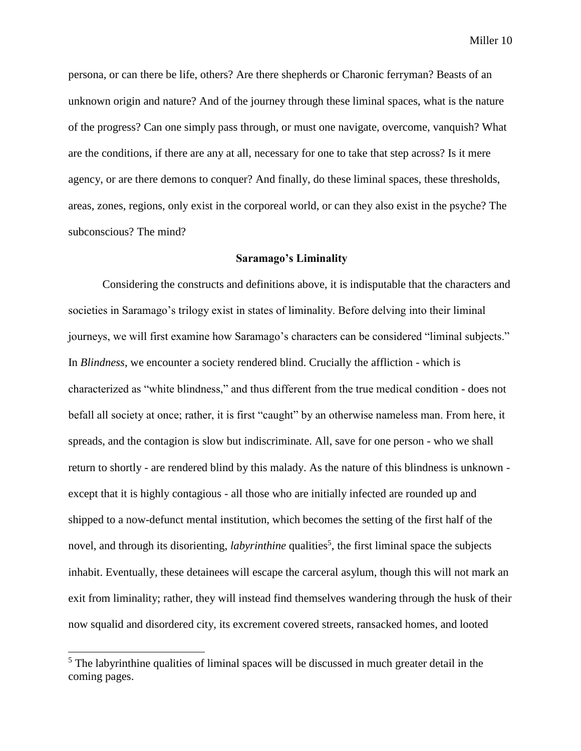persona, or can there be life, others? Are there shepherds or Charonic ferryman? Beasts of an unknown origin and nature? And of the journey through these liminal spaces, what is the nature of the progress? Can one simply pass through, or must one navigate, overcome, vanquish? What are the conditions, if there are any at all, necessary for one to take that step across? Is it mere agency, or are there demons to conquer? And finally, do these liminal spaces, these thresholds, areas, zones, regions, only exist in the corporeal world, or can they also exist in the psyche? The subconscious? The mind?

## Saramago's Liminality

Considering the constructs and definitions above, it is indisputable that the characters and societies in Saramago's trilogy exist in states of liminality. Before delving into their liminal journeys, we will first examine how Saramago's characters can be considered "liminal subjects." In *Blindness*, we encounter a society rendered blind. Crucially the affliction - which is characterized as "white blindness," and thus different from the true medical condition - does not befall all society at once; rather, it is first "caught" by an otherwise nameless man. From here, it spreads, and the contagion is slow but indiscriminate. All, save for one person - who we shall return to shortly - are rendered blind by this malady. As the nature of this blindness is unknown - except that it is highly contagious - all those who are initially infected are rounded up and shipped to a now-defunct mental institution, which becomes the setting of the first half of the novel, and through its disorienting, *labyrinthine* qualities[5], the first liminal space the subjects inhabit. Eventually, these detainees will escape the carceral asylum, though this will not mark an exit from liminality; rather, they will instead find themselves wandering through the husk of their now squalid and disordered city, its excrement covered streets, ransacked homes, and looted

[5] The labyrinthine qualities of liminal spaces will be discussed in much greater detail in the coming pages.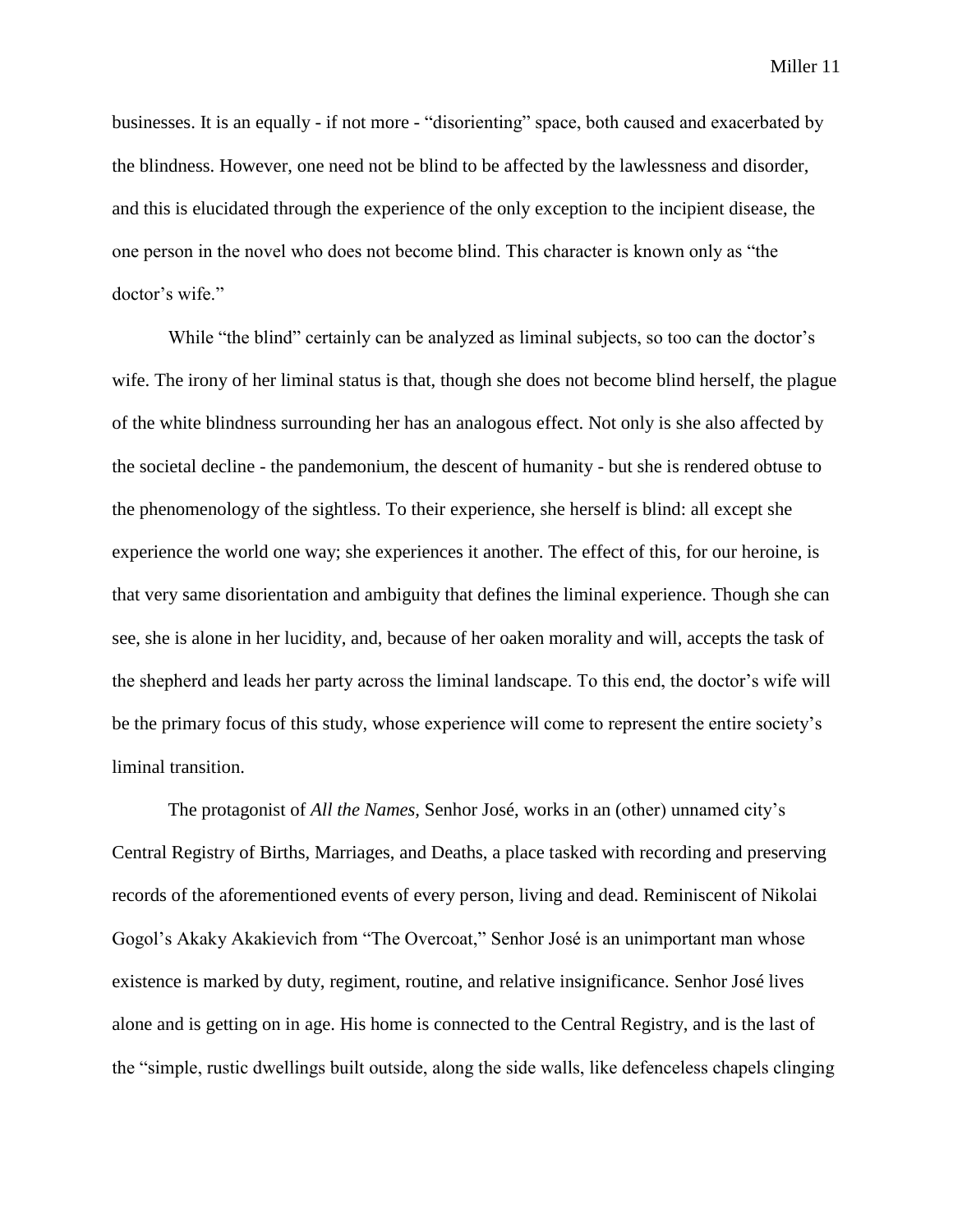businesses. It is an equally - if not more - "disorienting" space, both caused and exacerbated by the blindness. However, one need not be blind to be affected by the lawlessness and disorder, and this is elucidated through the experience of the only exception to the incipient disease, the one person in the novel who does not become blind. This character is known only as "the doctor's wife."

While "the blind" certainly can be analyzed as liminal subjects, so too can the doctor's wife. The irony of her liminal status is that, though she does not become blind herself, the plague of the white blindness surrounding her has an analogous effect. Not only is she also affected by the societal decline - the pandemonium, the descent of humanity - but she is rendered obtuse to the phenomenology of the sightless. To their experience, she herself is blind: all except she experience the world one way; she experiences it another. The effect of this, for our heroine, is that very same disorientation and ambiguity that defines the liminal experience. Though she can see, she is alone in her lucidity, and, because of her oaken morality and will, accepts the task of the shepherd and leads her party across the liminal landscape. To this end, the doctor's wife will be the primary focus of this study, whose experience will come to represent the entire society's liminal transition.

The protagonist of *All the Names*, Senhor José, works in an (other) unnamed city's Central Registry of Births, Marriages, and Deaths, a place tasked with recording and preserving records of the aforementioned events of every person, living and dead. Reminiscent of Nikolai Gogol's Akaky Akakievich from "The Overcoat," Senhor José is an unimportant man whose existence is marked by duty, regiment, routine, and relative insignificance. Senhor José lives alone and is getting on in age. His home is connected to the Central Registry, and is the last of the "simple, rustic dwellings built outside, along the side walls, like defenceless chapels clinging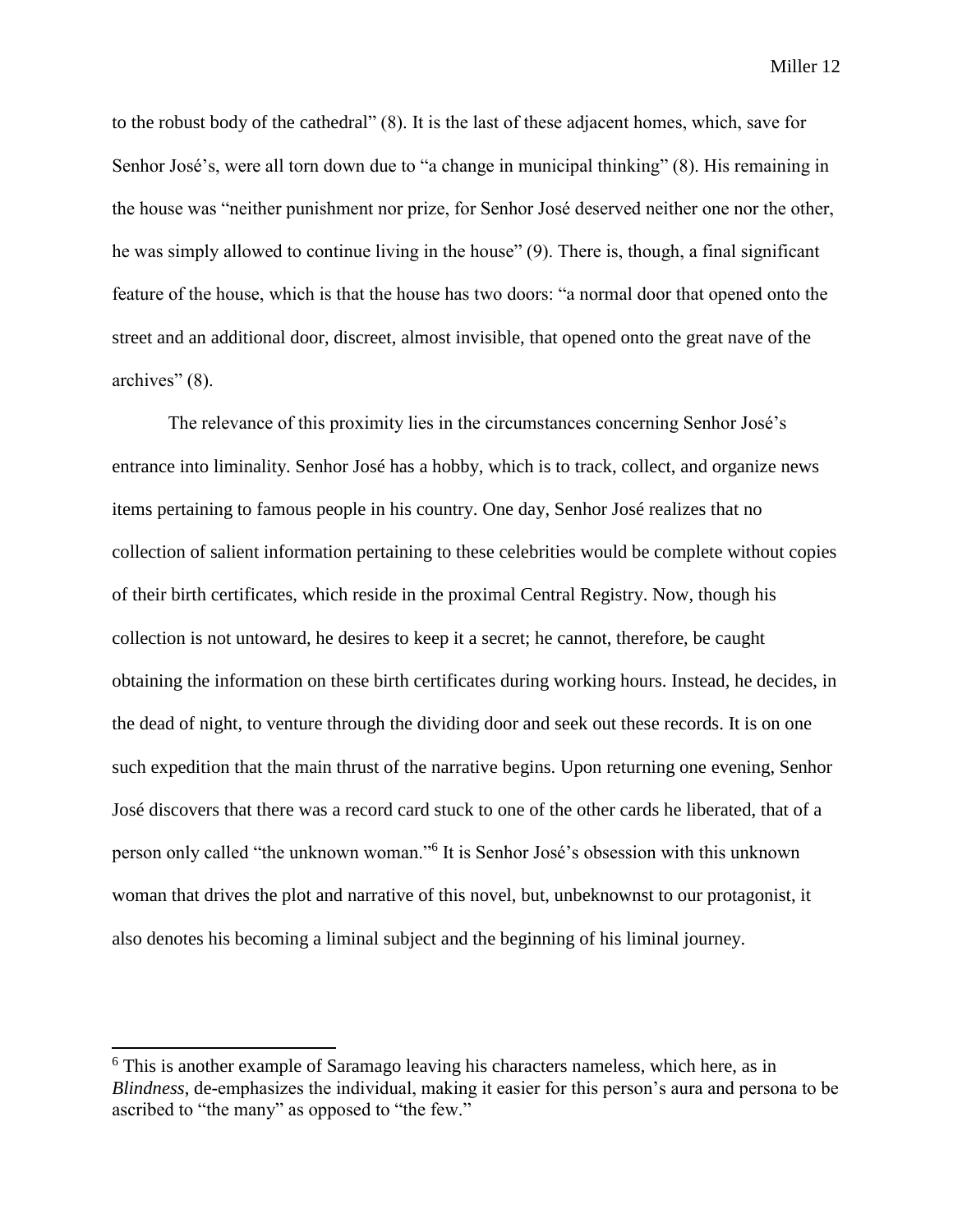to the robust body of the cathedral" (8). It is the last of these adjacent homes, which, save for Senhor José's, were all torn down due to "a change in municipal thinking" (8). His remaining in the house was "neither punishment nor prize, for Senhor José deserved neither one nor the other, he was simply allowed to continue living in the house" (9). There is, though, a final significant feature of the house, which is that the house has two doors: "a normal door that opened onto the street and an additional door, discreet, almost invisible, that opened onto the great nave of the archives" (8).

The relevance of this proximity lies in the circumstances concerning Senhor José's entrance into liminality. Senhor José has a hobby, which is to track, collect, and organize news items pertaining to famous people in his country. One day, Senhor José realizes that no collection of salient information pertaining to these celebrities would be complete without copies of their birth certificates, which reside in the proximal Central Registry. Now, though his collection is not untoward, he desires to keep it a secret; he cannot, therefore, be caught obtaining the information on these birth certificates during working hours. Instead, he decides, in the dead of night, to venture through the dividing door and seek out these records. It is on one such expedition that the main thrust of the narrative begins. Upon returning one evening, Senhor José discovers that there was a record card stuck to one of the other cards he liberated, that of a person only called "the unknown woman."[6] It is Senhor José's obsession with this unknown woman that drives the plot and narrative of this novel, but, unbeknownst to our protagonist, it also denotes his becoming a liminal subject and the beginning of his liminal journey.

---

[6] This is another example of Saramago leaving his characters nameless, which here, as in *Blindness*, de-emphasizes the individual, making it easier for this person's aura and persona to be ascribed to "the many" as opposed to "the few."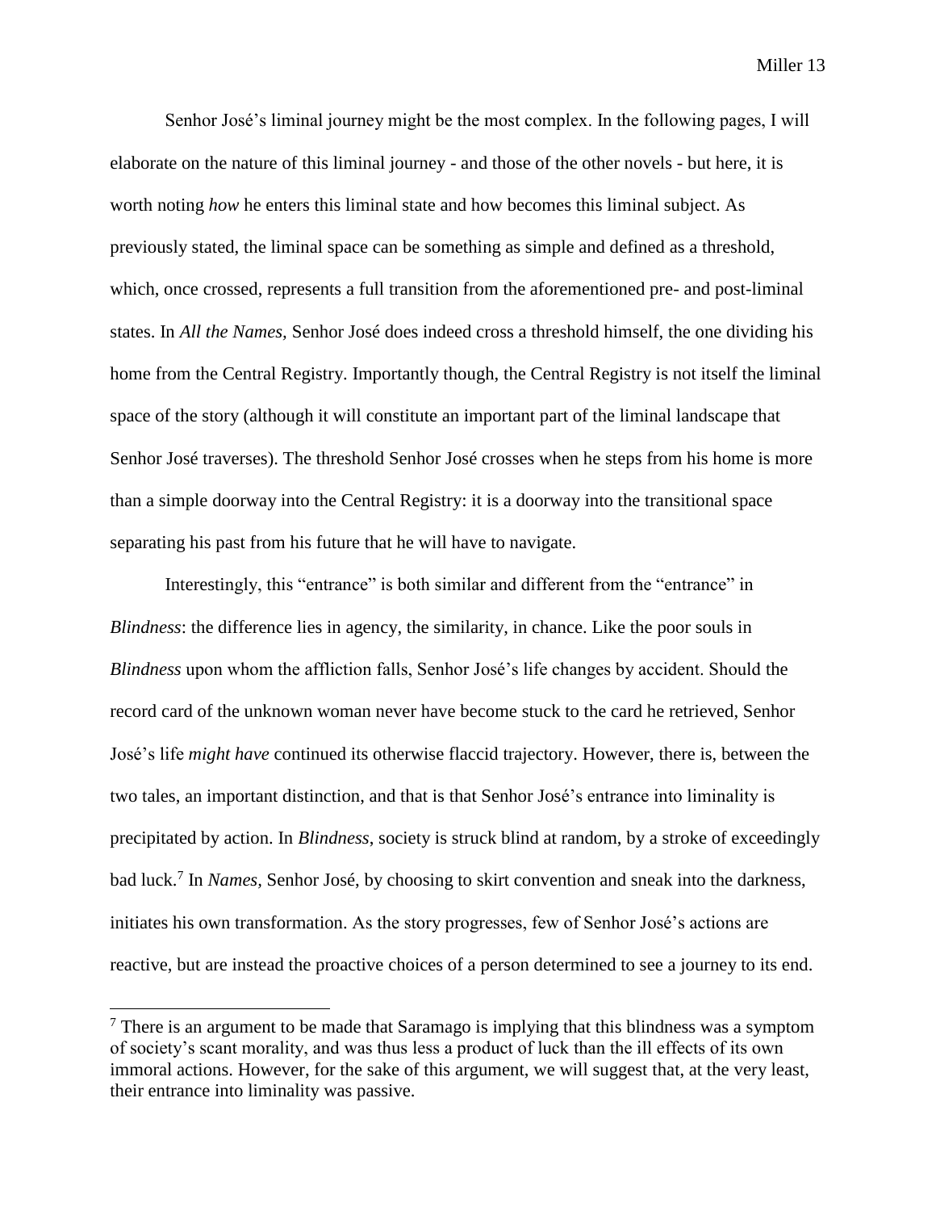Senhor José's liminal journey might be the most complex. In the following pages, I will elaborate on the nature of this liminal journey - and those of the other novels - but here, it is worth noting *how* he enters this liminal state and how becomes this liminal subject. As previously stated, the liminal space can be something as simple and defined as a threshold, which, once crossed, represents a full transition from the aforementioned pre- and post-liminal states. In *All the Names*, Senhor José does indeed cross a threshold himself, the one dividing his home from the Central Registry. Importantly though, the Central Registry is not itself the liminal space of the story (although it will constitute an important part of the liminal landscape that Senhor José traverses). The threshold Senhor José crosses when he steps from his home is more than a simple doorway into the Central Registry: it is a doorway into the transitional space separating his past from his future that he will have to navigate.

Interestingly, this "entrance" is both similar and different from the "entrance" in *Blindness*: the difference lies in agency, the similarity, in chance. Like the poor souls in *Blindness* upon whom the affliction falls, Senhor José's life changes by accident. Should the record card of the unknown woman never have become stuck to the card he retrieved, Senhor José's life *might have* continued its otherwise flaccid trajectory. However, there is, between the two tales, an important distinction, and that is that Senhor José's entrance into liminality is precipitated by action. In *Blindness*, society is struck blind at random, by a stroke of exceedingly bad luck.[7] In *Names*, Senhor José, by choosing to skirt convention and sneak into the darkness, initiates his own transformation. As the story progresses, few of Senhor José's actions are reactive, but are instead the proactive choices of a person determined to see a journey to its end.

[7] There is an argument to be made that Saramago is implying that this blindness was a symptom of society's scant morality, and was thus less a product of luck than the ill effects of its own immoral actions. However, for the sake of this argument, we will suggest that, at the very least, their entrance into liminality was passive.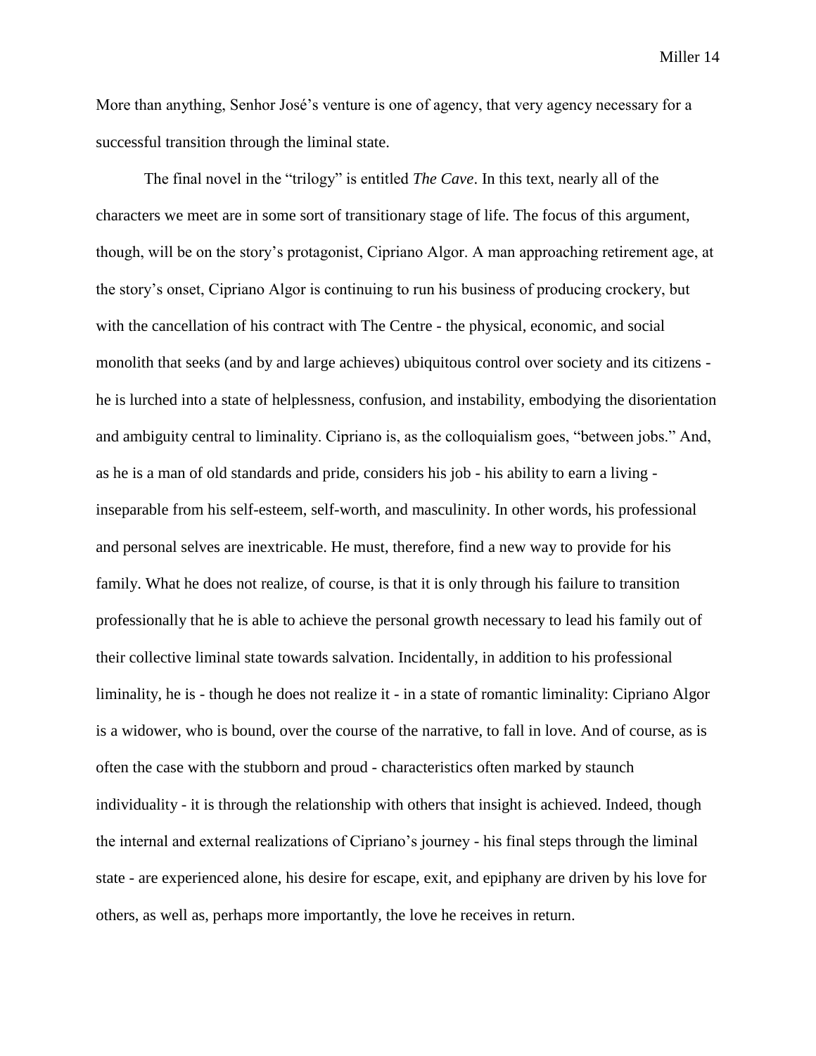More than anything, Senhor José's venture is one of agency, that very agency necessary for a successful transition through the liminal state.

The final novel in the "trilogy" is entitled *The Cave*. In this text, nearly all of the characters we meet are in some sort of transitionary stage of life. The focus of this argument, though, will be on the story's protagonist, Cipriano Algor. A man approaching retirement age, at the story's onset, Cipriano Algor is continuing to run his business of producing crockery, but with the cancellation of his contract with The Centre - the physical, economic, and social monolith that seeks (and by and large achieves) ubiquitous control over society and its citizens - he is lurched into a state of helplessness, confusion, and instability, embodying the disorientation and ambiguity central to liminality. Cipriano is, as the colloquialism goes, "between jobs." And, as he is a man of old standards and pride, considers his job - his ability to earn a living - inseparable from his self-esteem, self-worth, and masculinity. In other words, his professional and personal selves are inextricable. He must, therefore, find a new way to provide for his family. What he does not realize, of course, is that it is only through his failure to transition professionally that he is able to achieve the personal growth necessary to lead his family out of their collective liminal state towards salvation. Incidentally, in addition to his professional liminality, he is - though he does not realize it - in a state of romantic liminality: Cipriano Algor is a widower, who is bound, over the course of the narrative, to fall in love. And of course, as is often the case with the stubborn and proud - characteristics often marked by staunch individuality - it is through the relationship with others that insight is achieved. Indeed, though the internal and external realizations of Cipriano's journey - his final steps through the liminal state - are experienced alone, his desire for escape, exit, and epiphany are driven by his love for others, as well as, perhaps more importantly, the love he receives in return.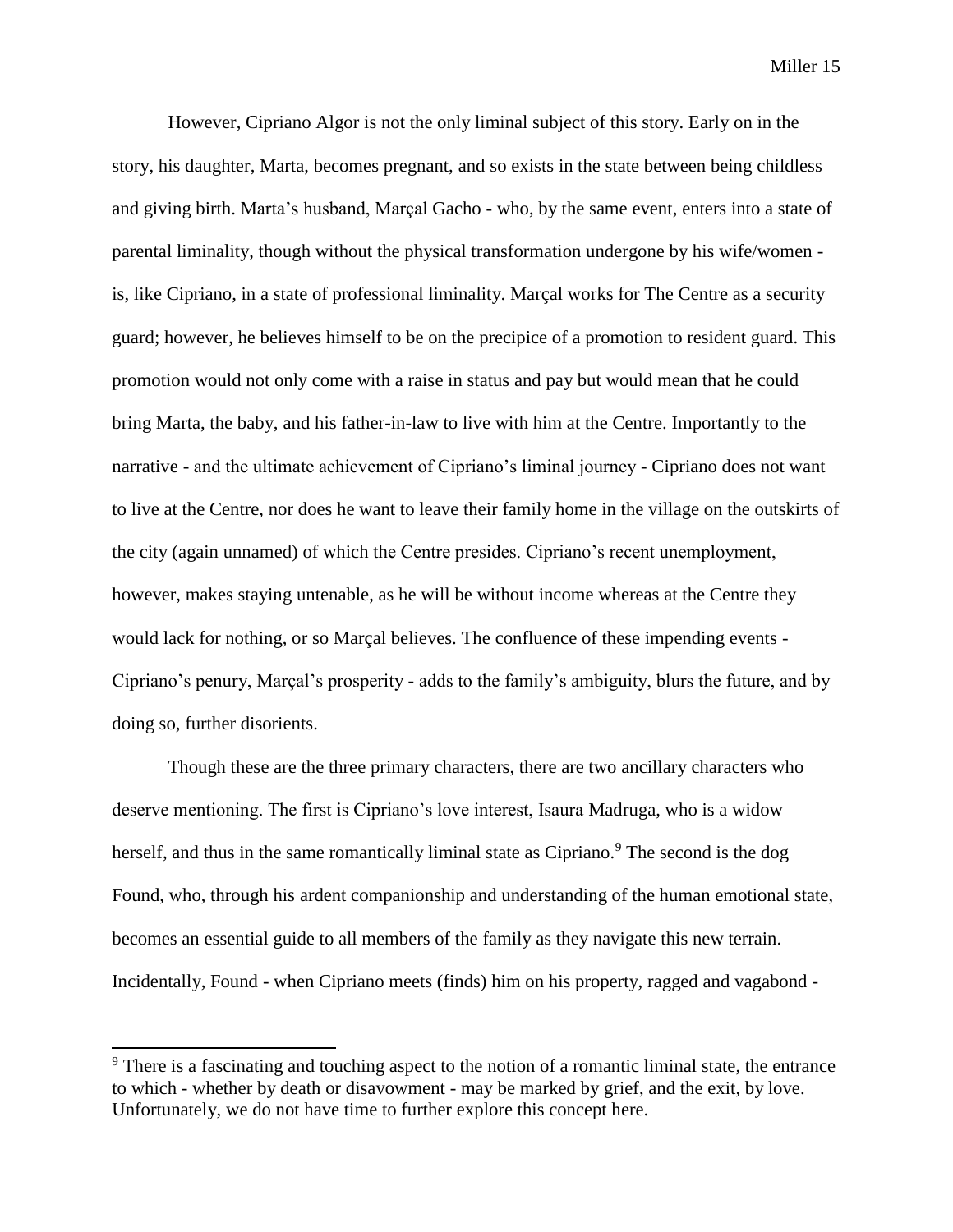However, Cipriano Algor is not the only liminal subject of this story. Early on in the story, his daughter, Marta, becomes pregnant, and so exists in the state between being childless and giving birth. Marta's husband, Marçal Gacho - who, by the same event, enters into a state of parental liminality, though without the physical transformation undergone by his wife/women - is, like Cipriano, in a state of professional liminality. Marçal works for The Centre as a security guard; however, he believes himself to be on the precipice of a promotion to resident guard. This promotion would not only come with a raise in status and pay but would mean that he could bring Marta, the baby, and his father-in-law to live with him at the Centre. Importantly to the narrative - and the ultimate achievement of Cipriano's liminal journey - Cipriano does not want to live at the Centre, nor does he want to leave their family home in the village on the outskirts of the city (again unnamed) of which the Centre presides. Cipriano's recent unemployment, however, makes staying untenable, as he will be without income whereas at the Centre they would lack for nothing, or so Marçal believes. The confluence of these impending events - Cipriano's penury, Marçal's prosperity - adds to the family's ambiguity, blurs the future, and by doing so, further disorients.

Though these are the three primary characters, there are two ancillary characters who deserve mentioning. The first is Cipriano's love interest, Isaura Madruga, who is a widow herself, and thus in the same romantically liminal state as Cipriano.[9] The second is the dog Found, who, through his ardent companionship and understanding of the human emotional state, becomes an essential guide to all members of the family as they navigate this new terrain. Incidentally, Found - when Cipriano meets (finds) him on his property, ragged and vagabond -

[9] There is a fascinating and touching aspect to the notion of a romantic liminal state, the entrance to which - whether by death or disavowment - may be marked by grief, and the exit, by love. Unfortunately, we do not have time to further explore this concept here.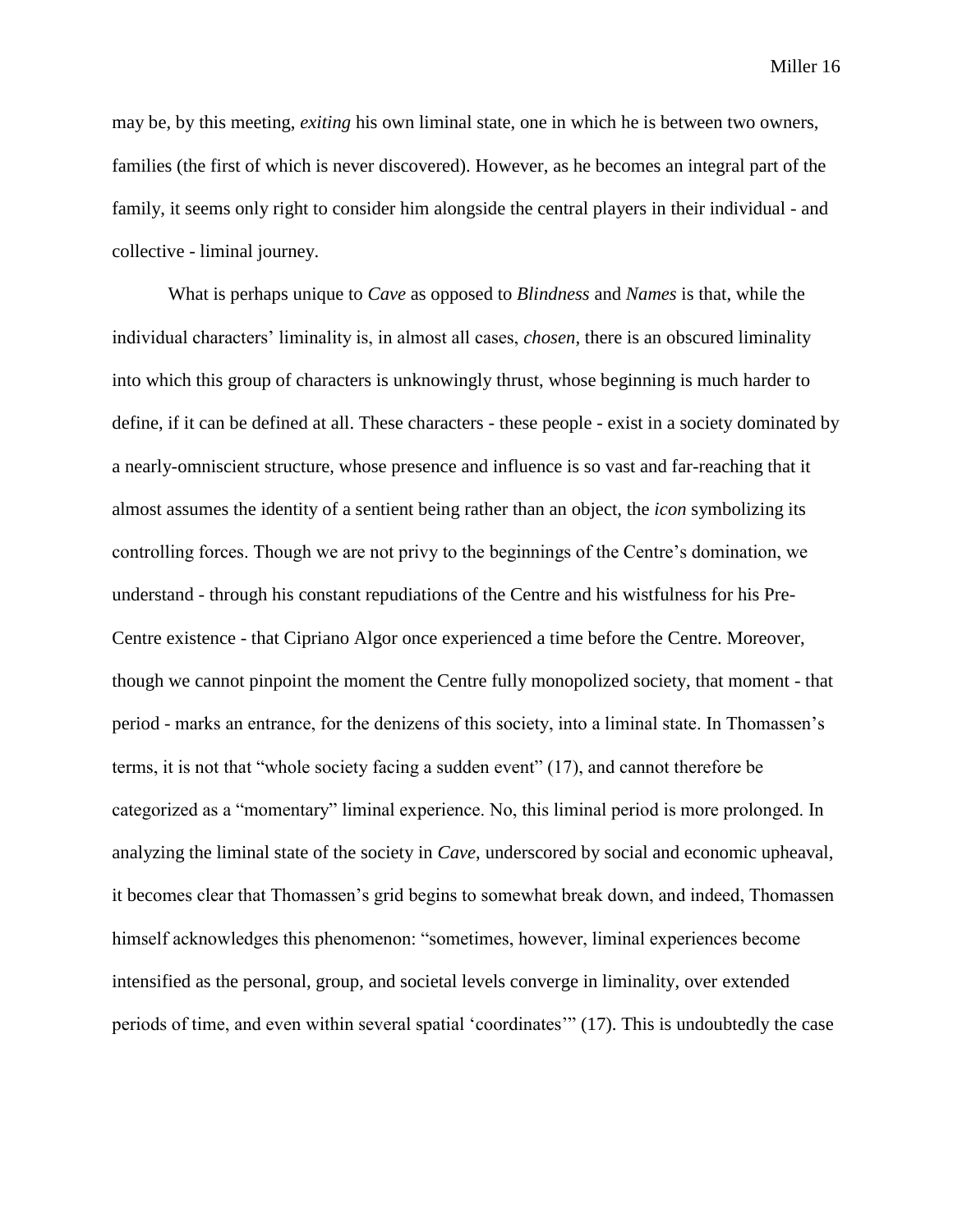may be, by this meeting, *exiting* his own liminal state, one in which he is between two owners, families (the first of which is never discovered). However, as he becomes an integral part of the family, it seems only right to consider him alongside the central players in their individual - and collective - liminal journey.

What is perhaps unique to *Cave* as opposed to *Blindness* and *Names* is that, while the individual characters' liminality is, in almost all cases, *chosen*, there is an obscured liminality into which this group of characters is unknowingly thrust, whose beginning is much harder to define, if it can be defined at all. These characters - these people - exist in a society dominated by a nearly-omniscient structure, whose presence and influence is so vast and far-reaching that it almost assumes the identity of a sentient being rather than an object, the *icon* symbolizing its controlling forces. Though we are not privy to the beginnings of the Centre's domination, we understand - through his constant repudiations of the Centre and his wistfulness for his Pre-Centre existence - that Cipriano Algor once experienced a time before the Centre. Moreover, though we cannot pinpoint the moment the Centre fully monopolized society, that moment - that period - marks an entrance, for the denizens of this society, into a liminal state. In Thomassen's terms, it is not that "whole society facing a sudden event" (17), and cannot therefore be categorized as a "momentary" liminal experience. No, this liminal period is more prolonged. In analyzing the liminal state of the society in *Cave*, underscored by social and economic upheaval, it becomes clear that Thomassen's grid begins to somewhat break down, and indeed, Thomassen himself acknowledges this phenomenon: "sometimes, however, liminal experiences become intensified as the personal, group, and societal levels converge in liminality, over extended periods of time, and even within several spatial 'coordinates'" (17). This is undoubtedly the case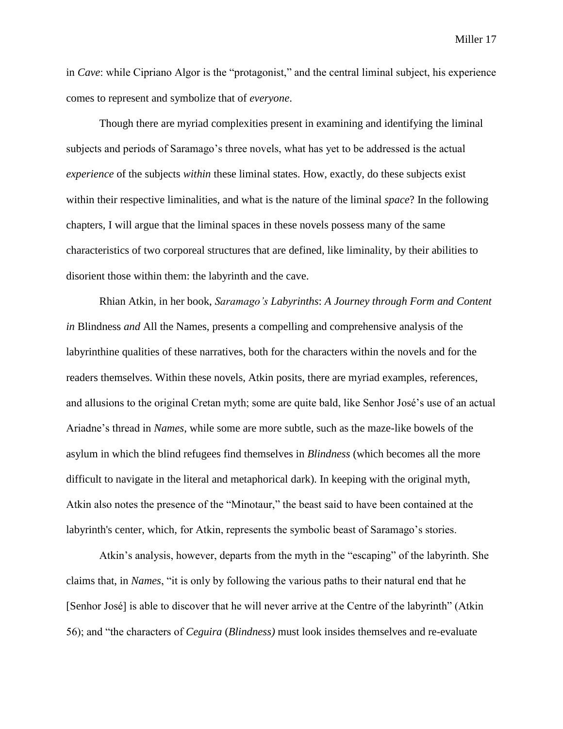in *Cave*: while Cipriano Algor is the "protagonist," and the central liminal subject, his experience comes to represent and symbolize that of *everyone*.

Though there are myriad complexities present in examining and identifying the liminal subjects and periods of Saramago's three novels, what has yet to be addressed is the actual *experience* of the subjects *within* these liminal states. How, exactly, do these subjects exist within their respective liminalities, and what is the nature of the liminal *space*? In the following chapters, I will argue that the liminal spaces in these novels possess many of the same characteristics of two corporeal structures that are defined, like liminality, by their abilities to disorient those within them: the labyrinth and the cave.

Rhian Atkin, in her book, *Saramago's Labyrinths*: *A Journey through Form and Content in* Blindness *and* All the Names, presents a compelling and comprehensive analysis of the labyrinthine qualities of these narratives, both for the characters within the novels and for the readers themselves. Within these novels, Atkin posits, there are myriad examples, references, and allusions to the original Cretan myth; some are quite bald, like Senhor José's use of an actual Ariadne's thread in *Names*, while some are more subtle, such as the maze-like bowels of the asylum in which the blind refugees find themselves in *Blindness* (which becomes all the more difficult to navigate in the literal and metaphorical dark). In keeping with the original myth, Atkin also notes the presence of the "Minotaur," the beast said to have been contained at the labyrinth's center, which, for Atkin, represents the symbolic beast of Saramago's stories.

Atkin's analysis, however, departs from the myth in the "escaping" of the labyrinth. She claims that, in *Names*, "it is only by following the various paths to their natural end that he [Senhor José] is able to discover that he will never arrive at the Centre of the labyrinth" (Atkin 56); and "the characters of *Ceguira* (*Blindness)* must look insides themselves and re-evaluate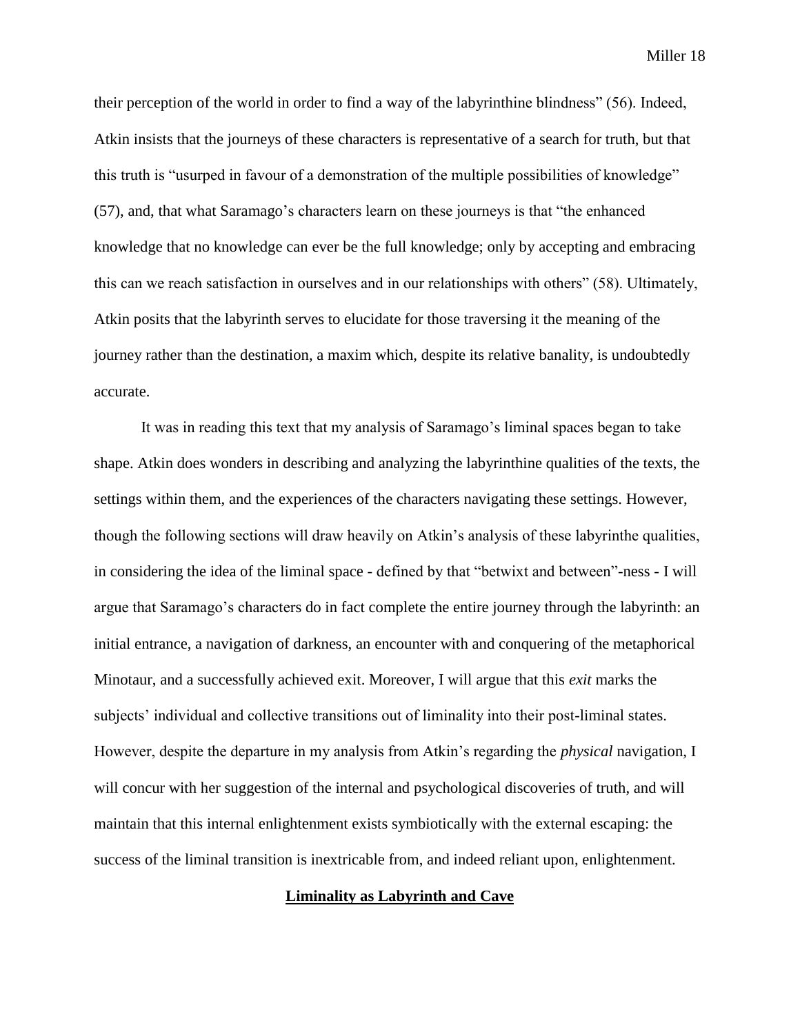their perception of the world in order to find a way of the labyrinthine blindness" (56). Indeed, Atkin insists that the journeys of these characters is representative of a search for truth, but that this truth is "usurped in favour of a demonstration of the multiple possibilities of knowledge" (57), and, that what Saramago's characters learn on these journeys is that "the enhanced knowledge that no knowledge can ever be the full knowledge; only by accepting and embracing this can we reach satisfaction in ourselves and in our relationships with others" (58). Ultimately, Atkin posits that the labyrinth serves to elucidate for those traversing it the meaning of the journey rather than the destination, a maxim which, despite its relative banality, is undoubtedly accurate.

It was in reading this text that my analysis of Saramago's liminal spaces began to take shape. Atkin does wonders in describing and analyzing the labyrinthine qualities of the texts, the settings within them, and the experiences of the characters navigating these settings. However, though the following sections will draw heavily on Atkin's analysis of these labyrinthe qualities, in considering the idea of the liminal space - defined by that "betwixt and between"-ness - I will argue that Saramago's characters do in fact complete the entire journey through the labyrinth: an initial entrance, a navigation of darkness, an encounter with and conquering of the metaphorical Minotaur, and a successfully achieved exit. Moreover, I will argue that this *exit* marks the subjects' individual and collective transitions out of liminality into their post-liminal states. However, despite the departure in my analysis from Atkin's regarding the *physical* navigation, I will concur with her suggestion of the internal and psychological discoveries of truth, and will maintain that this internal enlightenment exists symbiotically with the external escaping: the success of the liminal transition is inextricable from, and indeed reliant upon, enlightenment.

## **Liminality as Labyrinth and Cave**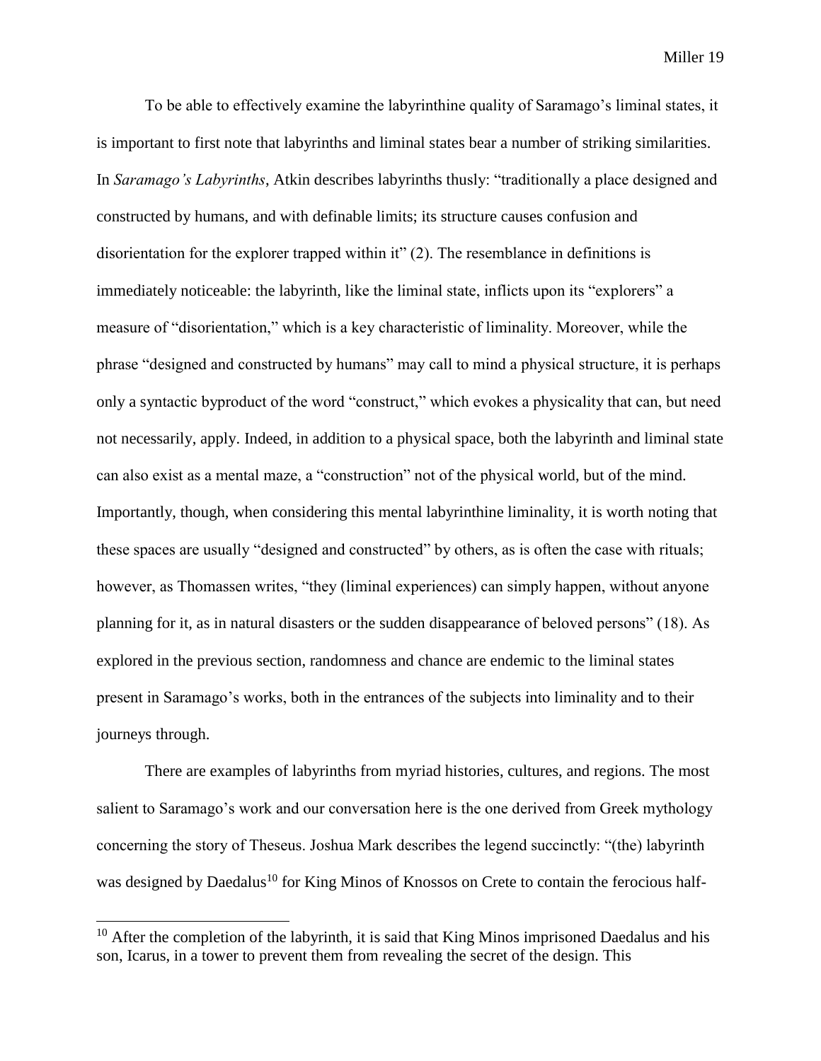To be able to effectively examine the labyrinthine quality of Saramago's liminal states, it is important to first note that labyrinths and liminal states bear a number of striking similarities. In *Saramago's Labyrinths*, Atkin describes labyrinths thusly: "traditionally a place designed and constructed by humans, and with definable limits; its structure causes confusion and disorientation for the explorer trapped within it" (2). The resemblance in definitions is immediately noticeable: the labyrinth, like the liminal state, inflicts upon its "explorers" a measure of "disorientation," which is a key characteristic of liminality. Moreover, while the phrase "designed and constructed by humans" may call to mind a physical structure, it is perhaps only a syntactic byproduct of the word "construct," which evokes a physicality that can, but need not necessarily, apply. Indeed, in addition to a physical space, both the labyrinth and liminal state can also exist as a mental maze, a "construction" not of the physical world, but of the mind. Importantly, though, when considering this mental labyrinthine liminality, it is worth noting that these spaces are usually "designed and constructed" by others, as is often the case with rituals; however, as Thomassen writes, "they (liminal experiences) can simply happen, without anyone planning for it, as in natural disasters or the sudden disappearance of beloved persons" (18). As explored in the previous section, randomness and chance are endemic to the liminal states present in Saramago's works, both in the entrances of the subjects into liminality and to their journeys through.

There are examples of labyrinths from myriad histories, cultures, and regions. The most salient to Saramago's work and our conversation here is the one derived from Greek mythology concerning the story of Theseus. Joshua Mark describes the legend succinctly: "(the) labyrinth was designed by Daedalus[10] for King Minos of Knossos on Crete to contain the ferocious half-

[10] After the completion of the labyrinth, it is said that King Minos imprisoned Daedalus and his son, Icarus, in a tower to prevent them from revealing the secret of the design. This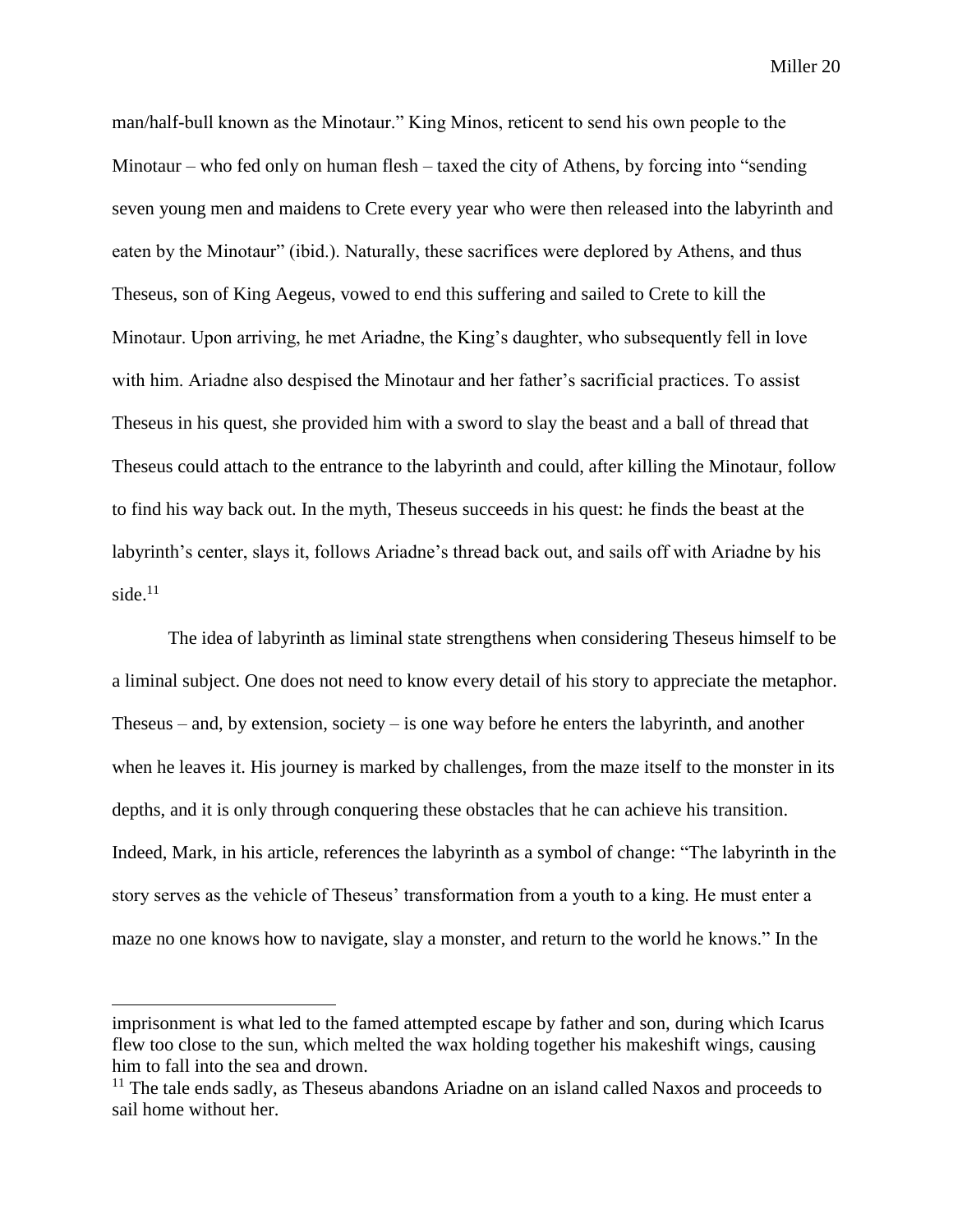man/half-bull known as the Minotaur." King Minos, reticent to send his own people to the Minotaur – who fed only on human flesh – taxed the city of Athens, by forcing into "sending seven young men and maidens to Crete every year who were then released into the labyrinth and eaten by the Minotaur" (ibid.). Naturally, these sacrifices were deplored by Athens, and thus Theseus, son of King Aegeus, vowed to end this suffering and sailed to Crete to kill the Minotaur. Upon arriving, he met Ariadne, the King's daughter, who subsequently fell in love with him. Ariadne also despised the Minotaur and her father's sacrificial practices. To assist Theseus in his quest, she provided him with a sword to slay the beast and a ball of thread that Theseus could attach to the entrance to the labyrinth and could, after killing the Minotaur, follow to find his way back out. In the myth, Theseus succeeds in his quest: he finds the beast at the labyrinth's center, slays it, follows Ariadne's thread back out, and sails off with Ariadne by his side.[11]

The idea of labyrinth as liminal state strengthens when considering Theseus himself to be a liminal subject. One does not need to know every detail of his story to appreciate the metaphor. Theseus – and, by extension, society – is one way before he enters the labyrinth, and another when he leaves it. His journey is marked by challenges, from the maze itself to the monster in its depths, and it is only through conquering these obstacles that he can achieve his transition. Indeed, Mark, in his article, references the labyrinth as a symbol of change: "The labyrinth in the story serves as the vehicle of Theseus' transformation from a youth to a king. He must enter a maze no one knows how to navigate, slay a monster, and return to the world he knows." In the

---

imprisonment is what led to the famed attempted escape by father and son, during which Icarus flew too close to the sun, which melted the wax holding together his makeshift wings, causing him to fall into the sea and drown.

[11] The tale ends sadly, as Theseus abandons Ariadne on an island called Naxos and proceeds to sail home without her.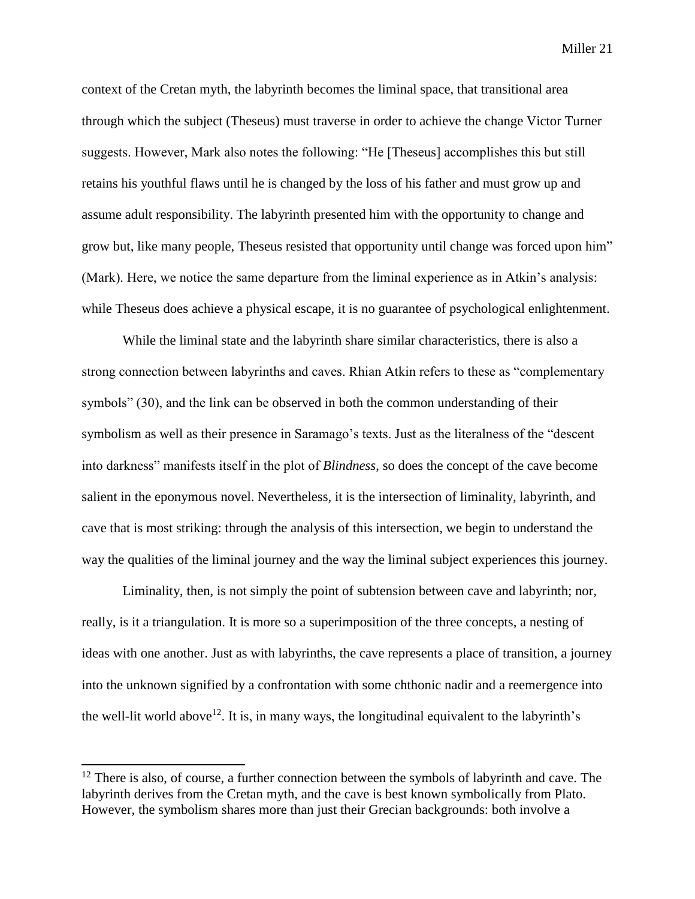context of the Cretan myth, the labyrinth becomes the liminal space, that transitional area through which the subject (Theseus) must traverse in order to achieve the change Victor Turner suggests. However, Mark also notes the following: "He [Theseus] accomplishes this but still retains his youthful flaws until he is changed by the loss of his father and must grow up and assume adult responsibility. The labyrinth presented him with the opportunity to change and grow but, like many people, Theseus resisted that opportunity until change was forced upon him" (Mark). Here, we notice the same departure from the liminal experience as in Atkin's analysis: while Theseus does achieve a physical escape, it is no guarantee of psychological enlightenment.

While the liminal state and the labyrinth share similar characteristics, there is also a strong connection between labyrinths and caves. Rhian Atkin refers to these as "complementary symbols" (30), and the link can be observed in both the common understanding of their symbolism as well as their presence in Saramago's texts. Just as the literalness of the "descent into darkness" manifests itself in the plot of *Blindness*, so does the concept of the cave become salient in the eponymous novel. Nevertheless, it is the intersection of liminality, labyrinth, and cave that is most striking: through the analysis of this intersection, we begin to understand the way the qualities of the liminal journey and the way the liminal subject experiences this journey.

Liminality, then, is not simply the point of subtension between cave and labyrinth; nor, really, is it a triangulation. It is more so a superimposition of the three concepts, a nesting of ideas with one another. Just as with labyrinths, the cave represents a place of transition, a journey into the unknown signified by a confrontation with some chthonic nadir and a reemergence into the well-lit world above[12]. It is, in many ways, the longitudinal equivalent to the labyrinth's

---

[12] There is also, of course, a further connection between the symbols of labyrinth and cave. The labyrinth derives from the Cretan myth, and the cave is best known symbolically from Plato. However, the symbolism shares more than just their Grecian backgrounds: both involve a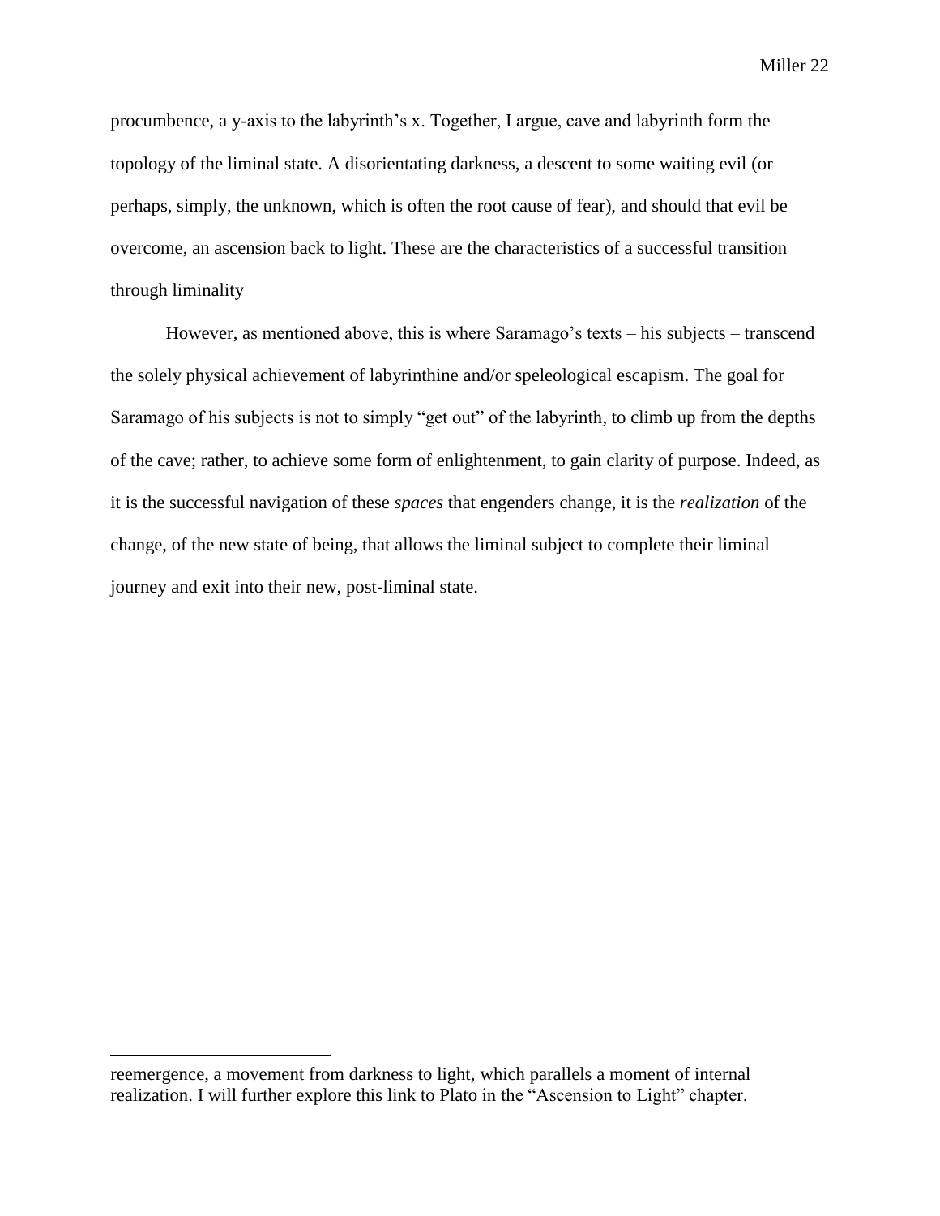procumbence, a y-axis to the labyrinth's x. Together, I argue, cave and labyrinth form the topology of the liminal state. A disorientating darkness, a descent to some waiting evil (or perhaps, simply, the unknown, which is often the root cause of fear), and should that evil be overcome, an ascension back to light. These are the characteristics of a successful transition through liminality

However, as mentioned above, this is where Saramago's texts – his subjects – transcend the solely physical achievement of labyrinthine and/or speleological escapism. The goal for Saramago of his subjects is not to simply "get out" of the labyrinth, to climb up from the depths of the cave; rather, to achieve some form of enlightenment, to gain clarity of purpose. Indeed, as it is the successful navigation of these *spaces* that engenders change, it is the *realization* of the change, of the new state of being, that allows the liminal subject to complete their liminal journey and exit into their new, post-liminal state.

---

reemergence, a movement from darkness to light, which parallels a moment of internal realization. I will further explore this link to Plato in the "Ascension to Light" chapter.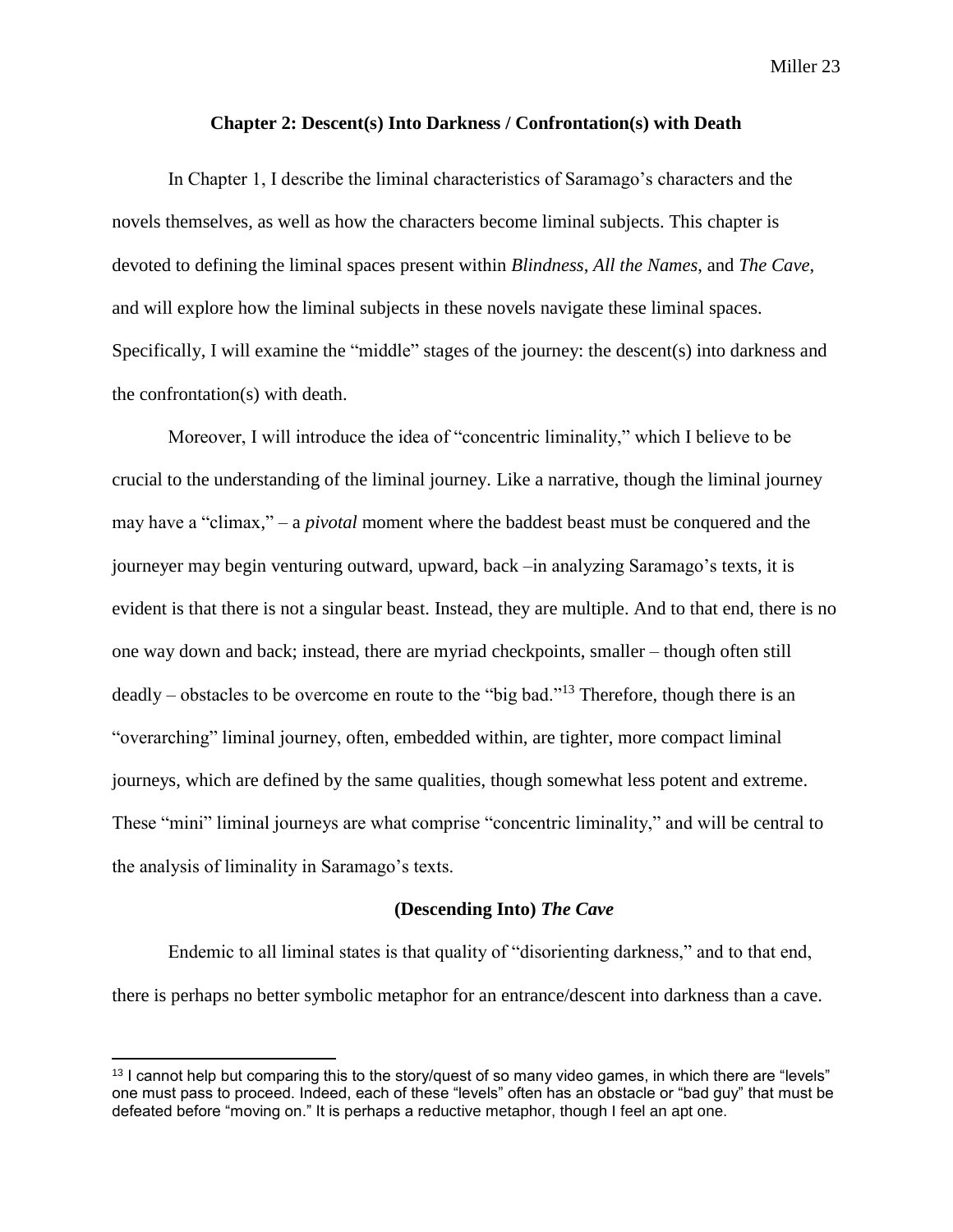## Chapter 2: Descent(s) Into Darkness / Confrontation(s) with Death

In Chapter 1, I describe the liminal characteristics of Saramago's characters and the novels themselves, as well as how the characters become liminal subjects. This chapter is devoted to defining the liminal spaces present within *Blindness*, *All the Names*, and *The Cave*, and will explore how the liminal subjects in these novels navigate these liminal spaces. Specifically, I will examine the "middle" stages of the journey: the descent(s) into darkness and the confrontation(s) with death.

Moreover, I will introduce the idea of "concentric liminality," which I believe to be crucial to the understanding of the liminal journey. Like a narrative, though the liminal journey may have a "climax," – a *pivotal* moment where the baddest beast must be conquered and the journeyer may begin venturing outward, upward, back –in analyzing Saramago's texts, it is evident is that there is not a singular beast. Instead, they are multiple. And to that end, there is no one way down and back; instead, there are myriad checkpoints, smaller – though often still deadly – obstacles to be overcome en route to the "big bad."[13] Therefore, though there is an "overarching" liminal journey, often, embedded within, are tighter, more compact liminal journeys, which are defined by the same qualities, though somewhat less potent and extreme. These "mini" liminal journeys are what comprise "concentric liminality," and will be central to the analysis of liminality in Saramago's texts.

### (Descending Into) *The Cave*

Endemic to all liminal states is that quality of "disorienting darkness," and to that end, there is perhaps no better symbolic metaphor for an entrance/descent into darkness than a cave.

---

[13] I cannot help but comparing this to the story/quest of so many video games, in which there are "levels" one must pass to proceed. Indeed, each of these "levels" often has an obstacle or "bad guy" that must be defeated before "moving on." It is perhaps a reductive metaphor, though I feel an apt one.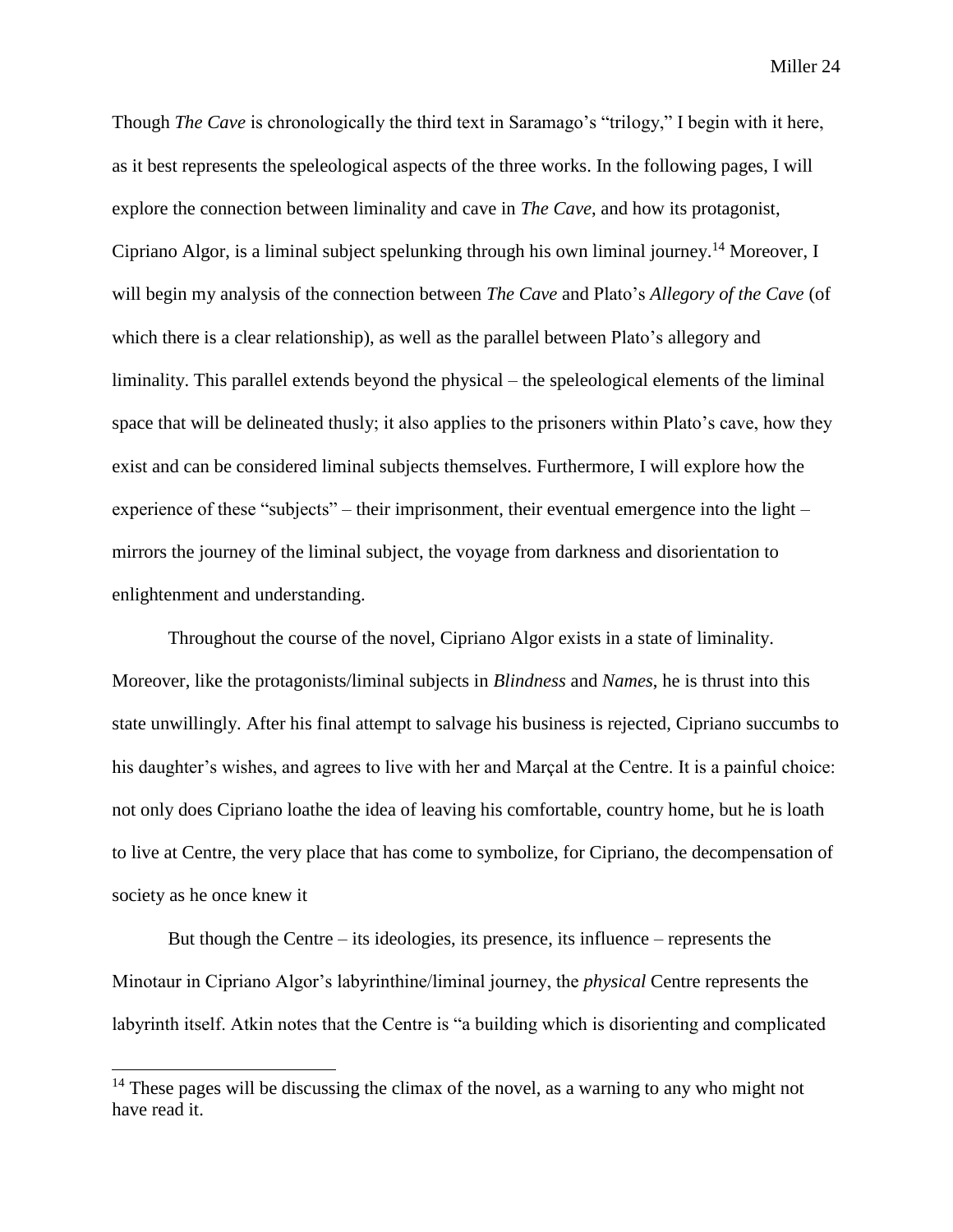Though *The Cave* is chronologically the third text in Saramago's "trilogy," I begin with it here, as it best represents the speleological aspects of the three works. In the following pages, I will explore the connection between liminality and cave in *The Cave*, and how its protagonist, Cipriano Algor, is a liminal subject spelunking through his own liminal journey.[14] Moreover, I will begin my analysis of the connection between *The Cave* and Plato's *Allegory of the Cave* (of which there is a clear relationship), as well as the parallel between Plato's allegory and liminality. This parallel extends beyond the physical – the speleological elements of the liminal space that will be delineated thusly; it also applies to the prisoners within Plato's cave, how they exist and can be considered liminal subjects themselves. Furthermore, I will explore how the experience of these "subjects" – their imprisonment, their eventual emergence into the light – mirrors the journey of the liminal subject, the voyage from darkness and disorientation to enlightenment and understanding.

Throughout the course of the novel, Cipriano Algor exists in a state of liminality. Moreover, like the protagonists/liminal subjects in *Blindness* and *Names*, he is thrust into this state unwillingly. After his final attempt to salvage his business is rejected, Cipriano succumbs to his daughter's wishes, and agrees to live with her and Marçal at the Centre. It is a painful choice: not only does Cipriano loathe the idea of leaving his comfortable, country home, but he is loath to live at Centre, the very place that has come to symbolize, for Cipriano, the decompensation of society as he once knew it

But though the Centre – its ideologies, its presence, its influence – represents the Minotaur in Cipriano Algor's labyrinthine/liminal journey, the *physical* Centre represents the labyrinth itself. Atkin notes that the Centre is "a building which is disorienting and complicated

---

[14] These pages will be discussing the climax of the novel, as a warning to any who might not have read it.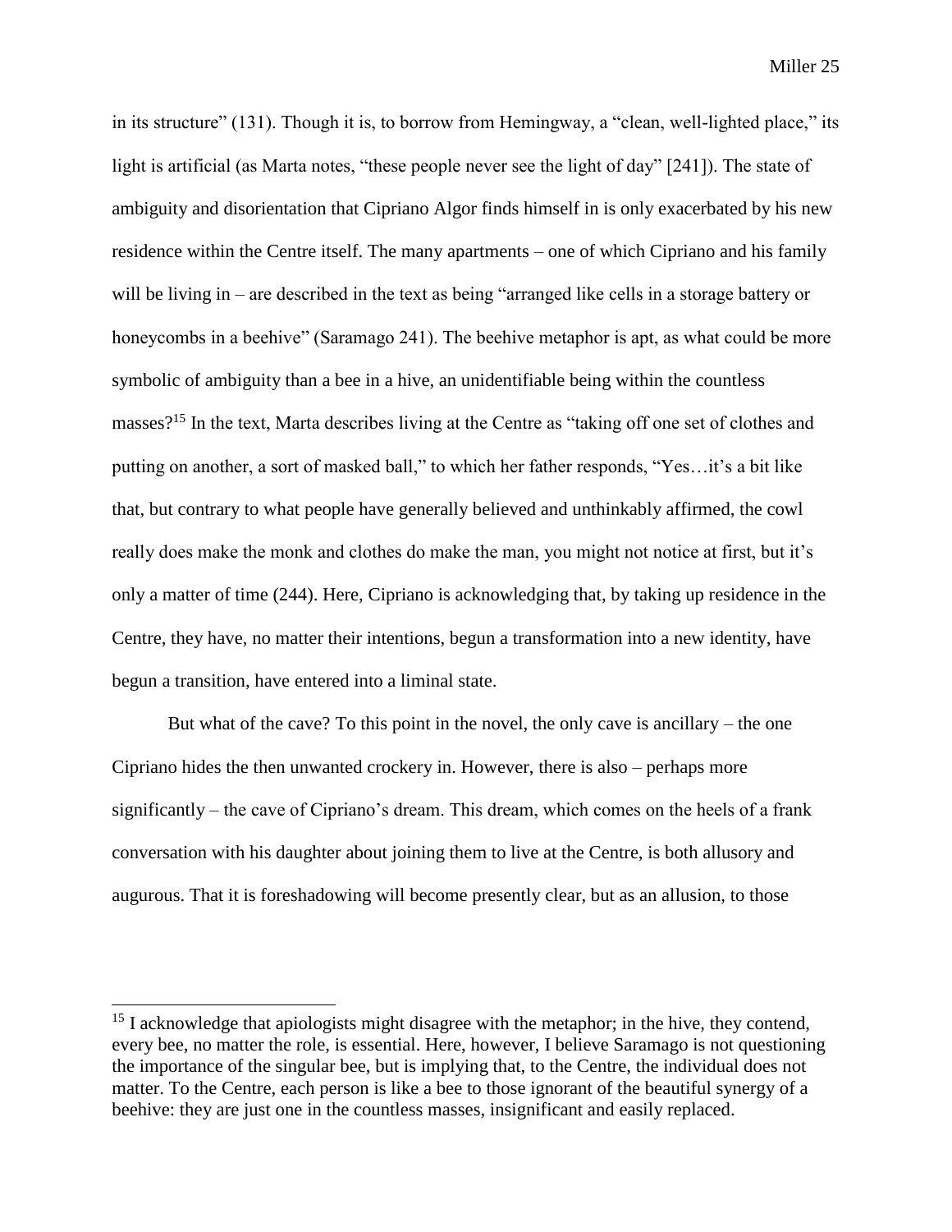in its structure" (131). Though it is, to borrow from Hemingway, a "clean, well-lighted place," its light is artificial (as Marta notes, "these people never see the light of day" [241]). The state of ambiguity and disorientation that Cipriano Algor finds himself in is only exacerbated by his new residence within the Centre itself. The many apartments – one of which Cipriano and his family will be living in – are described in the text as being "arranged like cells in a storage battery or honeycombs in a beehive" (Saramago 241). The beehive metaphor is apt, as what could be more symbolic of ambiguity than a bee in a hive, an unidentifiable being within the countless masses?[15] In the text, Marta describes living at the Centre as "taking off one set of clothes and putting on another, a sort of masked ball," to which her father responds, "Yes…it's a bit like that, but contrary to what people have generally believed and unthinkably affirmed, the cowl really does make the monk and clothes do make the man, you might not notice at first, but it's only a matter of time (244). Here, Cipriano is acknowledging that, by taking up residence in the Centre, they have, no matter their intentions, begun a transformation into a new identity, have begun a transition, have entered into a liminal state.

But what of the cave? To this point in the novel, the only cave is ancillary – the one Cipriano hides the then unwanted crockery in. However, there is also – perhaps more significantly – the cave of Cipriano's dream. This dream, which comes on the heels of a frank conversation with his daughter about joining them to live at the Centre, is both allusory and augurous. That it is foreshadowing will become presently clear, but as an allusion, to those

[15] I acknowledge that apiologists might disagree with the metaphor; in the hive, they contend, every bee, no matter the role, is essential. Here, however, I believe Saramago is not questioning the importance of the singular bee, but is implying that, to the Centre, the individual does not matter. To the Centre, each person is like a bee to those ignorant of the beautiful synergy of a beehive: they are just one in the countless masses, insignificant and easily replaced.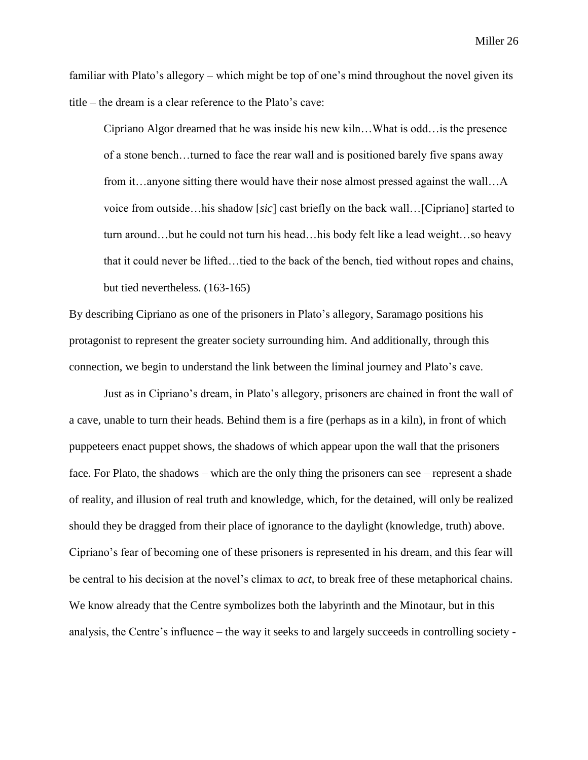familiar with Plato's allegory – which might be top of one's mind throughout the novel given its title – the dream is a clear reference to the Plato's cave:

> Cipriano Algor dreamed that he was inside his new kiln…What is odd…is the presence of a stone bench…turned to face the rear wall and is positioned barely five spans away from it…anyone sitting there would have their nose almost pressed against the wall…A voice from outside…his shadow [*sic*] cast briefly on the back wall…[Cipriano] started to turn around…but he could not turn his head…his body felt like a lead weight…so heavy that it could never be lifted…tied to the back of the bench, tied without ropes and chains, but tied nevertheless. (163-165)

By describing Cipriano as one of the prisoners in Plato's allegory, Saramago positions his protagonist to represent the greater society surrounding him. And additionally, through this connection, we begin to understand the link between the liminal journey and Plato's cave.

Just as in Cipriano's dream, in Plato's allegory, prisoners are chained in front the wall of a cave, unable to turn their heads. Behind them is a fire (perhaps as in a kiln), in front of which puppeteers enact puppet shows, the shadows of which appear upon the wall that the prisoners face. For Plato, the shadows – which are the only thing the prisoners can see – represent a shade of reality, and illusion of real truth and knowledge, which, for the detained, will only be realized should they be dragged from their place of ignorance to the daylight (knowledge, truth) above. Cipriano's fear of becoming one of these prisoners is represented in his dream, and this fear will be central to his decision at the novel's climax to *act*, to break free of these metaphorical chains. We know already that the Centre symbolizes both the labyrinth and the Minotaur, but in this analysis, the Centre's influence – the way it seeks to and largely succeeds in controlling society -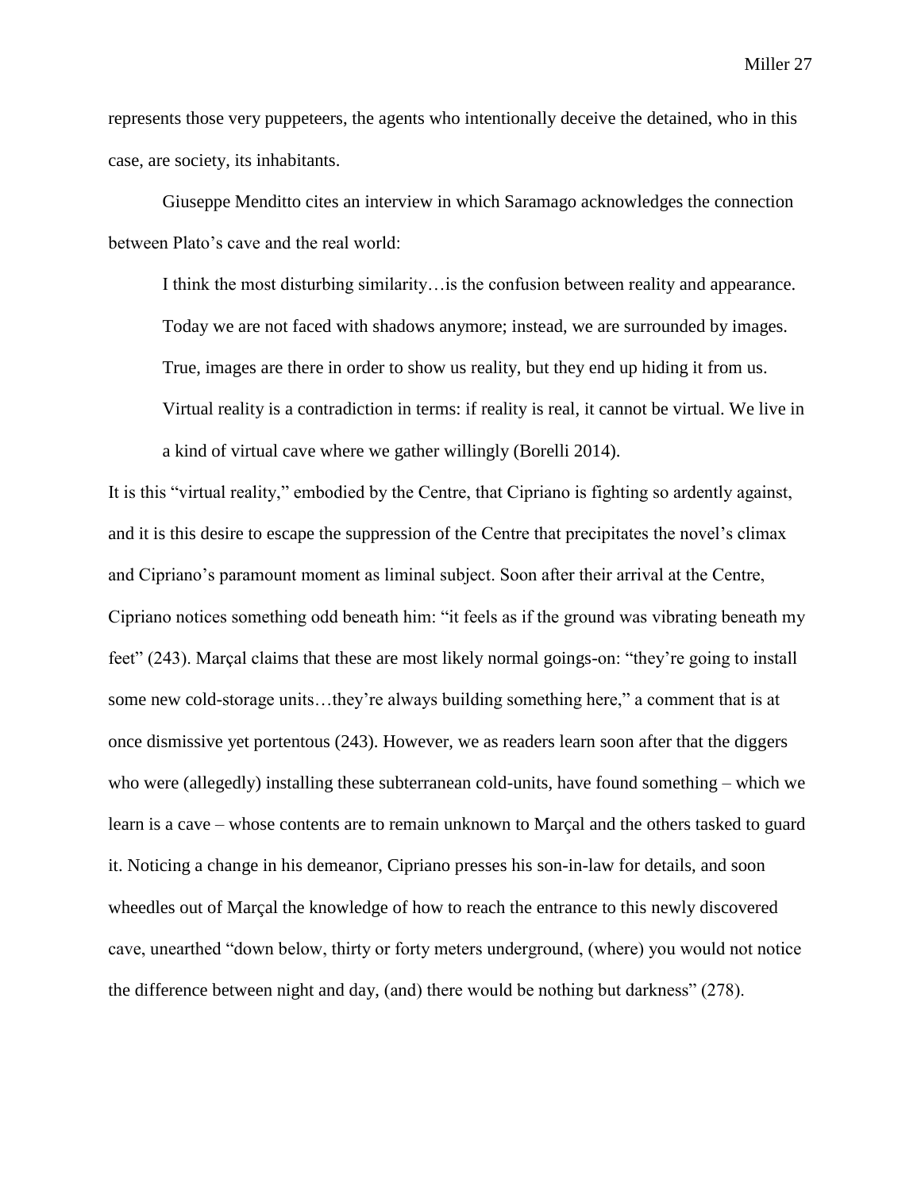represents those very puppeteers, the agents who intentionally deceive the detained, who in this case, are society, its inhabitants.

Giuseppe Menditto cites an interview in which Saramago acknowledges the connection between Plato's cave and the real world:

> I think the most disturbing similarity…is the confusion between reality and appearance. Today we are not faced with shadows anymore; instead, we are surrounded by images. True, images are there in order to show us reality, but they end up hiding it from us. Virtual reality is a contradiction in terms: if reality is real, it cannot be virtual. We live in a kind of virtual cave where we gather willingly (Borelli 2014).

It is this "virtual reality," embodied by the Centre, that Cipriano is fighting so ardently against, and it is this desire to escape the suppression of the Centre that precipitates the novel's climax and Cipriano's paramount moment as liminal subject. Soon after their arrival at the Centre, Cipriano notices something odd beneath him: "it feels as if the ground was vibrating beneath my feet" (243). Marçal claims that these are most likely normal goings-on: "they're going to install some new cold-storage units…they're always building something here," a comment that is at once dismissive yet portentous (243). However, we as readers learn soon after that the diggers who were (allegedly) installing these subterranean cold-units, have found something – which we learn is a cave – whose contents are to remain unknown to Marçal and the others tasked to guard it. Noticing a change in his demeanor, Cipriano presses his son-in-law for details, and soon wheedles out of Marçal the knowledge of how to reach the entrance to this newly discovered cave, unearthed "down below, thirty or forty meters underground, (where) you would not notice the difference between night and day, (and) there would be nothing but darkness" (278).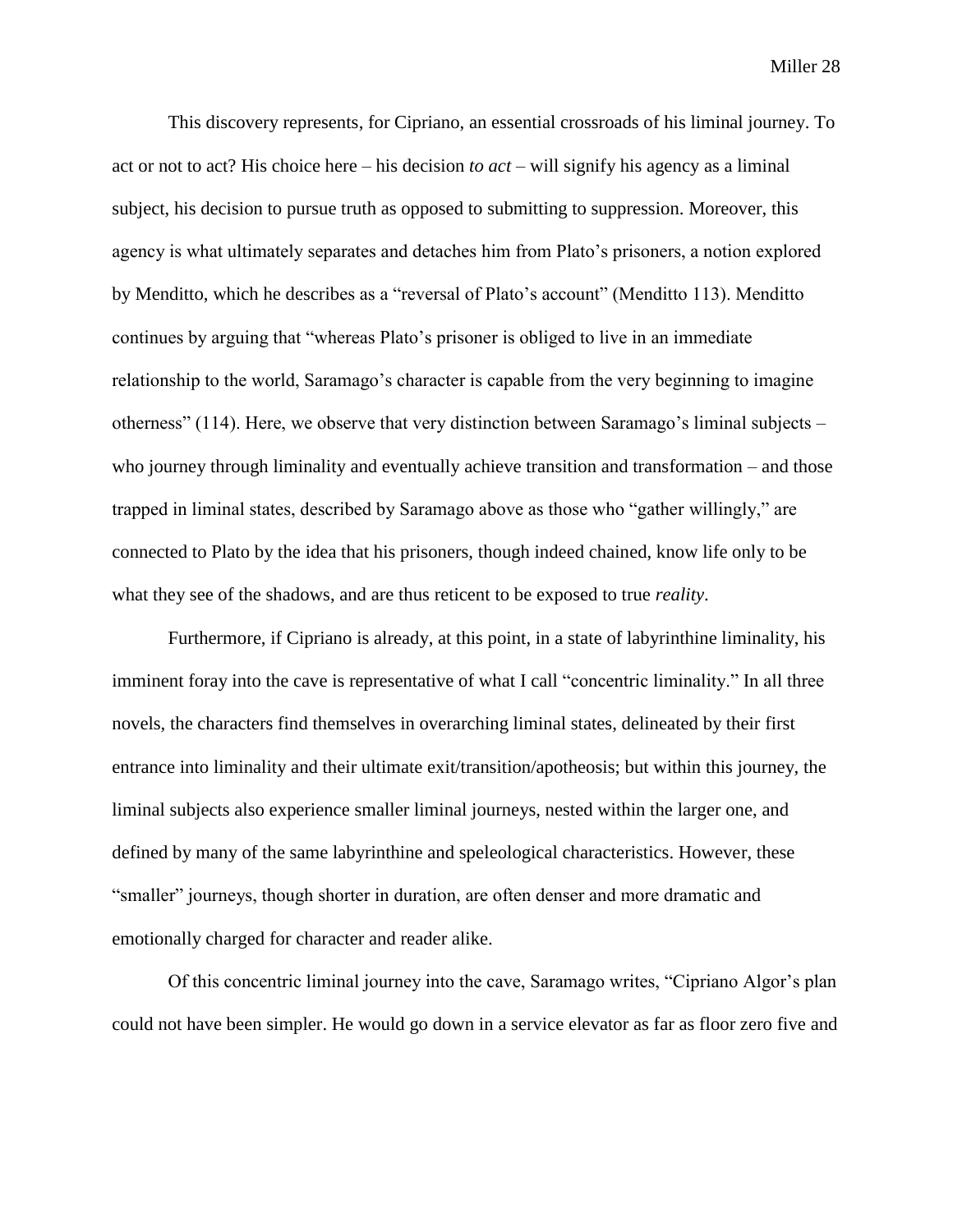This discovery represents, for Cipriano, an essential crossroads of his liminal journey. To act or not to act? His choice here – his decision *to act* – will signify his agency as a liminal subject, his decision to pursue truth as opposed to submitting to suppression. Moreover, this agency is what ultimately separates and detaches him from Plato's prisoners, a notion explored by Menditto, which he describes as a "reversal of Plato's account" (Menditto 113). Menditto continues by arguing that "whereas Plato's prisoner is obliged to live in an immediate relationship to the world, Saramago's character is capable from the very beginning to imagine otherness" (114). Here, we observe that very distinction between Saramago's liminal subjects – who journey through liminality and eventually achieve transition and transformation – and those trapped in liminal states, described by Saramago above as those who "gather willingly," are connected to Plato by the idea that his prisoners, though indeed chained, know life only to be what they see of the shadows, and are thus reticent to be exposed to true *reality*.

Furthermore, if Cipriano is already, at this point, in a state of labyrinthine liminality, his imminent foray into the cave is representative of what I call "concentric liminality." In all three novels, the characters find themselves in overarching liminal states, delineated by their first entrance into liminality and their ultimate exit/transition/apotheosis; but within this journey, the liminal subjects also experience smaller liminal journeys, nested within the larger one, and defined by many of the same labyrinthine and speleological characteristics. However, these "smaller" journeys, though shorter in duration, are often denser and more dramatic and emotionally charged for character and reader alike.

Of this concentric liminal journey into the cave, Saramago writes, "Cipriano Algor's plan could not have been simpler. He would go down in a service elevator as far as floor zero five and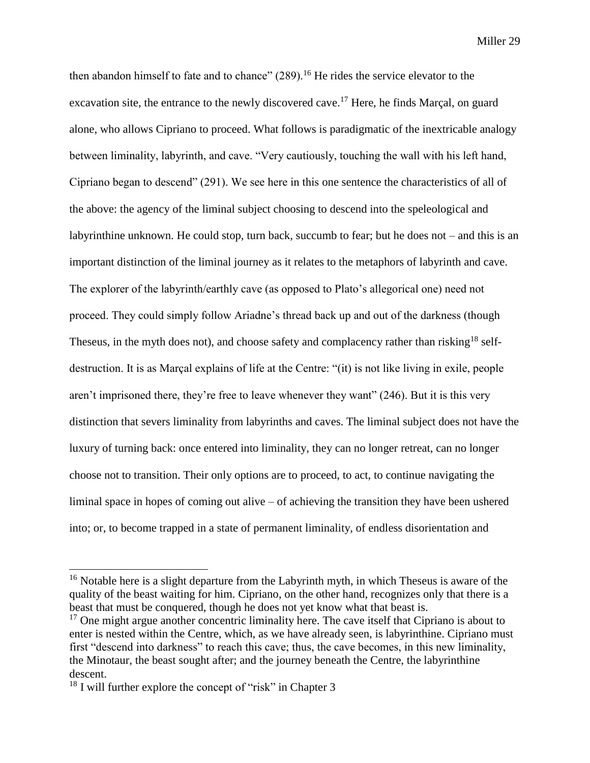then abandon himself to fate and to chance" (289).[16] He rides the service elevator to the excavation site, the entrance to the newly discovered cave.[17] Here, he finds Marçal, on guard alone, who allows Cipriano to proceed. What follows is paradigmatic of the inextricable analogy between liminality, labyrinth, and cave. "Very cautiously, touching the wall with his left hand, Cipriano began to descend" (291). We see here in this one sentence the characteristics of all of the above: the agency of the liminal subject choosing to descend into the speleological and labyrinthine unknown. He could stop, turn back, succumb to fear; but he does not – and this is an important distinction of the liminal journey as it relates to the metaphors of labyrinth and cave. The explorer of the labyrinth/earthly cave (as opposed to Plato's allegorical one) need not proceed. They could simply follow Ariadne's thread back up and out of the darkness (though Theseus, in the myth does not), and choose safety and complacency rather than risking[18] self-destruction. It is as Marçal explains of life at the Centre: "(it) is not like living in exile, people aren't imprisoned there, they're free to leave whenever they want" (246). But it is this very distinction that severs liminality from labyrinths and caves. The liminal subject does not have the luxury of turning back: once entered into liminality, they can no longer retreat, can no longer choose not to transition. Their only options are to proceed, to act, to continue navigating the liminal space in hopes of coming out alive – of achieving the transition they have been ushered into; or, to become trapped in a state of permanent liminality, of endless disorientation and

[16] Notable here is a slight departure from the Labyrinth myth, in which Theseus is aware of the quality of the beast waiting for him. Cipriano, on the other hand, recognizes only that there is a beast that must be conquered, though he does not yet know what that beast is.

[17] One might argue another concentric liminality here. The cave itself that Cipriano is about to enter is nested within the Centre, which, as we have already seen, is labyrinthine. Cipriano must first "descend into darkness" to reach this cave; thus, the cave becomes, in this new liminality, the Minotaur, the beast sought after; and the journey beneath the Centre, the labyrinthine descent.

[18] I will further explore the concept of "risk" in Chapter 3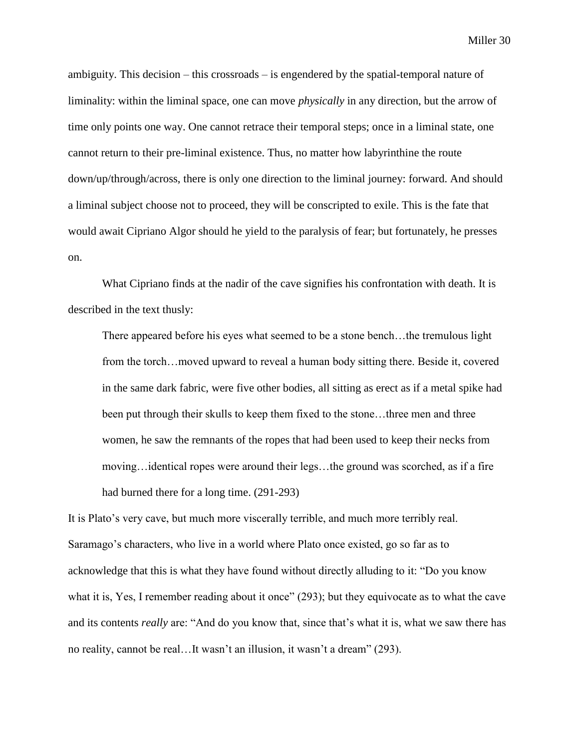ambiguity. This decision – this crossroads – is engendered by the spatial-temporal nature of liminality: within the liminal space, one can move *physically* in any direction, but the arrow of time only points one way. One cannot retrace their temporal steps; once in a liminal state, one cannot return to their pre-liminal existence. Thus, no matter how labyrinthine the route down/up/through/across, there is only one direction to the liminal journey: forward. And should a liminal subject choose not to proceed, they will be conscripted to exile. This is the fate that would await Cipriano Algor should he yield to the paralysis of fear; but fortunately, he presses on.

What Cipriano finds at the nadir of the cave signifies his confrontation with death. It is described in the text thusly:

> There appeared before his eyes what seemed to be a stone bench…the tremulous light from the torch…moved upward to reveal a human body sitting there. Beside it, covered in the same dark fabric, were five other bodies, all sitting as erect as if a metal spike had been put through their skulls to keep them fixed to the stone…three men and three women, he saw the remnants of the ropes that had been used to keep their necks from moving…identical ropes were around their legs…the ground was scorched, as if a fire had burned there for a long time. (291-293)

It is Plato's very cave, but much more viscerally terrible, and much more terribly real. Saramago's characters, who live in a world where Plato once existed, go so far as to acknowledge that this is what they have found without directly alluding to it: "Do you know what it is, Yes, I remember reading about it once" (293); but they equivocate as to what the cave and its contents *really* are: "And do you know that, since that's what it is, what we saw there has no reality, cannot be real…It wasn't an illusion, it wasn't a dream" (293).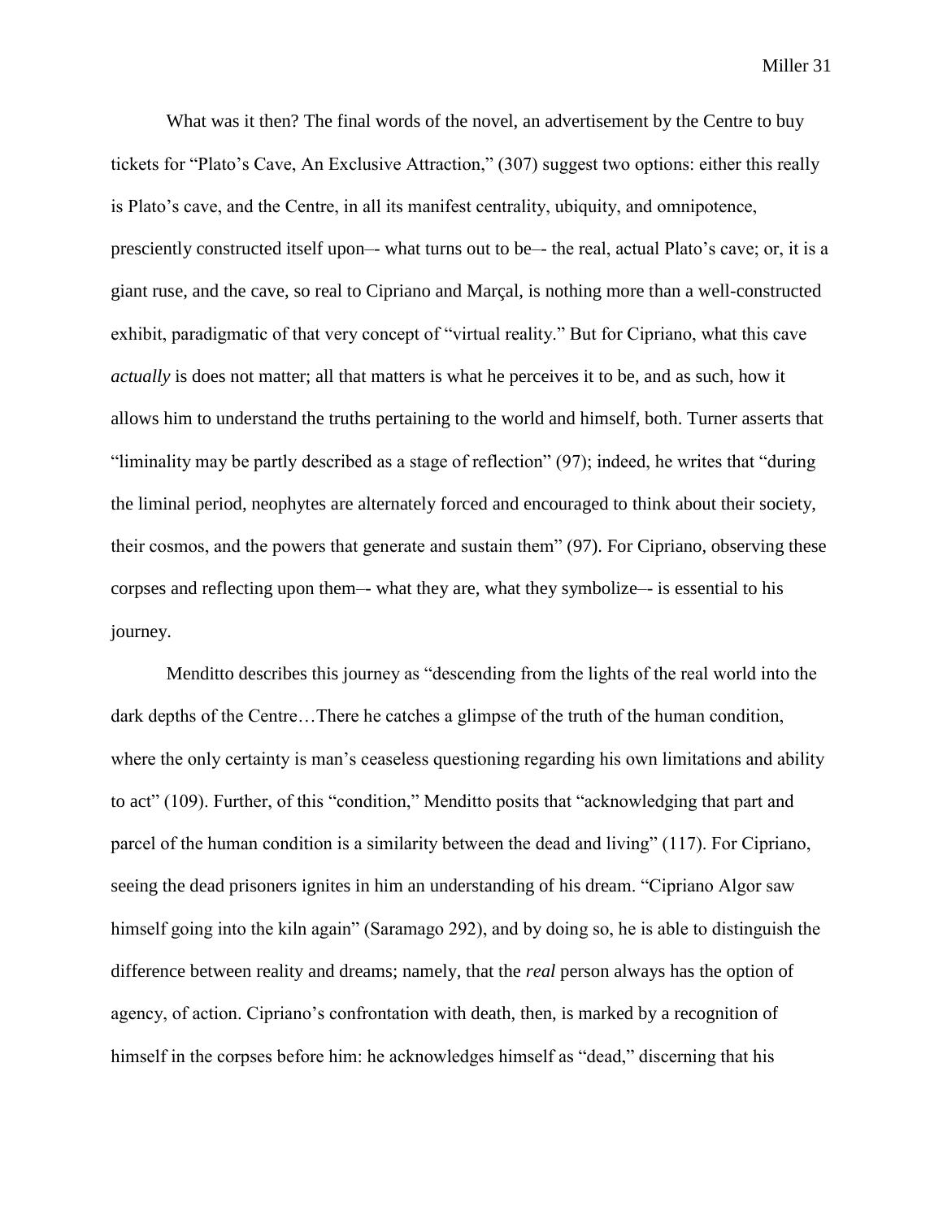What was it then? The final words of the novel, an advertisement by the Centre to buy tickets for "Plato's Cave, An Exclusive Attraction," (307) suggest two options: either this really is Plato's cave, and the Centre, in all its manifest centrality, ubiquity, and omnipotence, presciently constructed itself upon–- what turns out to be–- the real, actual Plato's cave; or, it is a giant ruse, and the cave, so real to Cipriano and Marçal, is nothing more than a well-constructed exhibit, paradigmatic of that very concept of "virtual reality." But for Cipriano, what this cave *actually* is does not matter; all that matters is what he perceives it to be, and as such, how it allows him to understand the truths pertaining to the world and himself, both. Turner asserts that "liminality may be partly described as a stage of reflection" (97); indeed, he writes that "during the liminal period, neophytes are alternately forced and encouraged to think about their society, their cosmos, and the powers that generate and sustain them" (97). For Cipriano, observing these corpses and reflecting upon them–- what they are, what they symbolize–- is essential to his journey.

Menditto describes this journey as "descending from the lights of the real world into the dark depths of the Centre…There he catches a glimpse of the truth of the human condition, where the only certainty is man's ceaseless questioning regarding his own limitations and ability to act" (109). Further, of this "condition," Menditto posits that "acknowledging that part and parcel of the human condition is a similarity between the dead and living" (117). For Cipriano, seeing the dead prisoners ignites in him an understanding of his dream. "Cipriano Algor saw himself going into the kiln again" (Saramago 292), and by doing so, he is able to distinguish the difference between reality and dreams; namely, that the *real* person always has the option of agency, of action. Cipriano's confrontation with death, then, is marked by a recognition of himself in the corpses before him: he acknowledges himself as "dead," discerning that his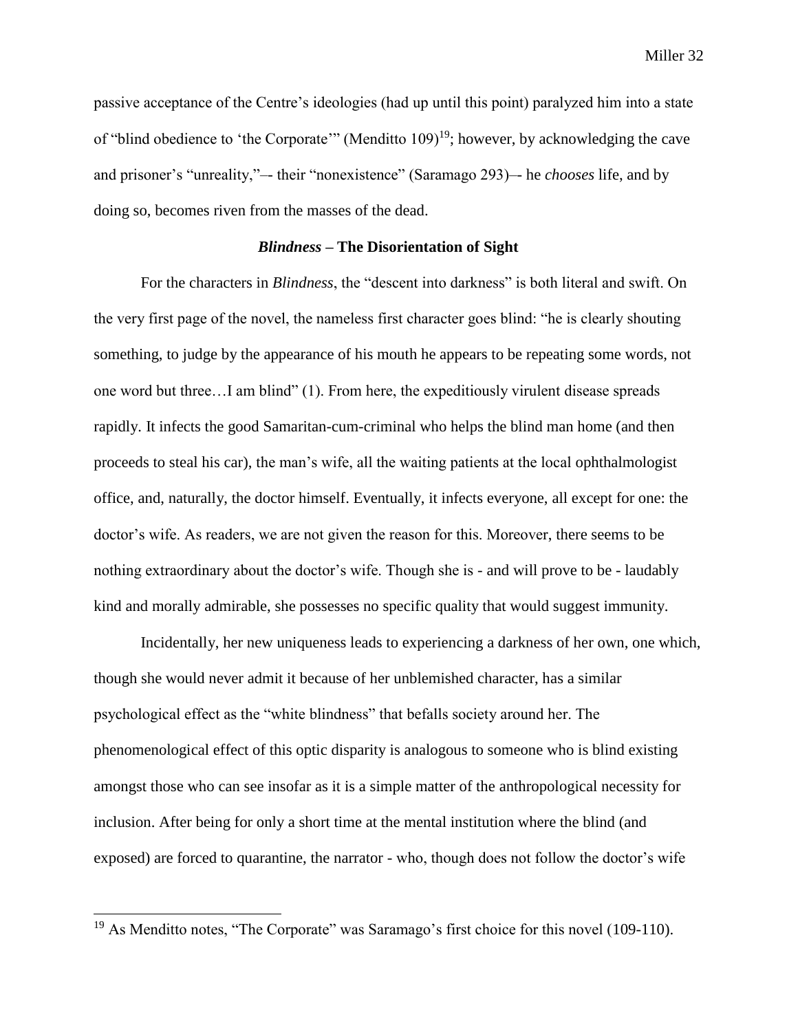passive acceptance of the Centre's ideologies (had up until this point) paralyzed him into a state of "blind obedience to 'the Corporate'" (Menditto 109)[19]; however, by acknowledging the cave and prisoner's "unreality,"–- their "nonexistence" (Saramago 293)–- he *chooses* life, and by doing so, becomes riven from the masses of the dead.

### *Blindness* – The Disorientation of Sight

For the characters in *Blindness*, the "descent into darkness" is both literal and swift. On the very first page of the novel, the nameless first character goes blind: "he is clearly shouting something, to judge by the appearance of his mouth he appears to be repeating some words, not one word but three…I am blind" (1). From here, the expeditiously virulent disease spreads rapidly. It infects the good Samaritan-cum-criminal who helps the blind man home (and then proceeds to steal his car), the man's wife, all the waiting patients at the local ophthalmologist office, and, naturally, the doctor himself. Eventually, it infects everyone, all except for one: the doctor's wife. As readers, we are not given the reason for this. Moreover, there seems to be nothing extraordinary about the doctor's wife. Though she is - and will prove to be - laudably kind and morally admirable, she possesses no specific quality that would suggest immunity.

Incidentally, her new uniqueness leads to experiencing a darkness of her own, one which, though she would never admit it because of her unblemished character, has a similar psychological effect as the "white blindness" that befalls society around her. The phenomenological effect of this optic disparity is analogous to someone who is blind existing amongst those who can see insofar as it is a simple matter of the anthropological necessity for inclusion. After being for only a short time at the mental institution where the blind (and exposed) are forced to quarantine, the narrator - who, though does not follow the doctor's wife

[19] As Menditto notes, "The Corporate" was Saramago's first choice for this novel (109-110).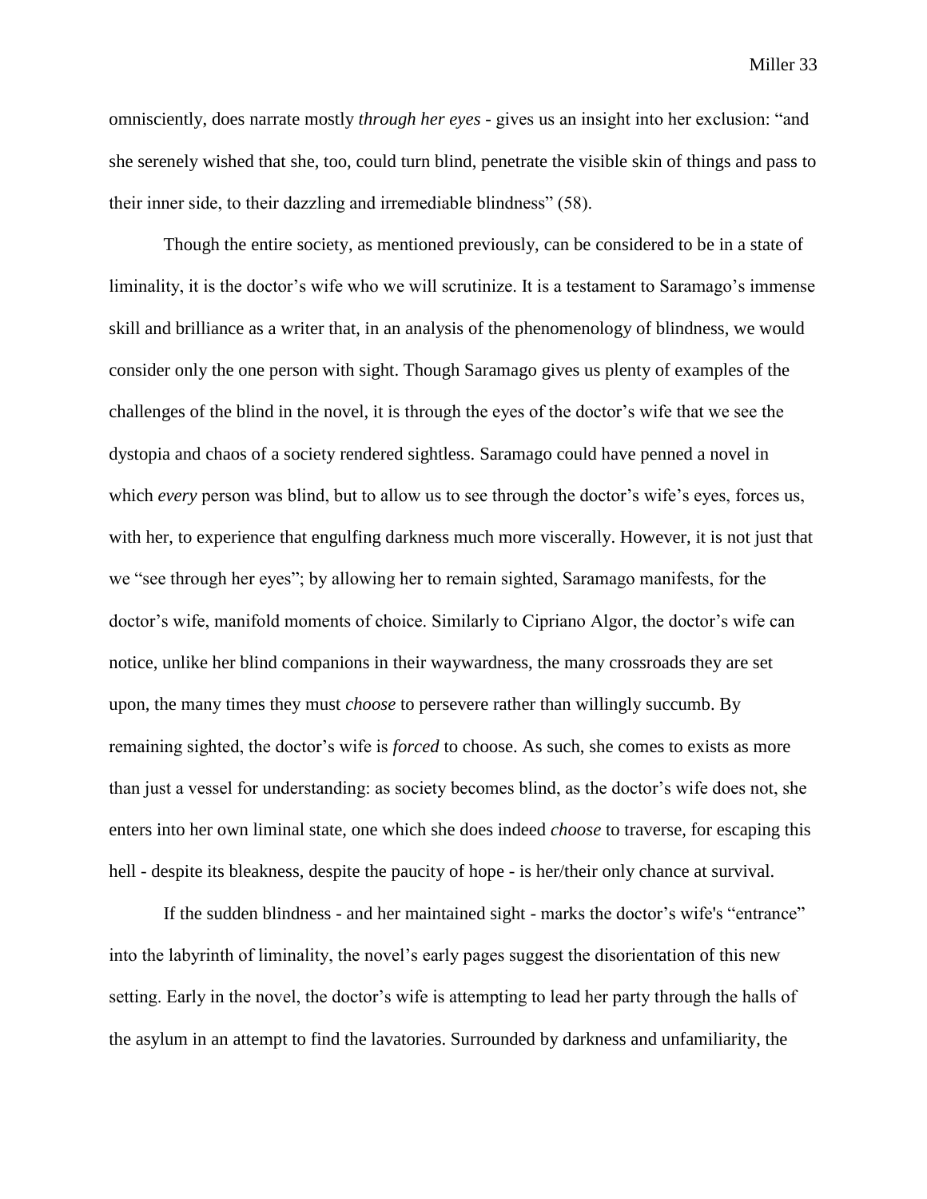omnisciently, does narrate mostly *through her eyes* - gives us an insight into her exclusion: "and she serenely wished that she, too, could turn blind, penetrate the visible skin of things and pass to their inner side, to their dazzling and irremediable blindness" (58).

Though the entire society, as mentioned previously, can be considered to be in a state of liminality, it is the doctor's wife who we will scrutinize. It is a testament to Saramago's immense skill and brilliance as a writer that, in an analysis of the phenomenology of blindness, we would consider only the one person with sight. Though Saramago gives us plenty of examples of the challenges of the blind in the novel, it is through the eyes of the doctor's wife that we see the dystopia and chaos of a society rendered sightless. Saramago could have penned a novel in which *every* person was blind, but to allow us to see through the doctor's wife's eyes, forces us, with her, to experience that engulfing darkness much more viscerally. However, it is not just that we "see through her eyes"; by allowing her to remain sighted, Saramago manifests, for the doctor's wife, manifold moments of choice. Similarly to Cipriano Algor, the doctor's wife can notice, unlike her blind companions in their waywardness, the many crossroads they are set upon, the many times they must *choose* to persevere rather than willingly succumb. By remaining sighted, the doctor's wife is *forced* to choose. As such, she comes to exists as more than just a vessel for understanding: as society becomes blind, as the doctor's wife does not, she enters into her own liminal state, one which she does indeed *choose* to traverse, for escaping this hell - despite its bleakness, despite the paucity of hope - is her/their only chance at survival.

If the sudden blindness - and her maintained sight - marks the doctor's wife's "entrance" into the labyrinth of liminality, the novel's early pages suggest the disorientation of this new setting. Early in the novel, the doctor's wife is attempting to lead her party through the halls of the asylum in an attempt to find the lavatories. Surrounded by darkness and unfamiliarity, the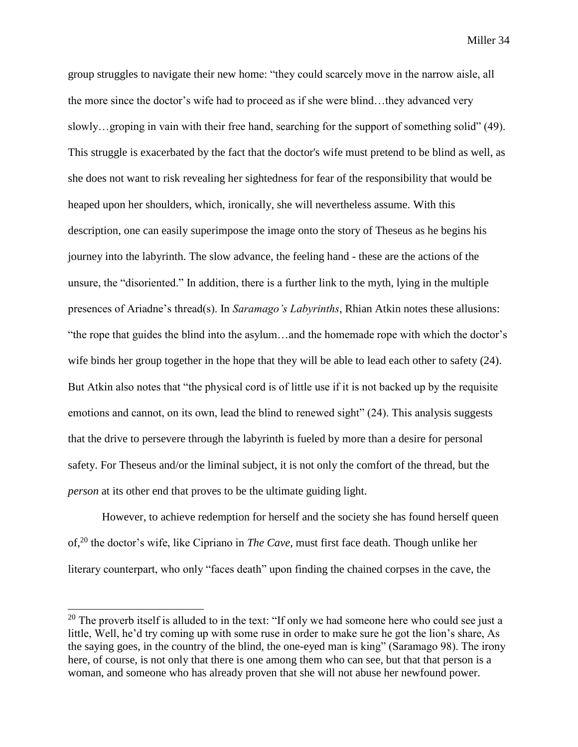group struggles to navigate their new home: "they could scarcely move in the narrow aisle, all the more since the doctor's wife had to proceed as if she were blind…they advanced very slowly…groping in vain with their free hand, searching for the support of something solid" (49). This struggle is exacerbated by the fact that the doctor's wife must pretend to be blind as well, as she does not want to risk revealing her sightedness for fear of the responsibility that would be heaped upon her shoulders, which, ironically, she will nevertheless assume. With this description, one can easily superimpose the image onto the story of Theseus as he begins his journey into the labyrinth. The slow advance, the feeling hand - these are the actions of the unsure, the "disoriented." In addition, there is a further link to the myth, lying in the multiple presences of Ariadne's thread(s). In *Saramago's Labyrinths*, Rhian Atkin notes these allusions: "the rope that guides the blind into the asylum…and the homemade rope with which the doctor's wife binds her group together in the hope that they will be able to lead each other to safety (24). But Atkin also notes that "the physical cord is of little use if it is not backed up by the requisite emotions and cannot, on its own, lead the blind to renewed sight" (24). This analysis suggests that the drive to persevere through the labyrinth is fueled by more than a desire for personal safety. For Theseus and/or the liminal subject, it is not only the comfort of the thread, but the *person* at its other end that proves to be the ultimate guiding light.

However, to achieve redemption for herself and the society she has found herself queen of,[20] the doctor's wife, like Cipriano in *The Cave*, must first face death. Though unlike her literary counterpart, who only "faces death" upon finding the chained corpses in the cave, the

[20] The proverb itself is alluded to in the text: "If only we had someone here who could see just a little, Well, he'd try coming up with some ruse in order to make sure he got the lion's share, As the saying goes, in the country of the blind, the one-eyed man is king" (Saramago 98). The irony here, of course, is not only that there is one among them who can see, but that that person is a woman, and someone who has already proven that she will not abuse her newfound power.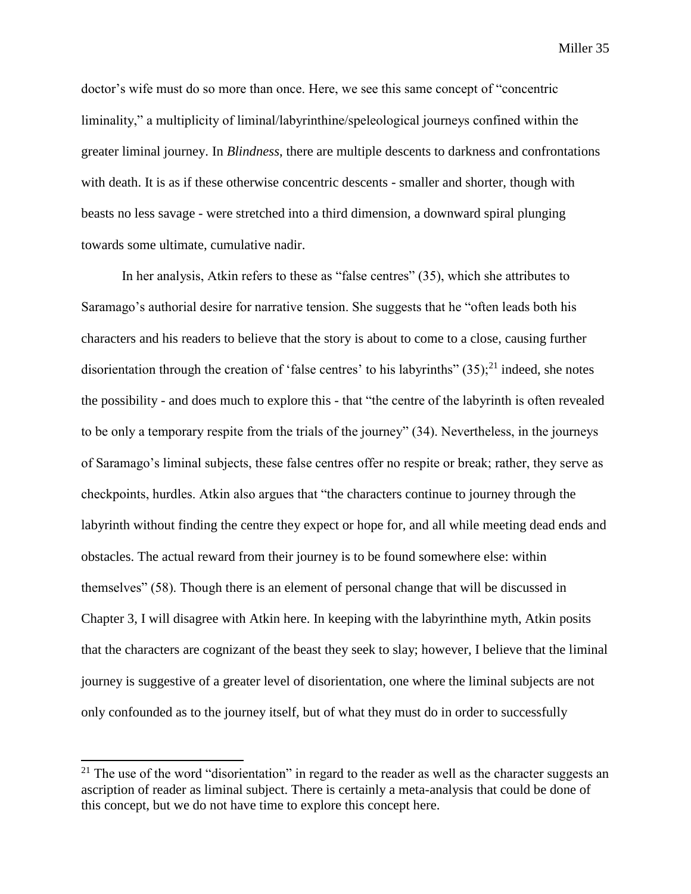doctor's wife must do so more than once. Here, we see this same concept of "concentric liminality," a multiplicity of liminal/labyrinthine/speleological journeys confined within the greater liminal journey. In *Blindness*, there are multiple descents to darkness and confrontations with death. It is as if these otherwise concentric descents - smaller and shorter, though with beasts no less savage - were stretched into a third dimension, a downward spiral plunging towards some ultimate, cumulative nadir.

In her analysis, Atkin refers to these as "false centres" (35), which she attributes to Saramago's authorial desire for narrative tension. She suggests that he "often leads both his characters and his readers to believe that the story is about to come to a close, causing further disorientation through the creation of 'false centres' to his labyrinths" (35);[21] indeed, she notes the possibility - and does much to explore this - that "the centre of the labyrinth is often revealed to be only a temporary respite from the trials of the journey" (34). Nevertheless, in the journeys of Saramago's liminal subjects, these false centres offer no respite or break; rather, they serve as checkpoints, hurdles. Atkin also argues that "the characters continue to journey through the labyrinth without finding the centre they expect or hope for, and all while meeting dead ends and obstacles. The actual reward from their journey is to be found somewhere else: within themselves" (58). Though there is an element of personal change that will be discussed in Chapter 3, I will disagree with Atkin here. In keeping with the labyrinthine myth, Atkin posits that the characters are cognizant of the beast they seek to slay; however, I believe that the liminal journey is suggestive of a greater level of disorientation, one where the liminal subjects are not only confounded as to the journey itself, but of what they must do in order to successfully

---

[21] The use of the word "disorientation" in regard to the reader as well as the character suggests an ascription of reader as liminal subject. There is certainly a meta-analysis that could be done of this concept, but we do not have time to explore this concept here.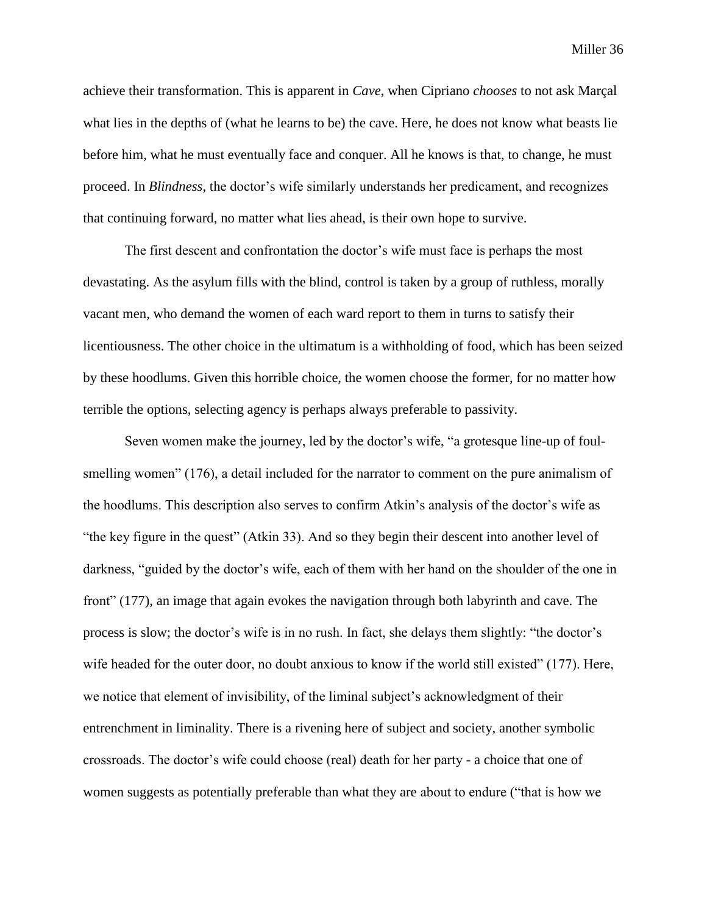achieve their transformation. This is apparent in *Cave*, when Cipriano *chooses* to not ask Marçal what lies in the depths of (what he learns to be) the cave. Here, he does not know what beasts lie before him, what he must eventually face and conquer. All he knows is that, to change, he must proceed. In *Blindness*, the doctor's wife similarly understands her predicament, and recognizes that continuing forward, no matter what lies ahead, is their own hope to survive.

The first descent and confrontation the doctor's wife must face is perhaps the most devastating. As the asylum fills with the blind, control is taken by a group of ruthless, morally vacant men, who demand the women of each ward report to them in turns to satisfy their licentiousness. The other choice in the ultimatum is a withholding of food, which has been seized by these hoodlums. Given this horrible choice, the women choose the former, for no matter how terrible the options, selecting agency is perhaps always preferable to passivity.

Seven women make the journey, led by the doctor's wife, "a grotesque line-up of foul-smelling women" (176), a detail included for the narrator to comment on the pure animalism of the hoodlums. This description also serves to confirm Atkin's analysis of the doctor's wife as "the key figure in the quest" (Atkin 33). And so they begin their descent into another level of darkness, "guided by the doctor's wife, each of them with her hand on the shoulder of the one in front" (177), an image that again evokes the navigation through both labyrinth and cave. The process is slow; the doctor's wife is in no rush. In fact, she delays them slightly: "the doctor's wife headed for the outer door, no doubt anxious to know if the world still existed" (177). Here, we notice that element of invisibility, of the liminal subject's acknowledgment of their entrenchment in liminality. There is a rivening here of subject and society, another symbolic crossroads. The doctor's wife could choose (real) death for her party - a choice that one of women suggests as potentially preferable than what they are about to endure ("that is how we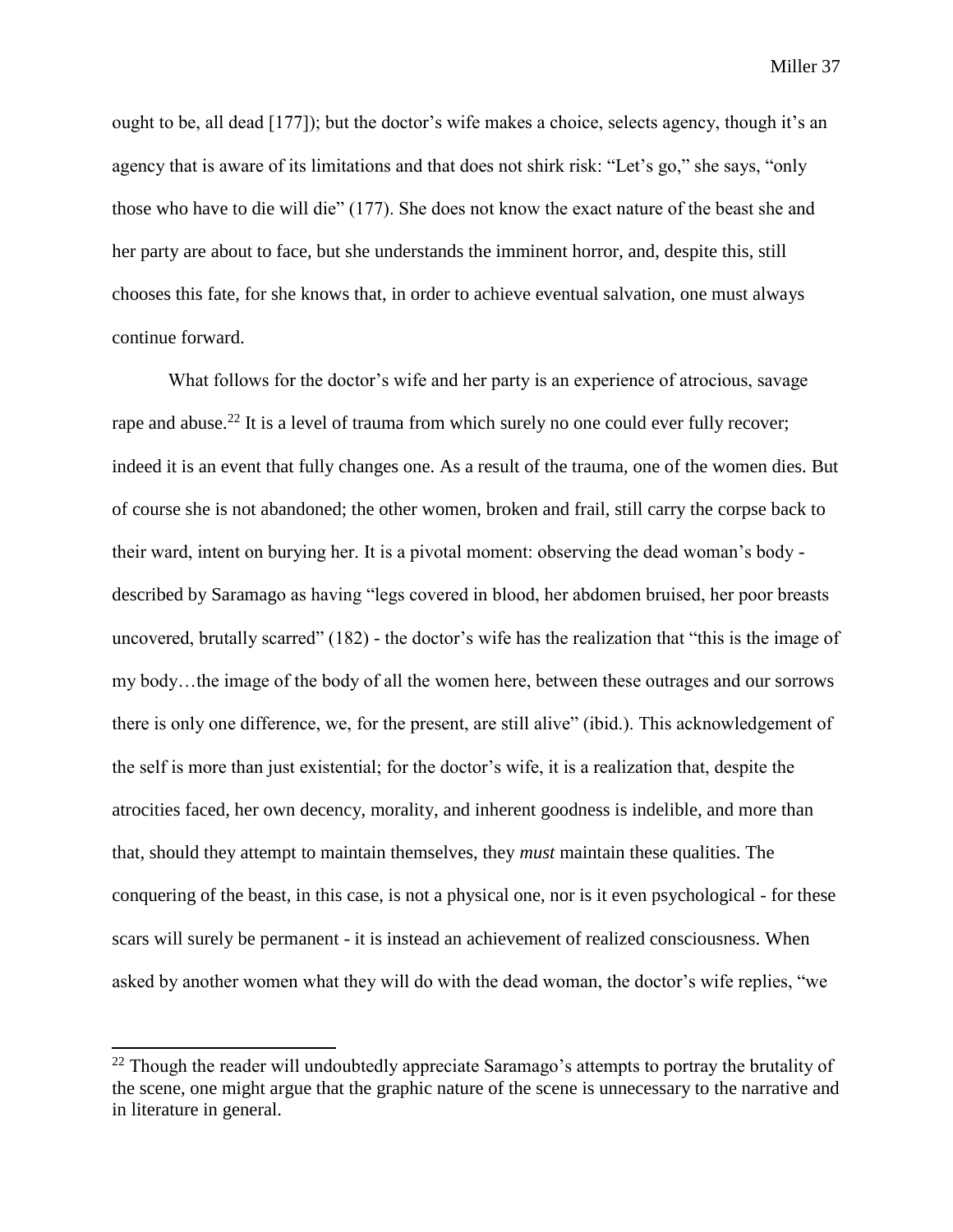ought to be, all dead [177]); but the doctor's wife makes a choice, selects agency, though it's an agency that is aware of its limitations and that does not shirk risk: "Let's go," she says, "only those who have to die will die" (177). She does not know the exact nature of the beast she and her party are about to face, but she understands the imminent horror, and, despite this, still chooses this fate, for she knows that, in order to achieve eventual salvation, one must always continue forward.

What follows for the doctor's wife and her party is an experience of atrocious, savage rape and abuse.[22] It is a level of trauma from which surely no one could ever fully recover; indeed it is an event that fully changes one. As a result of the trauma, one of the women dies. But of course she is not abandoned; the other women, broken and frail, still carry the corpse back to their ward, intent on burying her. It is a pivotal moment: observing the dead woman's body - described by Saramago as having "legs covered in blood, her abdomen bruised, her poor breasts uncovered, brutally scarred" (182) - the doctor's wife has the realization that "this is the image of my body…the image of the body of all the women here, between these outrages and our sorrows there is only one difference, we, for the present, are still alive" (ibid.). This acknowledgement of the self is more than just existential; for the doctor's wife, it is a realization that, despite the atrocities faced, her own decency, morality, and inherent goodness is indelible, and more than that, should they attempt to maintain themselves, they *must* maintain these qualities. The conquering of the beast, in this case, is not a physical one, nor is it even psychological - for these scars will surely be permanent - it is instead an achievement of realized consciousness. When asked by another women what they will do with the dead woman, the doctor's wife replies, "we

[22] Though the reader will undoubtedly appreciate Saramago's attempts to portray the brutality of the scene, one might argue that the graphic nature of the scene is unnecessary to the narrative and in literature in general.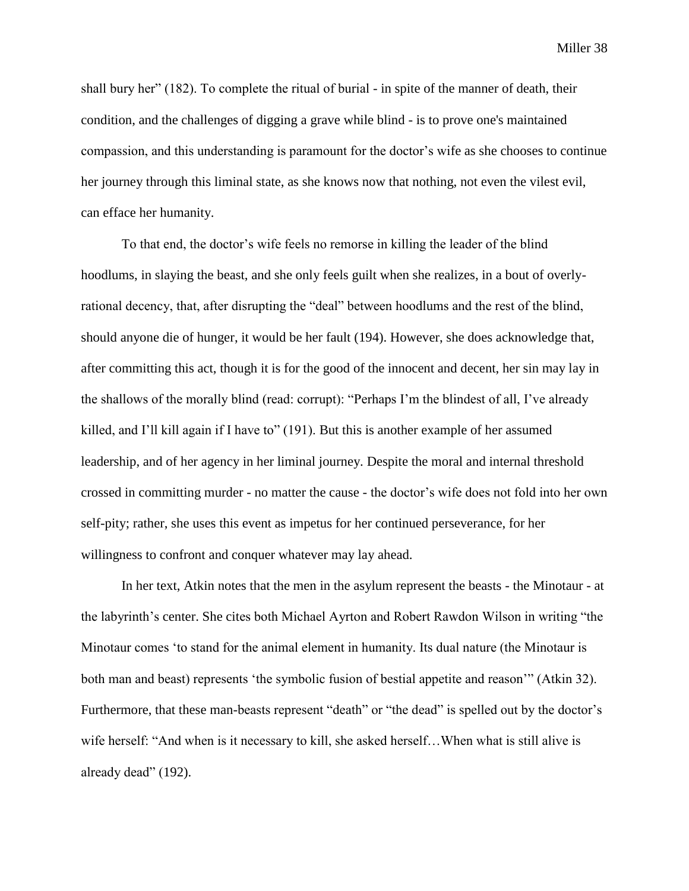shall bury her" (182). To complete the ritual of burial - in spite of the manner of death, their condition, and the challenges of digging a grave while blind - is to prove one's maintained compassion, and this understanding is paramount for the doctor's wife as she chooses to continue her journey through this liminal state, as she knows now that nothing, not even the vilest evil, can efface her humanity.

To that end, the doctor's wife feels no remorse in killing the leader of the blind hoodlums, in slaying the beast, and she only feels guilt when she realizes, in a bout of overly-rational decency, that, after disrupting the "deal" between hoodlums and the rest of the blind, should anyone die of hunger, it would be her fault (194). However, she does acknowledge that, after committing this act, though it is for the good of the innocent and decent, her sin may lay in the shallows of the morally blind (read: corrupt): "Perhaps I'm the blindest of all, I've already killed, and I'll kill again if I have to" (191). But this is another example of her assumed leadership, and of her agency in her liminal journey. Despite the moral and internal threshold crossed in committing murder - no matter the cause - the doctor's wife does not fold into her own self-pity; rather, she uses this event as impetus for her continued perseverance, for her willingness to confront and conquer whatever may lay ahead.

In her text, Atkin notes that the men in the asylum represent the beasts - the Minotaur - at the labyrinth's center. She cites both Michael Ayrton and Robert Rawdon Wilson in writing "the Minotaur comes 'to stand for the animal element in humanity. Its dual nature (the Minotaur is both man and beast) represents 'the symbolic fusion of bestial appetite and reason'" (Atkin 32). Furthermore, that these man-beasts represent "death" or "the dead" is spelled out by the doctor's wife herself: "And when is it necessary to kill, she asked herself…When what is still alive is already dead" (192).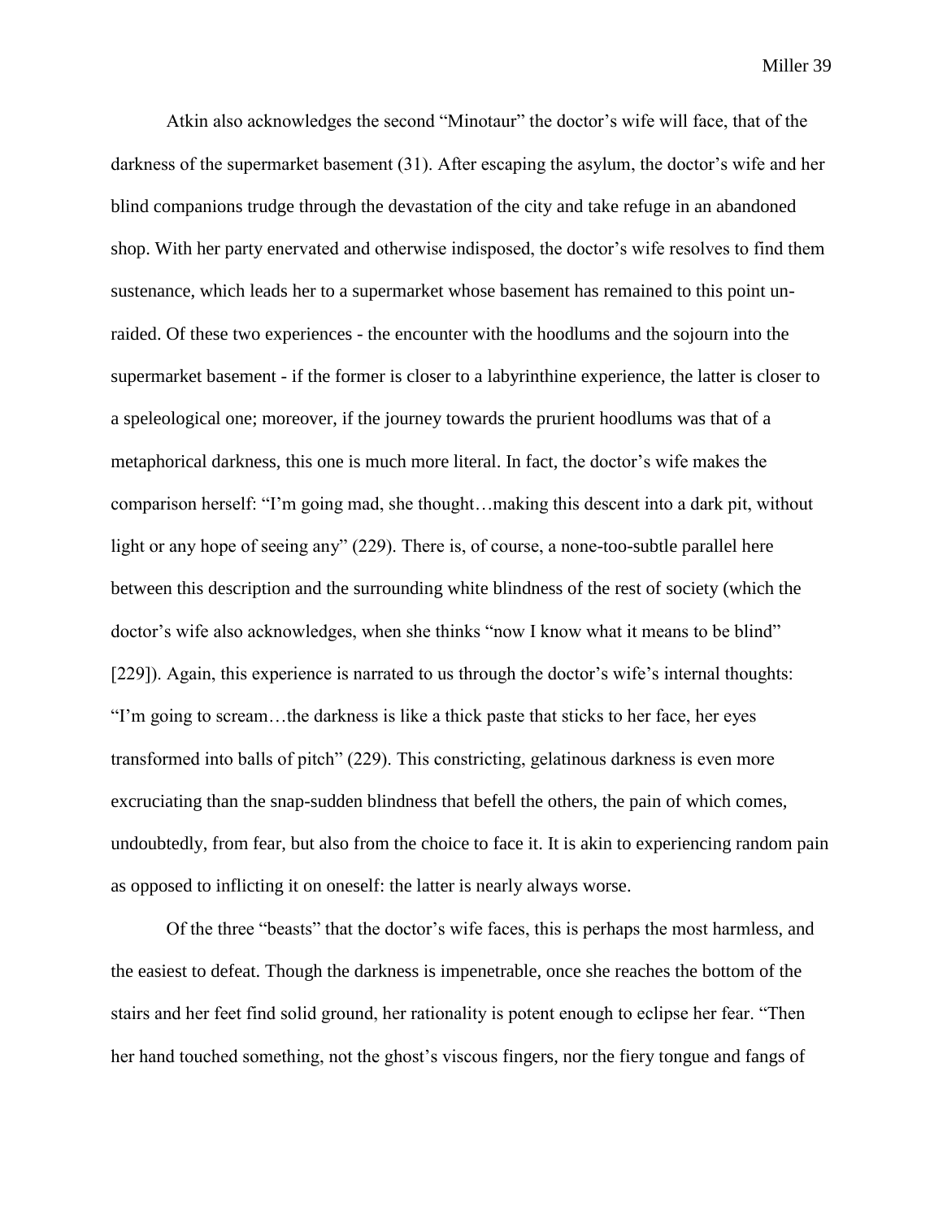Atkin also acknowledges the second "Minotaur" the doctor's wife will face, that of the darkness of the supermarket basement (31). After escaping the asylum, the doctor's wife and her blind companions trudge through the devastation of the city and take refuge in an abandoned shop. With her party enervated and otherwise indisposed, the doctor's wife resolves to find them sustenance, which leads her to a supermarket whose basement has remained to this point un-raided. Of these two experiences - the encounter with the hoodlums and the sojourn into the supermarket basement - if the former is closer to a labyrinthine experience, the latter is closer to a speleological one; moreover, if the journey towards the prurient hoodlums was that of a metaphorical darkness, this one is much more literal. In fact, the doctor's wife makes the comparison herself: "I'm going mad, she thought…making this descent into a dark pit, without light or any hope of seeing any" (229). There is, of course, a none-too-subtle parallel here between this description and the surrounding white blindness of the rest of society (which the doctor's wife also acknowledges, when she thinks "now I know what it means to be blind" [229]). Again, this experience is narrated to us through the doctor's wife's internal thoughts: "I'm going to scream…the darkness is like a thick paste that sticks to her face, her eyes transformed into balls of pitch" (229). This constricting, gelatinous darkness is even more excruciating than the snap-sudden blindness that befell the others, the pain of which comes, undoubtedly, from fear, but also from the choice to face it. It is akin to experiencing random pain as opposed to inflicting it on oneself: the latter is nearly always worse.

Of the three "beasts" that the doctor's wife faces, this is perhaps the most harmless, and the easiest to defeat. Though the darkness is impenetrable, once she reaches the bottom of the stairs and her feet find solid ground, her rationality is potent enough to eclipse her fear. "Then her hand touched something, not the ghost's viscous fingers, nor the fiery tongue and fangs of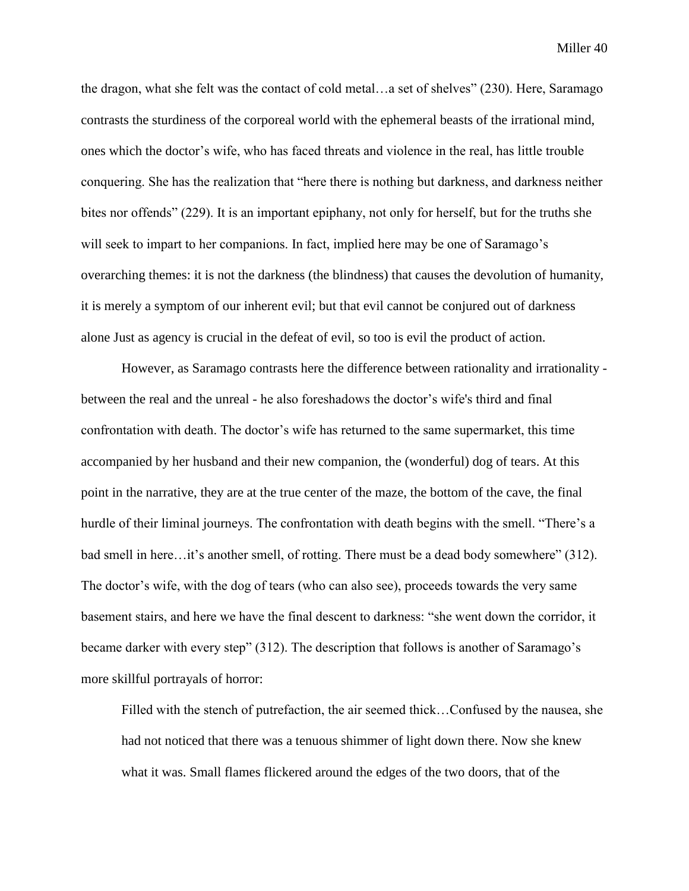the dragon, what she felt was the contact of cold metal…a set of shelves" (230). Here, Saramago contrasts the sturdiness of the corporeal world with the ephemeral beasts of the irrational mind, ones which the doctor's wife, who has faced threats and violence in the real, has little trouble conquering. She has the realization that "here there is nothing but darkness, and darkness neither bites nor offends" (229). It is an important epiphany, not only for herself, but for the truths she will seek to impart to her companions. In fact, implied here may be one of Saramago's overarching themes: it is not the darkness (the blindness) that causes the devolution of humanity, it is merely a symptom of our inherent evil; but that evil cannot be conjured out of darkness alone Just as agency is crucial in the defeat of evil, so too is evil the product of action.

However, as Saramago contrasts here the difference between rationality and irrationality - between the real and the unreal - he also foreshadows the doctor's wife's third and final confrontation with death. The doctor's wife has returned to the same supermarket, this time accompanied by her husband and their new companion, the (wonderful) dog of tears. At this point in the narrative, they are at the true center of the maze, the bottom of the cave, the final hurdle of their liminal journeys. The confrontation with death begins with the smell. "There's a bad smell in here…it's another smell, of rotting. There must be a dead body somewhere" (312). The doctor's wife, with the dog of tears (who can also see), proceeds towards the very same basement stairs, and here we have the final descent to darkness: "she went down the corridor, it became darker with every step" (312). The description that follows is another of Saramago's more skillful portrayals of horror:

> Filled with the stench of putrefaction, the air seemed thick…Confused by the nausea, she had not noticed that there was a tenuous shimmer of light down there. Now she knew what it was. Small flames flickered around the edges of the two doors, that of the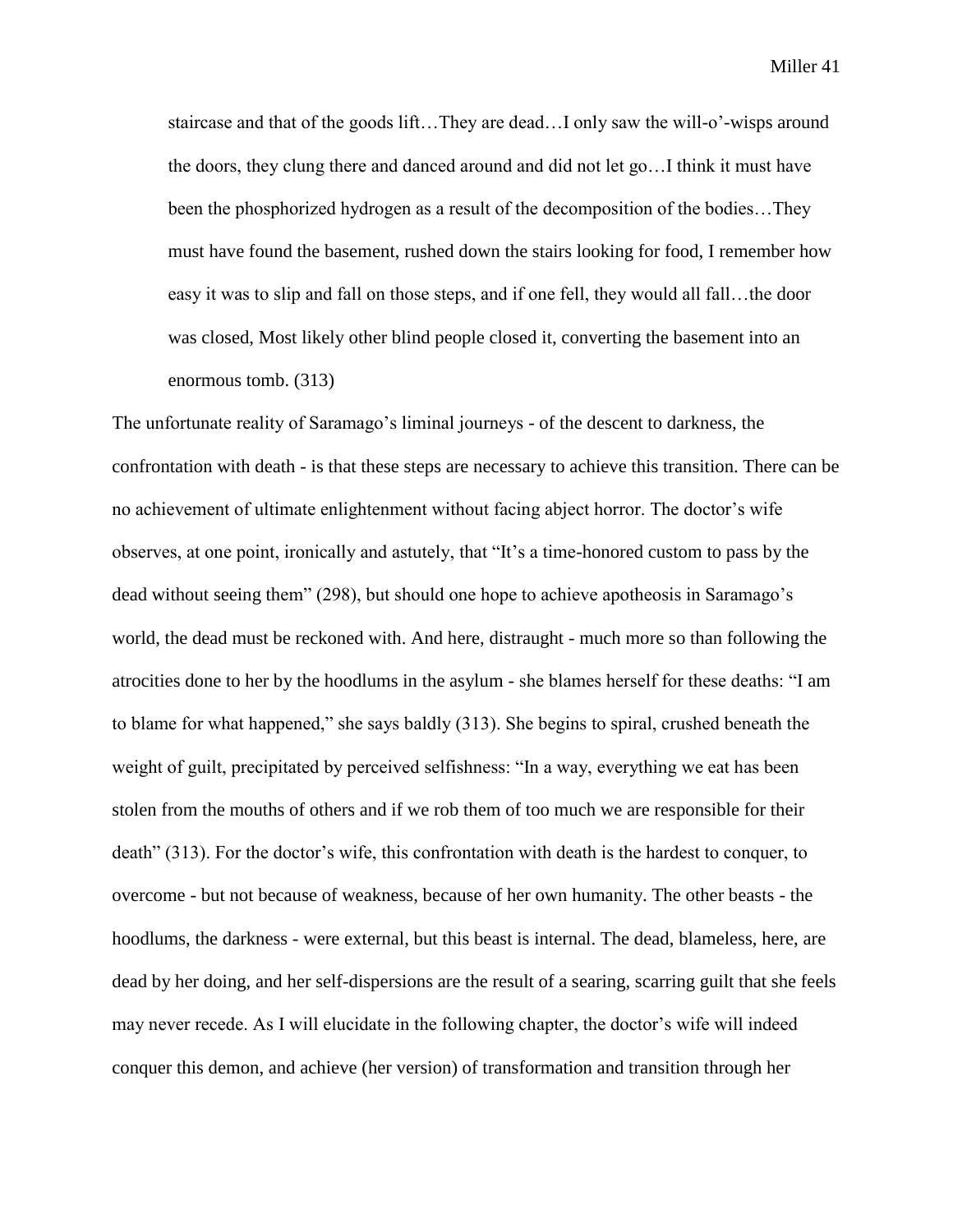> staircase and that of the goods lift…They are dead…I only saw the will-o'-wisps around the doors, they clung there and danced around and did not let go…I think it must have been the phosphorized hydrogen as a result of the decomposition of the bodies…They must have found the basement, rushed down the stairs looking for food, I remember how easy it was to slip and fall on those steps, and if one fell, they would all fall…the door was closed, Most likely other blind people closed it, converting the basement into an enormous tomb. (313)

The unfortunate reality of Saramago's liminal journeys - of the descent to darkness, the confrontation with death - is that these steps are necessary to achieve this transition. There can be no achievement of ultimate enlightenment without facing abject horror. The doctor's wife observes, at one point, ironically and astutely, that "It's a time-honored custom to pass by the dead without seeing them" (298), but should one hope to achieve apotheosis in Saramago's world, the dead must be reckoned with. And here, distraught - much more so than following the atrocities done to her by the hoodlums in the asylum - she blames herself for these deaths: "I am to blame for what happened," she says baldly (313). She begins to spiral, crushed beneath the weight of guilt, precipitated by perceived selfishness: "In a way, everything we eat has been stolen from the mouths of others and if we rob them of too much we are responsible for their death" (313). For the doctor's wife, this confrontation with death is the hardest to conquer, to overcome - but not because of weakness, because of her own humanity. The other beasts - the hoodlums, the darkness - were external, but this beast is internal. The dead, blameless, here, are dead by her doing, and her self-dispersions are the result of a searing, scarring guilt that she feels may never recede. As I will elucidate in the following chapter, the doctor's wife will indeed conquer this demon, and achieve (her version) of transformation and transition through her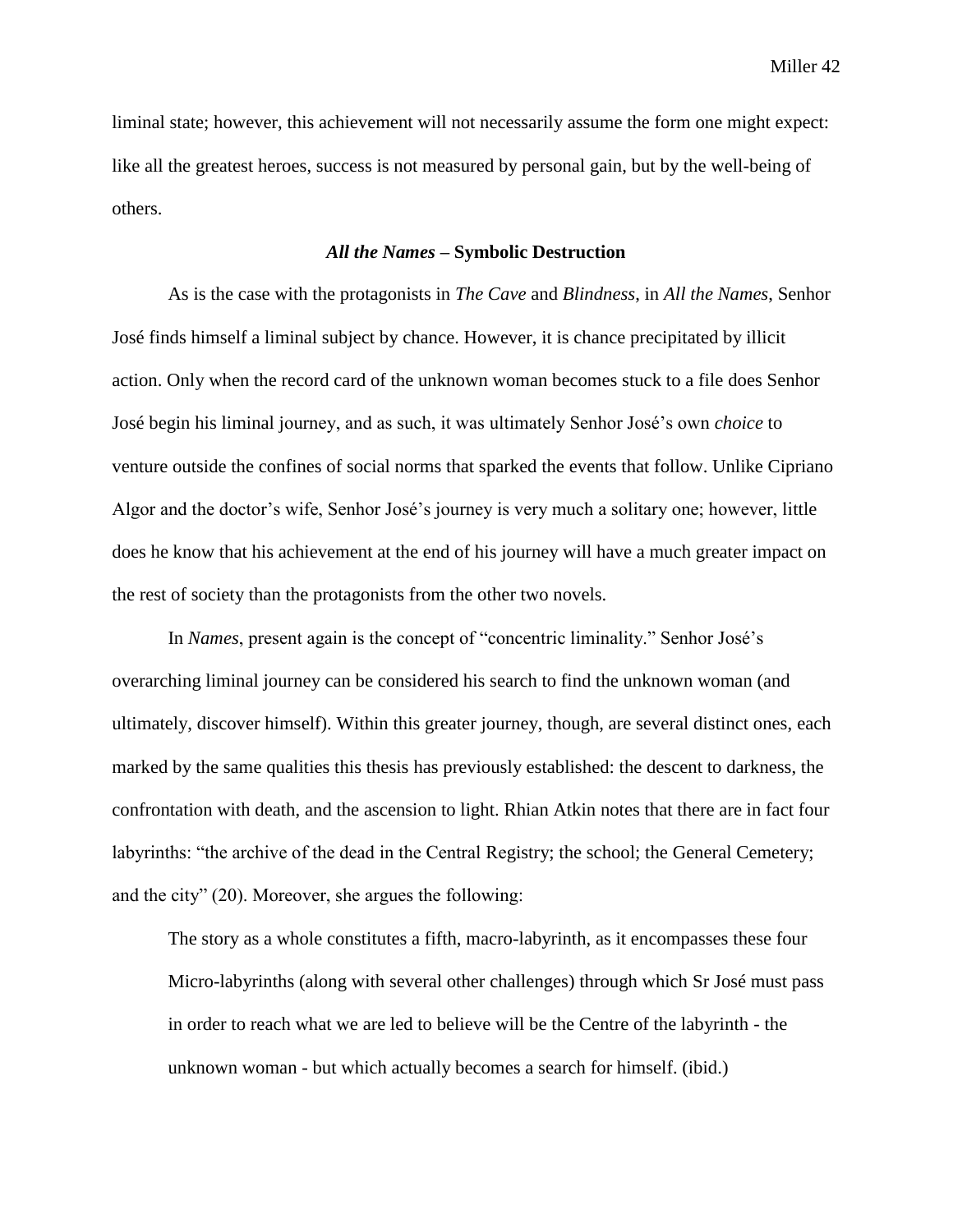liminal state; however, this achievement will not necessarily assume the form one might expect: like all the greatest heroes, success is not measured by personal gain, but by the well-being of others.

### *All the Names* – Symbolic Destruction

As is the case with the protagonists in *The Cave* and *Blindness*, in *All the Names*, Senhor José finds himself a liminal subject by chance. However, it is chance precipitated by illicit action. Only when the record card of the unknown woman becomes stuck to a file does Senhor José begin his liminal journey, and as such, it was ultimately Senhor José's own *choice* to venture outside the confines of social norms that sparked the events that follow. Unlike Cipriano Algor and the doctor's wife, Senhor José's journey is very much a solitary one; however, little does he know that his achievement at the end of his journey will have a much greater impact on the rest of society than the protagonists from the other two novels.

In *Names*, present again is the concept of "concentric liminality." Senhor José's overarching liminal journey can be considered his search to find the unknown woman (and ultimately, discover himself). Within this greater journey, though, are several distinct ones, each marked by the same qualities this thesis has previously established: the descent to darkness, the confrontation with death, and the ascension to light. Rhian Atkin notes that there are in fact four labyrinths: "the archive of the dead in the Central Registry; the school; the General Cemetery; and the city" (20). Moreover, she argues the following:

> The story as a whole constitutes a fifth, macro-labyrinth, as it encompasses these four Micro-labyrinths (along with several other challenges) through which Sr José must pass in order to reach what we are led to believe will be the Centre of the labyrinth - the unknown woman - but which actually becomes a search for himself. (ibid.)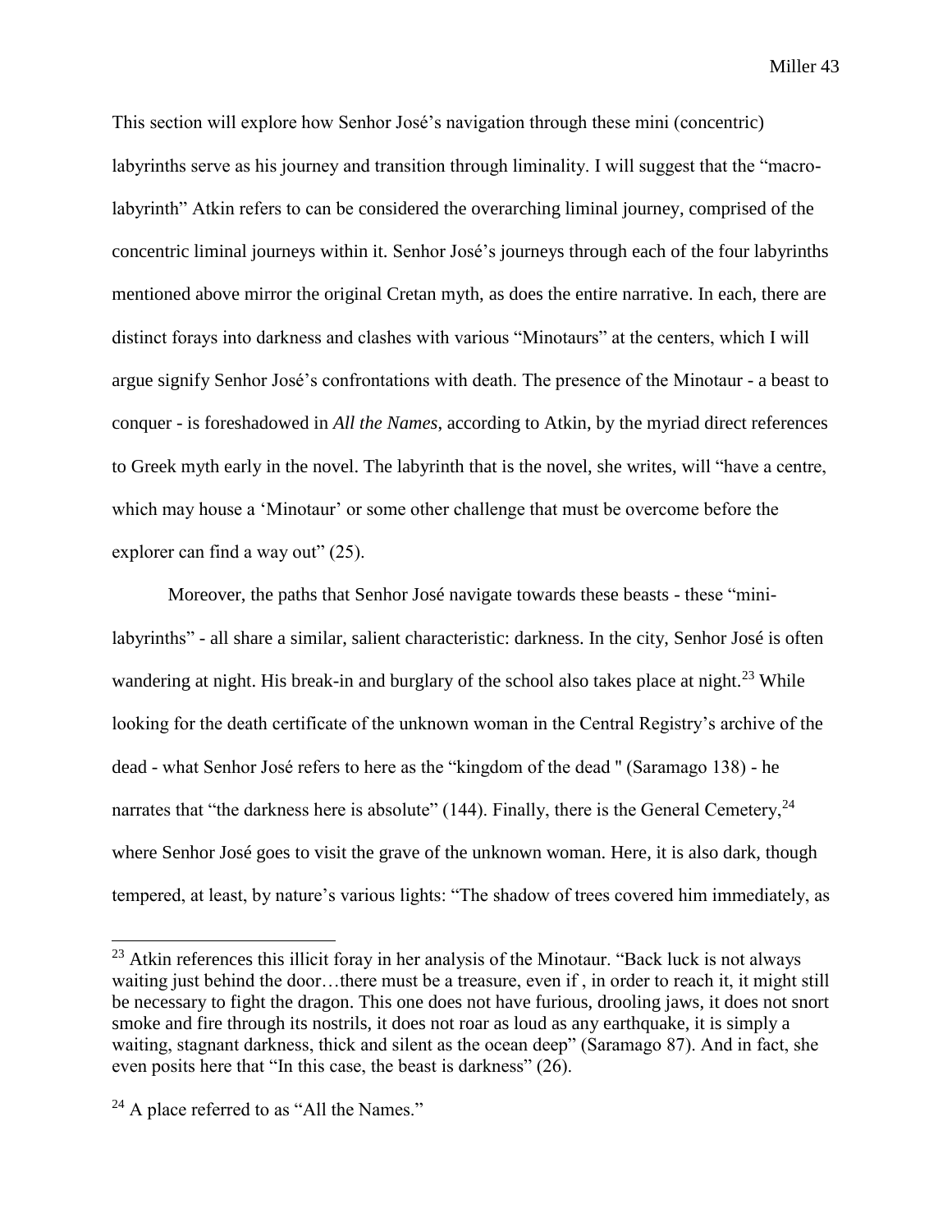This section will explore how Senhor José's navigation through these mini (concentric) labyrinths serve as his journey and transition through liminality. I will suggest that the "macro-labyrinth" Atkin refers to can be considered the overarching liminal journey, comprised of the concentric liminal journeys within it. Senhor José's journeys through each of the four labyrinths mentioned above mirror the original Cretan myth, as does the entire narrative. In each, there are distinct forays into darkness and clashes with various "Minotaurs" at the centers, which I will argue signify Senhor José's confrontations with death. The presence of the Minotaur - a beast to conquer - is foreshadowed in *All the Names*, according to Atkin, by the myriad direct references to Greek myth early in the novel. The labyrinth that is the novel, she writes, will "have a centre, which may house a 'Minotaur' or some other challenge that must be overcome before the explorer can find a way out" (25).

Moreover, the paths that Senhor José navigate towards these beasts - these "mini-labyrinths" - all share a similar, salient characteristic: darkness. In the city, Senhor José is often wandering at night. His break-in and burglary of the school also takes place at night.[23] While looking for the death certificate of the unknown woman in the Central Registry's archive of the dead - what Senhor José refers to here as the "kingdom of the dead " (Saramago 138) - he narrates that "the darkness here is absolute" (144). Finally, there is the General Cemetery,[24] where Senhor José goes to visit the grave of the unknown woman. Here, it is also dark, though tempered, at least, by nature's various lights: "The shadow of trees covered him immediately, as

---

[23] Atkin references this illicit foray in her analysis of the Minotaur. "Back luck is not always waiting just behind the door…there must be a treasure, even if , in order to reach it, it might still be necessary to fight the dragon. This one does not have furious, drooling jaws, it does not snort smoke and fire through its nostrils, it does not roar as loud as any earthquake, it is simply a waiting, stagnant darkness, thick and silent as the ocean deep" (Saramago 87). And in fact, she even posits here that "In this case, the beast is darkness" (26).

[24] A place referred to as "All the Names."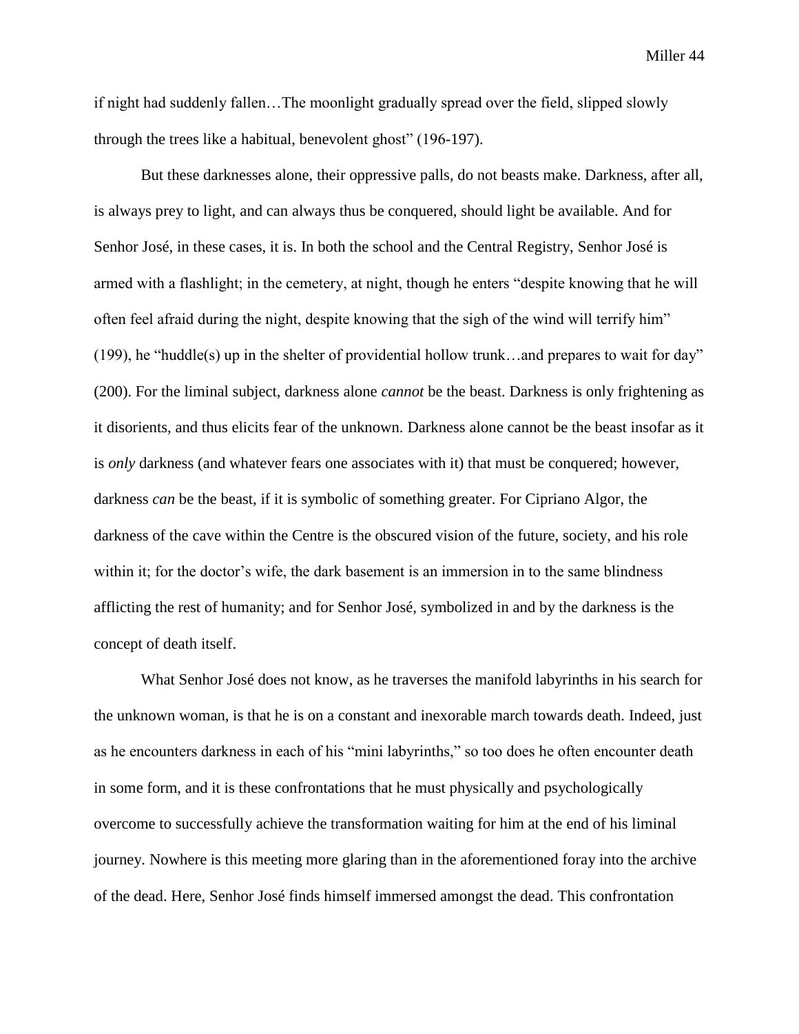if night had suddenly fallen…The moonlight gradually spread over the field, slipped slowly through the trees like a habitual, benevolent ghost" (196-197).

But these darknesses alone, their oppressive palls, do not beasts make. Darkness, after all, is always prey to light, and can always thus be conquered, should light be available. And for Senhor José, in these cases, it is. In both the school and the Central Registry, Senhor José is armed with a flashlight; in the cemetery, at night, though he enters "despite knowing that he will often feel afraid during the night, despite knowing that the sigh of the wind will terrify him" (199), he "huddle(s) up in the shelter of providential hollow trunk…and prepares to wait for day" (200). For the liminal subject, darkness alone *cannot* be the beast. Darkness is only frightening as it disorients, and thus elicits fear of the unknown. Darkness alone cannot be the beast insofar as it is *only* darkness (and whatever fears one associates with it) that must be conquered; however, darkness *can* be the beast, if it is symbolic of something greater. For Cipriano Algor, the darkness of the cave within the Centre is the obscured vision of the future, society, and his role within it; for the doctor's wife, the dark basement is an immersion in to the same blindness afflicting the rest of humanity; and for Senhor José, symbolized in and by the darkness is the concept of death itself.

What Senhor José does not know, as he traverses the manifold labyrinths in his search for the unknown woman, is that he is on a constant and inexorable march towards death. Indeed, just as he encounters darkness in each of his "mini labyrinths," so too does he often encounter death in some form, and it is these confrontations that he must physically and psychologically overcome to successfully achieve the transformation waiting for him at the end of his liminal journey. Nowhere is this meeting more glaring than in the aforementioned foray into the archive of the dead. Here, Senhor José finds himself immersed amongst the dead. This confrontation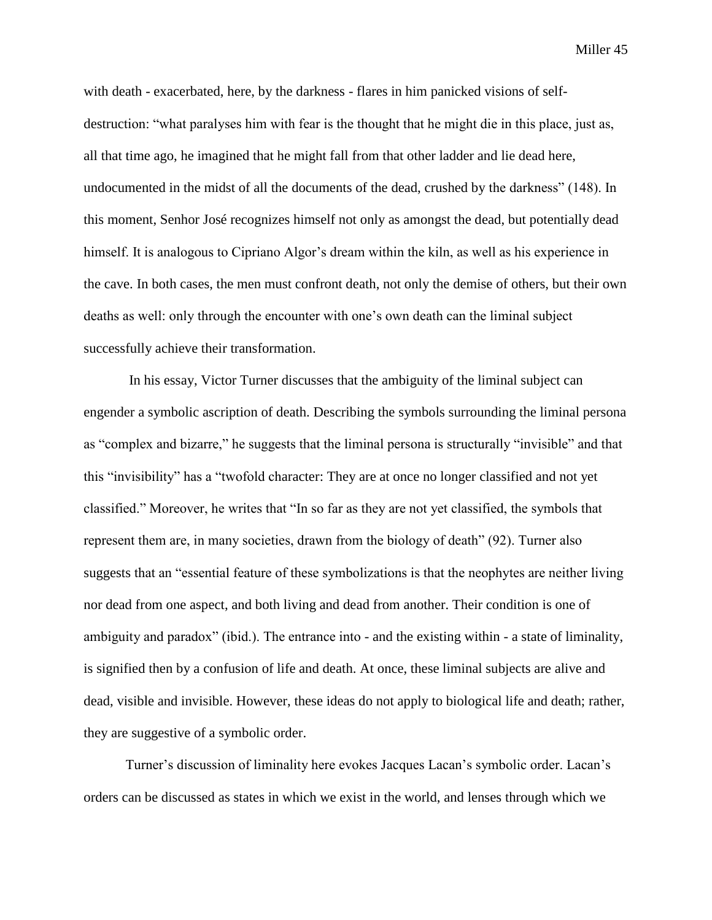with death - exacerbated, here, by the darkness - flares in him panicked visions of self-destruction: "what paralyses him with fear is the thought that he might die in this place, just as, all that time ago, he imagined that he might fall from that other ladder and lie dead here, undocumented in the midst of all the documents of the dead, crushed by the darkness" (148). In this moment, Senhor José recognizes himself not only as amongst the dead, but potentially dead himself. It is analogous to Cipriano Algor's dream within the kiln, as well as his experience in the cave. In both cases, the men must confront death, not only the demise of others, but their own deaths as well: only through the encounter with one's own death can the liminal subject successfully achieve their transformation.

In his essay, Victor Turner discusses that the ambiguity of the liminal subject can engender a symbolic ascription of death. Describing the symbols surrounding the liminal persona as "complex and bizarre," he suggests that the liminal persona is structurally "invisible" and that this "invisibility" has a "twofold character: They are at once no longer classified and not yet classified." Moreover, he writes that "In so far as they are not yet classified, the symbols that represent them are, in many societies, drawn from the biology of death" (92). Turner also suggests that an "essential feature of these symbolizations is that the neophytes are neither living nor dead from one aspect, and both living and dead from another. Their condition is one of ambiguity and paradox" (ibid.). The entrance into - and the existing within - a state of liminality, is signified then by a confusion of life and death. At once, these liminal subjects are alive and dead, visible and invisible. However, these ideas do not apply to biological life and death; rather, they are suggestive of a symbolic order.

Turner's discussion of liminality here evokes Jacques Lacan's symbolic order. Lacan's orders can be discussed as states in which we exist in the world, and lenses through which we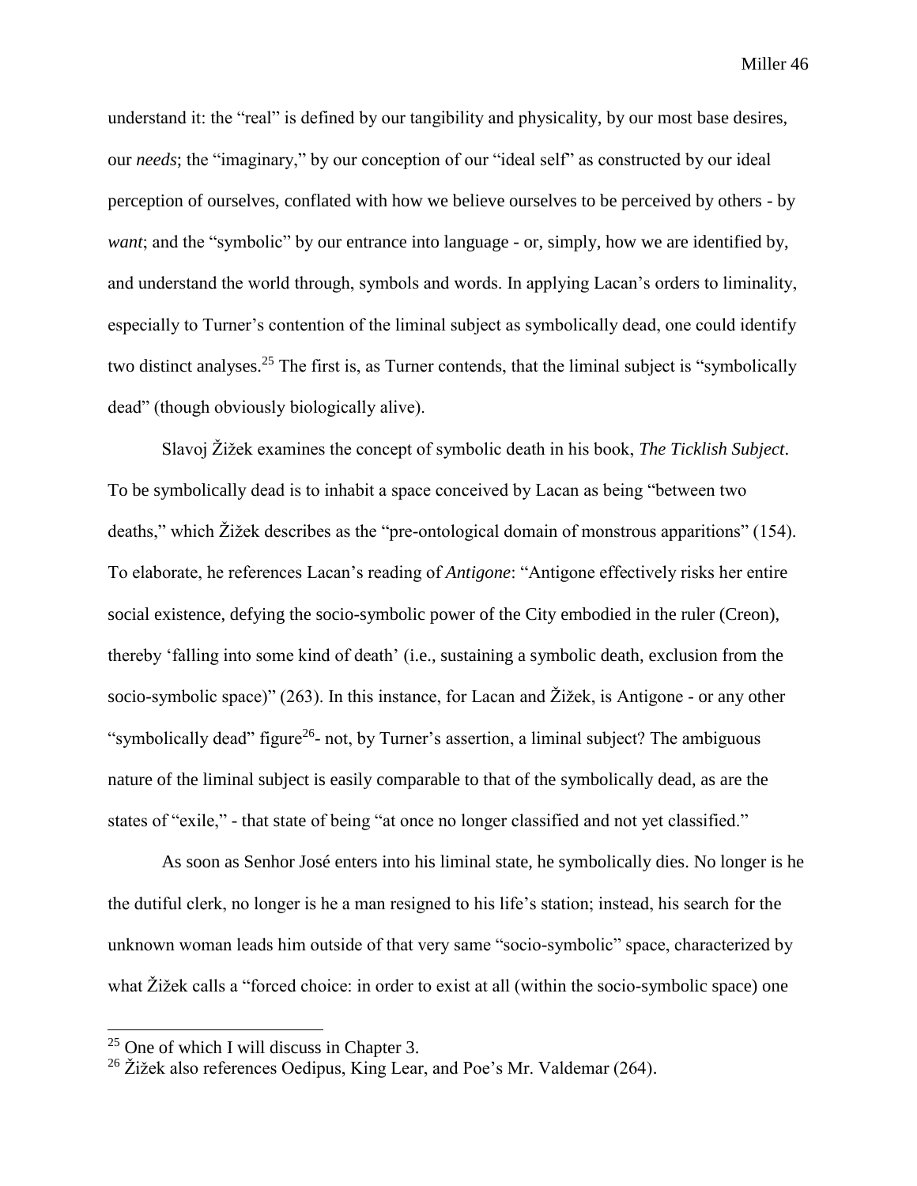understand it: the "real" is defined by our tangibility and physicality, by our most base desires, our *needs*; the "imaginary," by our conception of our "ideal self" as constructed by our ideal perception of ourselves, conflated with how we believe ourselves to be perceived by others - by *want*; and the "symbolic" by our entrance into language - or, simply, how we are identified by, and understand the world through, symbols and words. In applying Lacan's orders to liminality, especially to Turner's contention of the liminal subject as symbolically dead, one could identify two distinct analyses.[25] The first is, as Turner contends, that the liminal subject is "symbolically dead" (though obviously biologically alive).

Slavoj Žižek examines the concept of symbolic death in his book, *The Ticklish Subject*. To be symbolically dead is to inhabit a space conceived by Lacan as being "between two deaths," which Žižek describes as the "pre-ontological domain of monstrous apparitions" (154). To elaborate, he references Lacan's reading of *Antigone*: "Antigone effectively risks her entire social existence, defying the socio-symbolic power of the City embodied in the ruler (Creon), thereby 'falling into some kind of death' (i.e., sustaining a symbolic death, exclusion from the socio-symbolic space)" (263). In this instance, for Lacan and Žižek, is Antigone - or any other "symbolically dead" figure[26]- not, by Turner's assertion, a liminal subject? The ambiguous nature of the liminal subject is easily comparable to that of the symbolically dead, as are the states of "exile," - that state of being "at once no longer classified and not yet classified."

As soon as Senhor José enters into his liminal state, he symbolically dies. No longer is he the dutiful clerk, no longer is he a man resigned to his life's station; instead, his search for the unknown woman leads him outside of that very same "socio-symbolic" space, characterized by what Žižek calls a "forced choice: in order to exist at all (within the socio-symbolic space) one

---

[25] One of which I will discuss in Chapter 3.

[26] Žižek also references Oedipus, King Lear, and Poe's Mr. Valdemar (264).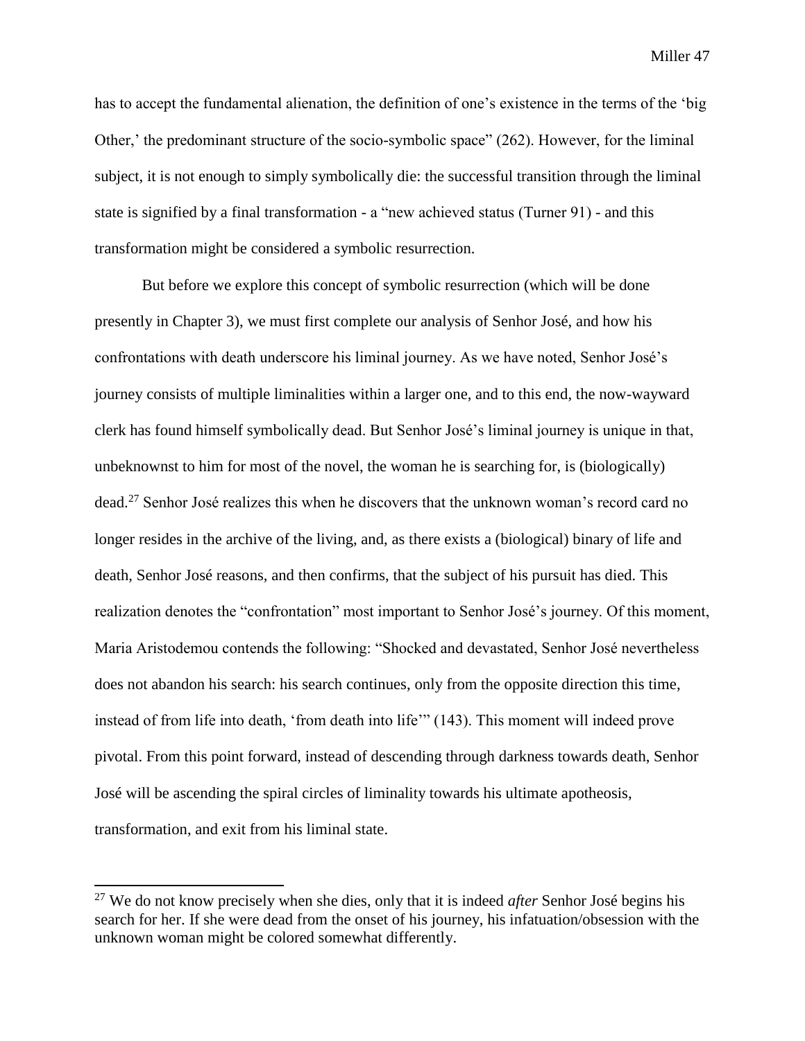has to accept the fundamental alienation, the definition of one's existence in the terms of the 'big Other,' the predominant structure of the socio-symbolic space" (262). However, for the liminal subject, it is not enough to simply symbolically die: the successful transition through the liminal state is signified by a final transformation - a "new achieved status (Turner 91) - and this transformation might be considered a symbolic resurrection.

But before we explore this concept of symbolic resurrection (which will be done presently in Chapter 3), we must first complete our analysis of Senhor José, and how his confrontations with death underscore his liminal journey. As we have noted, Senhor José's journey consists of multiple liminalities within a larger one, and to this end, the now-wayward clerk has found himself symbolically dead. But Senhor José's liminal journey is unique in that, unbeknownst to him for most of the novel, the woman he is searching for, is (biologically) dead.[27] Senhor José realizes this when he discovers that the unknown woman's record card no longer resides in the archive of the living, and, as there exists a (biological) binary of life and death, Senhor José reasons, and then confirms, that the subject of his pursuit has died. This realization denotes the "confrontation" most important to Senhor José's journey. Of this moment, Maria Aristodemou contends the following: "Shocked and devastated, Senhor José nevertheless does not abandon his search: his search continues, only from the opposite direction this time, instead of from life into death, 'from death into life'" (143). This moment will indeed prove pivotal. From this point forward, instead of descending through darkness towards death, Senhor José will be ascending the spiral circles of liminality towards his ultimate apotheosis, transformation, and exit from his liminal state.

---

[27] We do not know precisely when she dies, only that it is indeed *after* Senhor José begins his search for her. If she were dead from the onset of his journey, his infatuation/obsession with the unknown woman might be colored somewhat differently.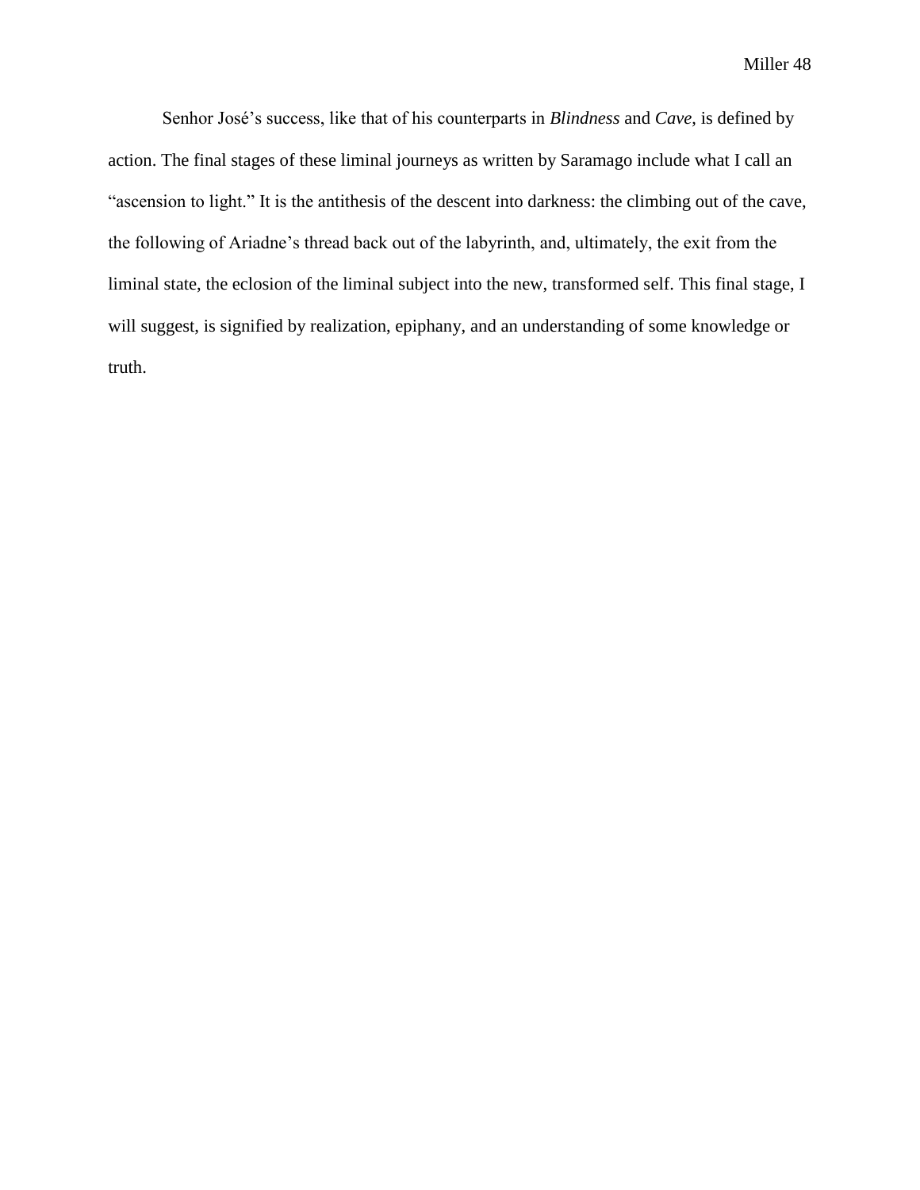Senhor José's success, like that of his counterparts in *Blindness* and *Cave*, is defined by action. The final stages of these liminal journeys as written by Saramago include what I call an "ascension to light." It is the antithesis of the descent into darkness: the climbing out of the cave, the following of Ariadne's thread back out of the labyrinth, and, ultimately, the exit from the liminal state, the eclosion of the liminal subject into the new, transformed self. This final stage, I will suggest, is signified by realization, epiphany, and an understanding of some knowledge or truth.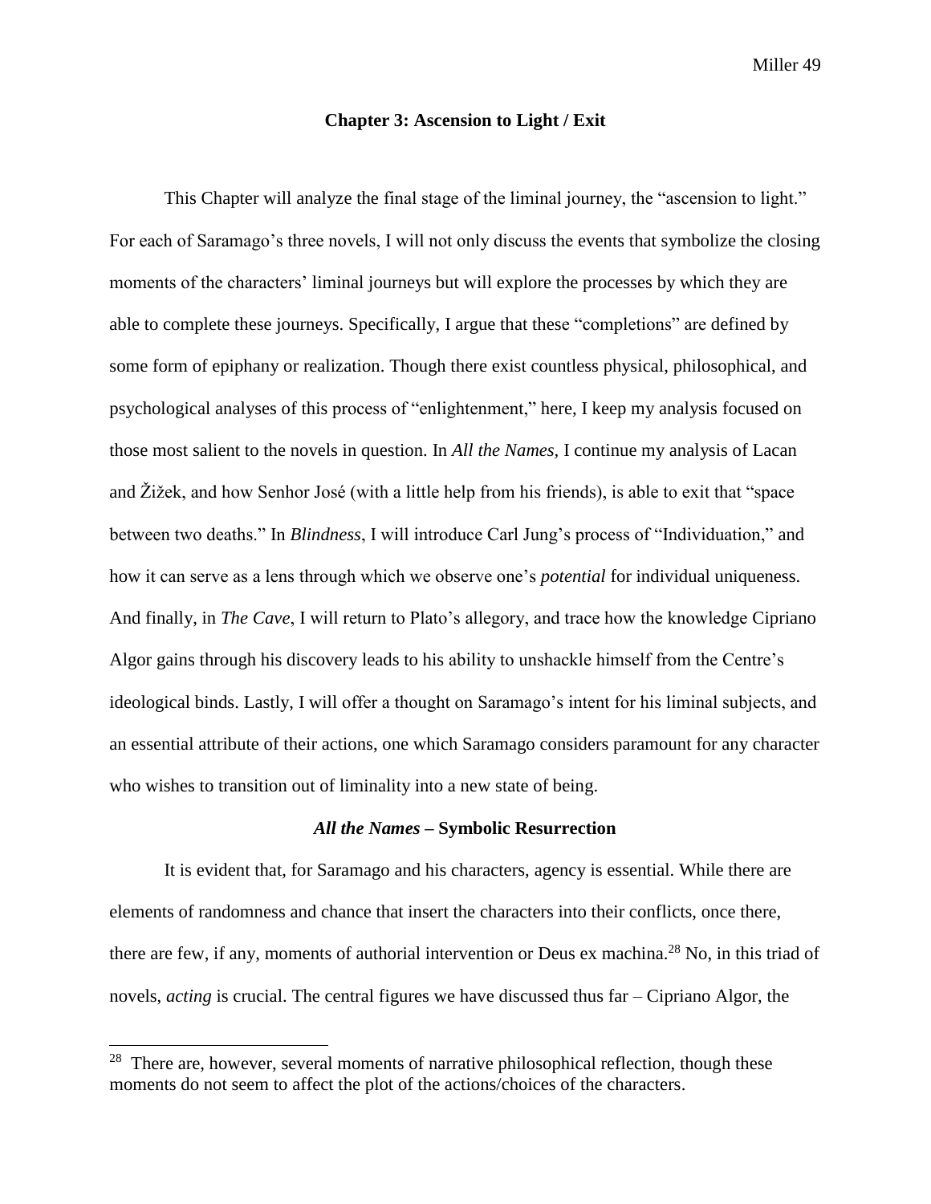## Chapter 3: Ascension to Light / Exit

This Chapter will analyze the final stage of the liminal journey, the "ascension to light." For each of Saramago's three novels, I will not only discuss the events that symbolize the closing moments of the characters' liminal journeys but will explore the processes by which they are able to complete these journeys. Specifically, I argue that these "completions" are defined by some form of epiphany or realization. Though there exist countless physical, philosophical, and psychological analyses of this process of "enlightenment," here, I keep my analysis focused on those most salient to the novels in question. In *All the Names,* I continue my analysis of Lacan and Žižek, and how Senhor José (with a little help from his friends), is able to exit that "space between two deaths." In *Blindness*, I will introduce Carl Jung's process of "Individuation," and how it can serve as a lens through which we observe one's *potential* for individual uniqueness. And finally, in *The Cave*, I will return to Plato's allegory, and trace how the knowledge Cipriano Algor gains through his discovery leads to his ability to unshackle himself from the Centre's ideological binds. Lastly, I will offer a thought on Saramago's intent for his liminal subjects, and an essential attribute of their actions, one which Saramago considers paramount for any character who wishes to transition out of liminality into a new state of being.

### *All the Names* – Symbolic Resurrection

It is evident that, for Saramago and his characters, agency is essential. While there are elements of randomness and chance that insert the characters into their conflicts, once there, there are few, if any, moments of authorial intervention or Deus ex machina.[28] No, in this triad of novels, *acting* is crucial. The central figures we have discussed thus far – Cipriano Algor, the

[28] There are, however, several moments of narrative philosophical reflection, though these moments do not seem to affect the plot of the actions/choices of the characters.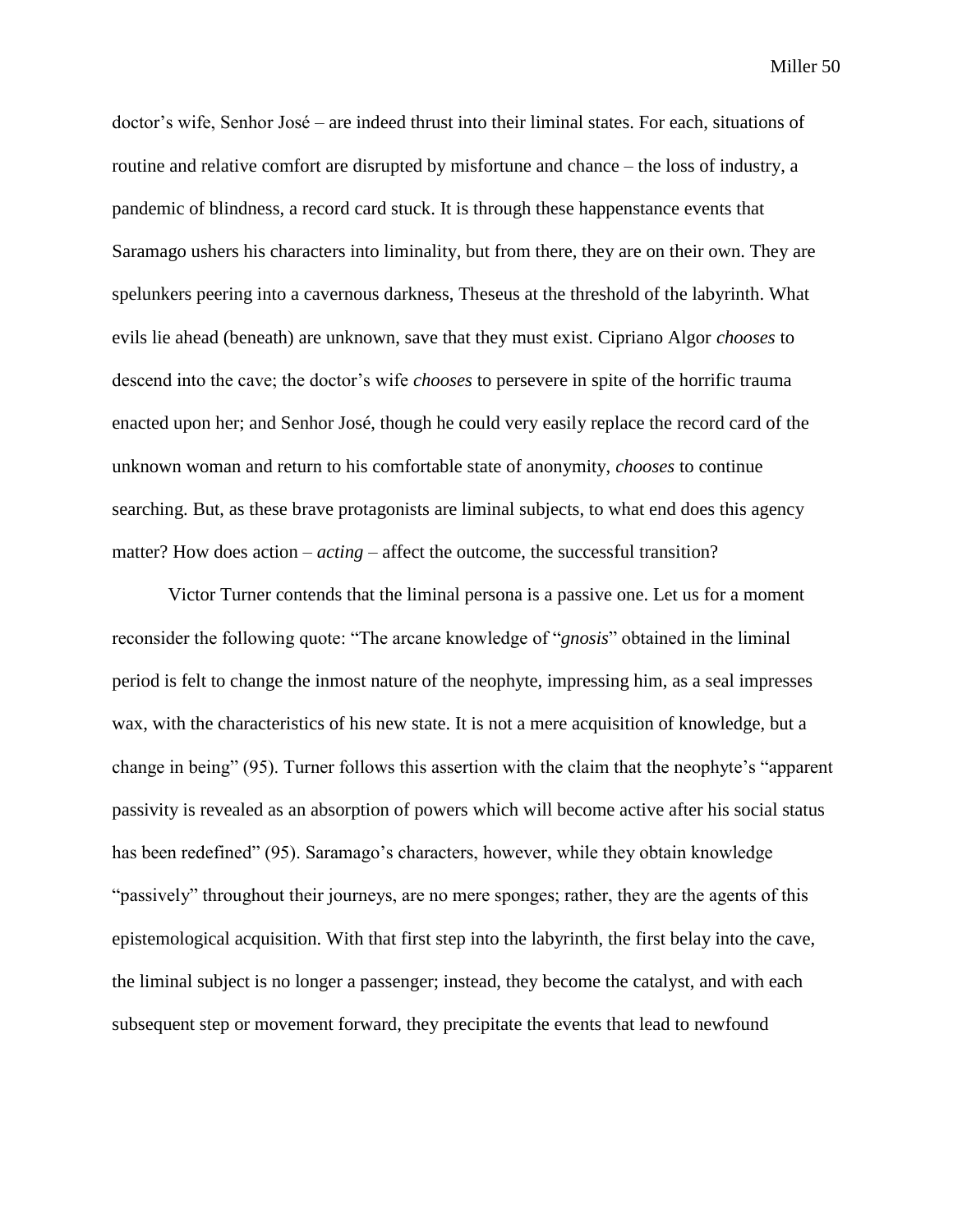doctor's wife, Senhor José – are indeed thrust into their liminal states. For each, situations of routine and relative comfort are disrupted by misfortune and chance – the loss of industry, a pandemic of blindness, a record card stuck. It is through these happenstance events that Saramago ushers his characters into liminality, but from there, they are on their own. They are spelunkers peering into a cavernous darkness, Theseus at the threshold of the labyrinth. What evils lie ahead (beneath) are unknown, save that they must exist. Cipriano Algor *chooses* to descend into the cave; the doctor's wife *chooses* to persevere in spite of the horrific trauma enacted upon her; and Senhor José, though he could very easily replace the record card of the unknown woman and return to his comfortable state of anonymity, *chooses* to continue searching. But, as these brave protagonists are liminal subjects, to what end does this agency matter? How does action – *acting* – affect the outcome, the successful transition?

Victor Turner contends that the liminal persona is a passive one. Let us for a moment reconsider the following quote: "The arcane knowledge of "*gnosis*" obtained in the liminal period is felt to change the inmost nature of the neophyte, impressing him, as a seal impresses wax, with the characteristics of his new state. It is not a mere acquisition of knowledge, but a change in being" (95). Turner follows this assertion with the claim that the neophyte's "apparent passivity is revealed as an absorption of powers which will become active after his social status has been redefined" (95). Saramago's characters, however, while they obtain knowledge "passively" throughout their journeys, are no mere sponges; rather, they are the agents of this epistemological acquisition. With that first step into the labyrinth, the first belay into the cave, the liminal subject is no longer a passenger; instead, they become the catalyst, and with each subsequent step or movement forward, they precipitate the events that lead to newfound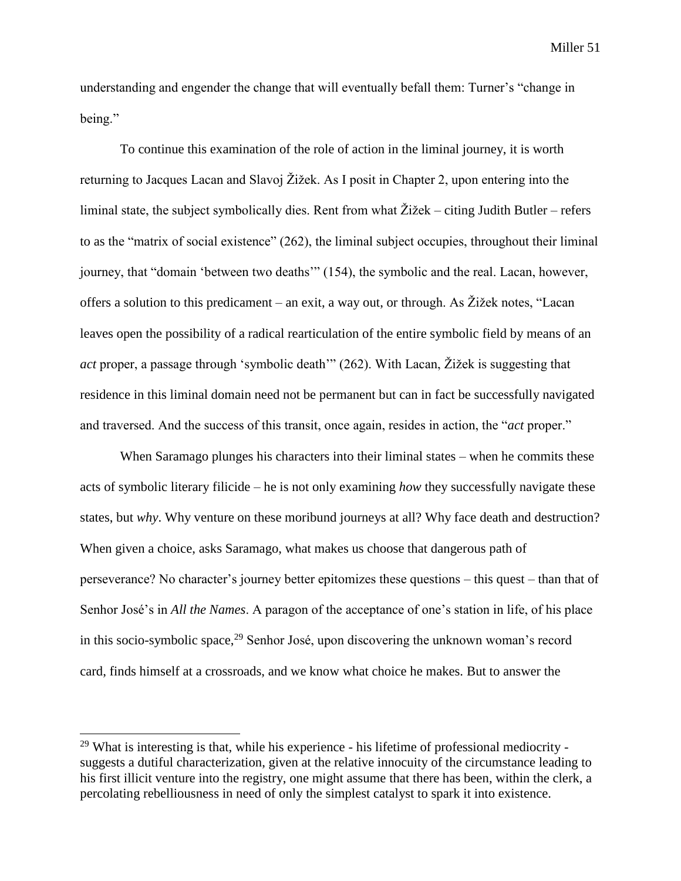understanding and engender the change that will eventually befall them: Turner's "change in being."

To continue this examination of the role of action in the liminal journey, it is worth returning to Jacques Lacan and Slavoj Žižek. As I posit in Chapter 2, upon entering into the liminal state, the subject symbolically dies. Rent from what Žižek – citing Judith Butler – refers to as the "matrix of social existence" (262), the liminal subject occupies, throughout their liminal journey, that "domain 'between two deaths'" (154), the symbolic and the real. Lacan, however, offers a solution to this predicament – an exit, a way out, or through. As Žižek notes, "Lacan leaves open the possibility of a radical rearticulation of the entire symbolic field by means of an *act* proper, a passage through 'symbolic death'" (262). With Lacan, Žižek is suggesting that residence in this liminal domain need not be permanent but can in fact be successfully navigated and traversed. And the success of this transit, once again, resides in action, the "*act* proper."

When Saramago plunges his characters into their liminal states – when he commits these acts of symbolic literary filicide – he is not only examining *how* they successfully navigate these states, but *why*. Why venture on these moribund journeys at all? Why face death and destruction? When given a choice, asks Saramago, what makes us choose that dangerous path of perseverance? No character's journey better epitomizes these questions – this quest – than that of Senhor José's in *All the Names*. A paragon of the acceptance of one's station in life, of his place in this socio-symbolic space,[29] Senhor José, upon discovering the unknown woman's record card, finds himself at a crossroads, and we know what choice he makes. But to answer the

[29] What is interesting is that, while his experience - his lifetime of professional mediocrity - suggests a dutiful characterization, given at the relative innocuity of the circumstance leading to his first illicit venture into the registry, one might assume that there has been, within the clerk, a percolating rebelliousness in need of only the simplest catalyst to spark it into existence.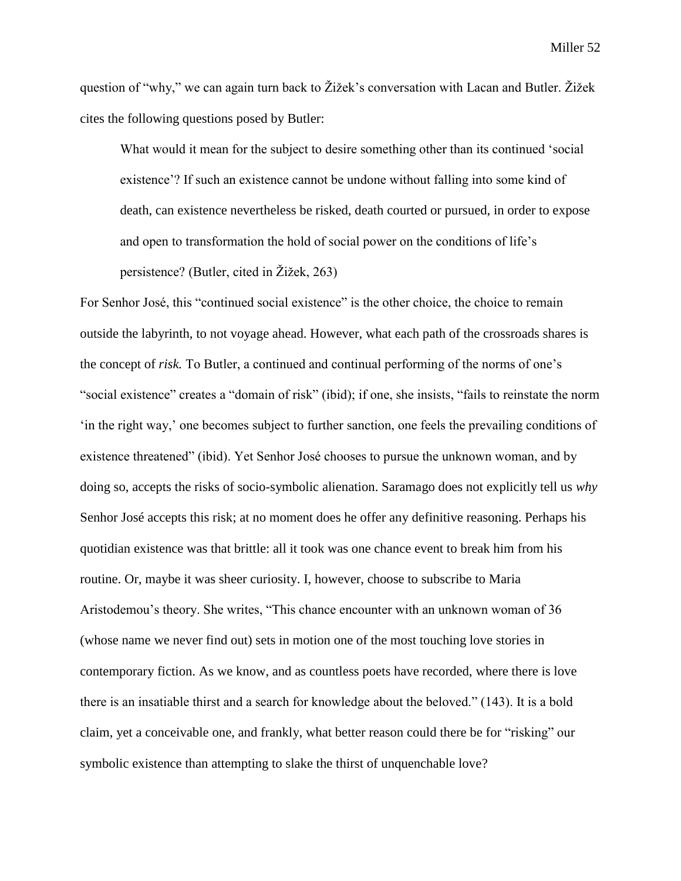question of "why," we can again turn back to Žižek's conversation with Lacan and Butler. Žižek cites the following questions posed by Butler:

> What would it mean for the subject to desire something other than its continued 'social existence'? If such an existence cannot be undone without falling into some kind of death, can existence nevertheless be risked, death courted or pursued, in order to expose and open to transformation the hold of social power on the conditions of life's persistence? (Butler, cited in Žižek, 263)

For Senhor José, this "continued social existence" is the other choice, the choice to remain outside the labyrinth, to not voyage ahead. However, what each path of the crossroads shares is the concept of *risk.* To Butler, a continued and continual performing of the norms of one's "social existence" creates a "domain of risk" (ibid); if one, she insists, "fails to reinstate the norm 'in the right way,' one becomes subject to further sanction, one feels the prevailing conditions of existence threatened" (ibid). Yet Senhor José chooses to pursue the unknown woman, and by doing so, accepts the risks of socio-symbolic alienation. Saramago does not explicitly tell us *why* Senhor José accepts this risk; at no moment does he offer any definitive reasoning. Perhaps his quotidian existence was that brittle: all it took was one chance event to break him from his routine. Or, maybe it was sheer curiosity. I, however, choose to subscribe to Maria Aristodemou's theory. She writes, "This chance encounter with an unknown woman of 36 (whose name we never find out) sets in motion one of the most touching love stories in contemporary fiction. As we know, and as countless poets have recorded, where there is love there is an insatiable thirst and a search for knowledge about the beloved." (143). It is a bold claim, yet a conceivable one, and frankly, what better reason could there be for "risking" our symbolic existence than attempting to slake the thirst of unquenchable love?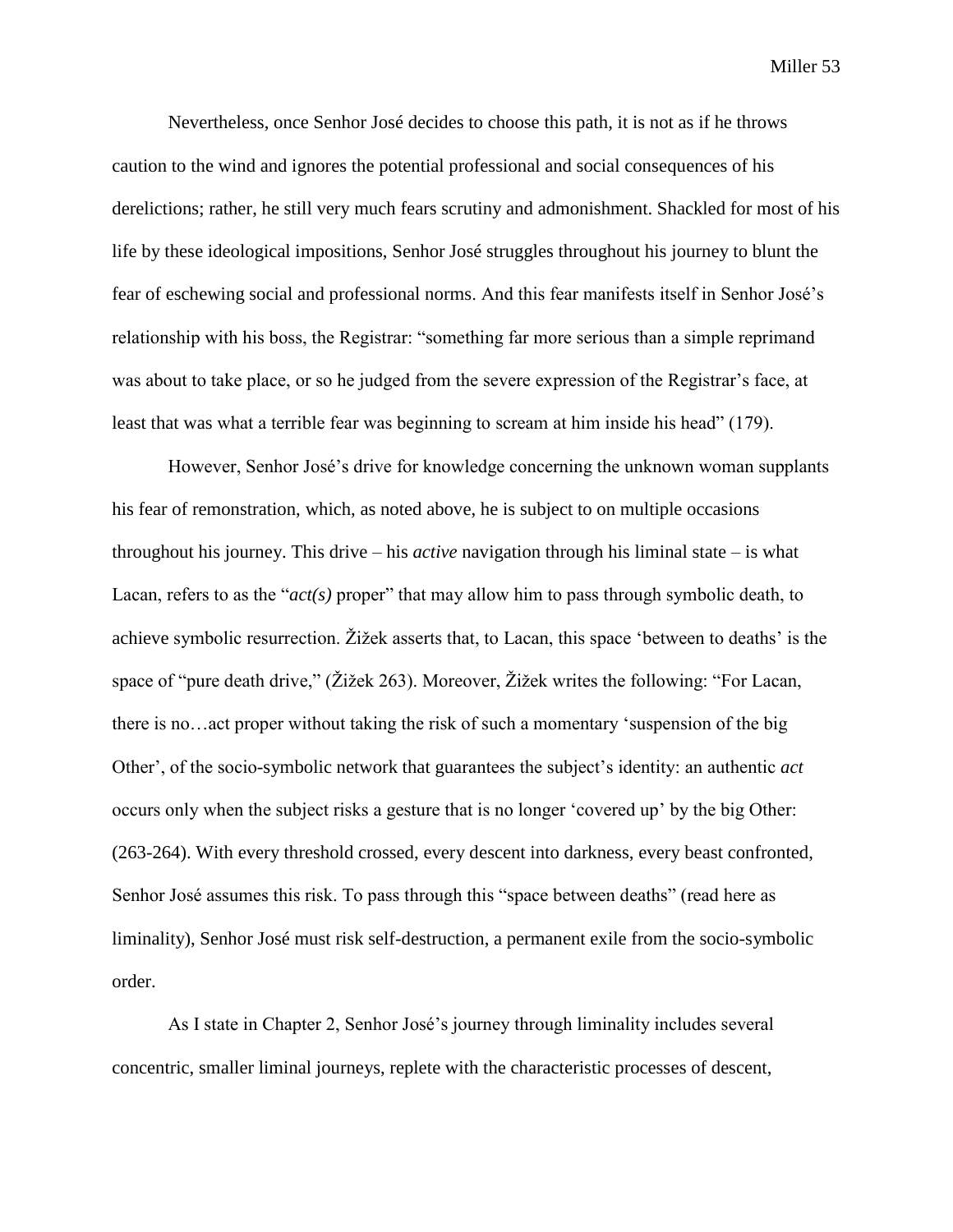Nevertheless, once Senhor José decides to choose this path, it is not as if he throws caution to the wind and ignores the potential professional and social consequences of his derelictions; rather, he still very much fears scrutiny and admonishment. Shackled for most of his life by these ideological impositions, Senhor José struggles throughout his journey to blunt the fear of eschewing social and professional norms. And this fear manifests itself in Senhor José's relationship with his boss, the Registrar: "something far more serious than a simple reprimand was about to take place, or so he judged from the severe expression of the Registrar's face, at least that was what a terrible fear was beginning to scream at him inside his head" (179).

However, Senhor José's drive for knowledge concerning the unknown woman supplants his fear of remonstration, which, as noted above, he is subject to on multiple occasions throughout his journey. This drive – his *active* navigation through his liminal state – is what Lacan, refers to as the "*act(s)* proper" that may allow him to pass through symbolic death, to achieve symbolic resurrection. Žižek asserts that, to Lacan, this space 'between to deaths' is the space of "pure death drive," (Žižek 263). Moreover, Žižek writes the following: "For Lacan, there is no…act proper without taking the risk of such a momentary 'suspension of the big Other', of the socio-symbolic network that guarantees the subject's identity: an authentic *act* occurs only when the subject risks a gesture that is no longer 'covered up' by the big Other: (263-264). With every threshold crossed, every descent into darkness, every beast confronted, Senhor José assumes this risk. To pass through this "space between deaths" (read here as liminality), Senhor José must risk self-destruction, a permanent exile from the socio-symbolic order.

As I state in Chapter 2, Senhor José's journey through liminality includes several concentric, smaller liminal journeys, replete with the characteristic processes of descent,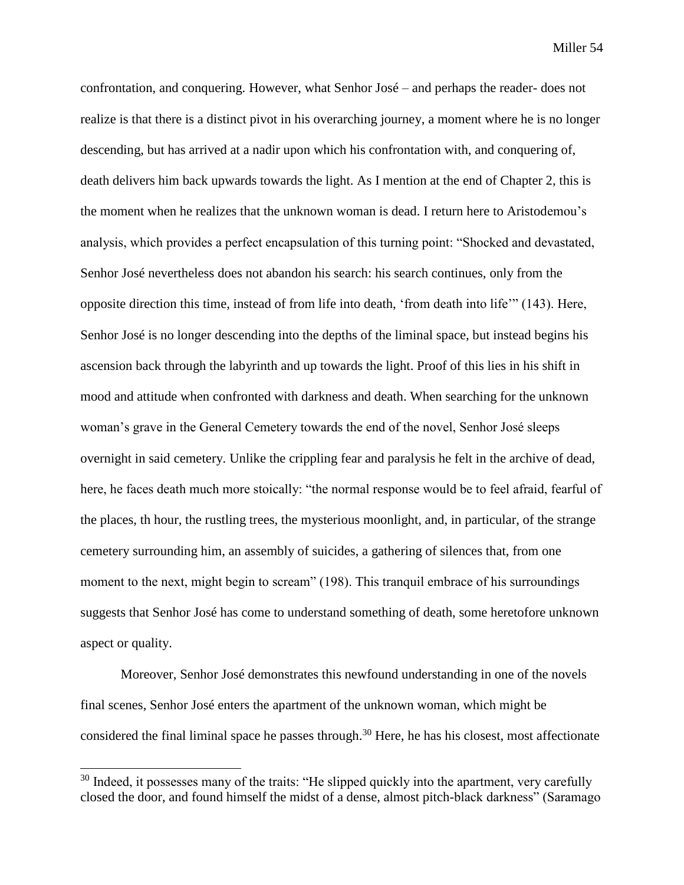confrontation, and conquering. However, what Senhor José – and perhaps the reader- does not realize is that there is a distinct pivot in his overarching journey, a moment where he is no longer descending, but has arrived at a nadir upon which his confrontation with, and conquering of, death delivers him back upwards towards the light. As I mention at the end of Chapter 2, this is the moment when he realizes that the unknown woman is dead. I return here to Aristodemou's analysis, which provides a perfect encapsulation of this turning point: "Shocked and devastated, Senhor José nevertheless does not abandon his search: his search continues, only from the opposite direction this time, instead of from life into death, 'from death into life'" (143). Here, Senhor José is no longer descending into the depths of the liminal space, but instead begins his ascension back through the labyrinth and up towards the light. Proof of this lies in his shift in mood and attitude when confronted with darkness and death. When searching for the unknown woman's grave in the General Cemetery towards the end of the novel, Senhor José sleeps overnight in said cemetery. Unlike the crippling fear and paralysis he felt in the archive of dead, here, he faces death much more stoically: "the normal response would be to feel afraid, fearful of the places, th hour, the rustling trees, the mysterious moonlight, and, in particular, of the strange cemetery surrounding him, an assembly of suicides, a gathering of silences that, from one moment to the next, might begin to scream" (198). This tranquil embrace of his surroundings suggests that Senhor José has come to understand something of death, some heretofore unknown aspect or quality.

Moreover, Senhor José demonstrates this newfound understanding in one of the novels final scenes, Senhor José enters the apartment of the unknown woman, which might be considered the final liminal space he passes through.[30] Here, he has his closest, most affectionate

[30] Indeed, it possesses many of the traits: "He slipped quickly into the apartment, very carefully closed the door, and found himself the midst of a dense, almost pitch-black darkness" (Saramago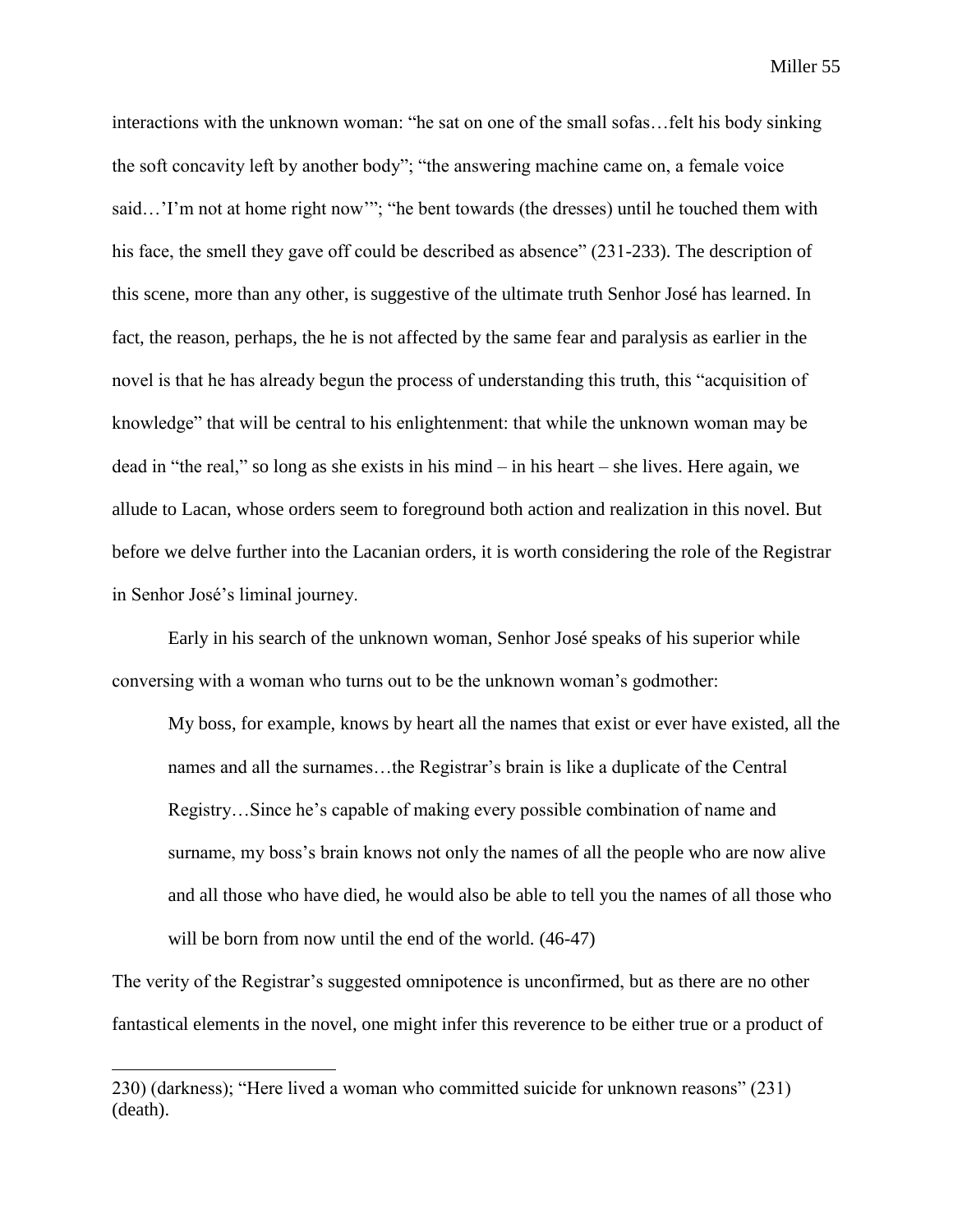interactions with the unknown woman: "he sat on one of the small sofas…felt his body sinking the soft concavity left by another body"; "the answering machine came on, a female voice said…'I'm not at home right now'"; "he bent towards (the dresses) until he touched them with his face, the smell they gave off could be described as absence" (231-233). The description of this scene, more than any other, is suggestive of the ultimate truth Senhor José has learned. In fact, the reason, perhaps, the he is not affected by the same fear and paralysis as earlier in the novel is that he has already begun the process of understanding this truth, this "acquisition of knowledge" that will be central to his enlightenment: that while the unknown woman may be dead in "the real," so long as she exists in his mind – in his heart – she lives. Here again, we allude to Lacan, whose orders seem to foreground both action and realization in this novel. But before we delve further into the Lacanian orders, it is worth considering the role of the Registrar in Senhor José's liminal journey.

Early in his search of the unknown woman, Senhor José speaks of his superior while conversing with a woman who turns out to be the unknown woman's godmother:

> My boss, for example, knows by heart all the names that exist or ever have existed, all the names and all the surnames…the Registrar's brain is like a duplicate of the Central Registry…Since he's capable of making every possible combination of name and surname, my boss's brain knows not only the names of all the people who are now alive and all those who have died, he would also be able to tell you the names of all those who will be born from now until the end of the world. (46-47)

The verity of the Registrar's suggested omnipotence is unconfirmed, but as there are no other fantastical elements in the novel, one might infer this reverence to be either true or a product of

---

230) (darkness); "Here lived a woman who committed suicide for unknown reasons" (231) (death).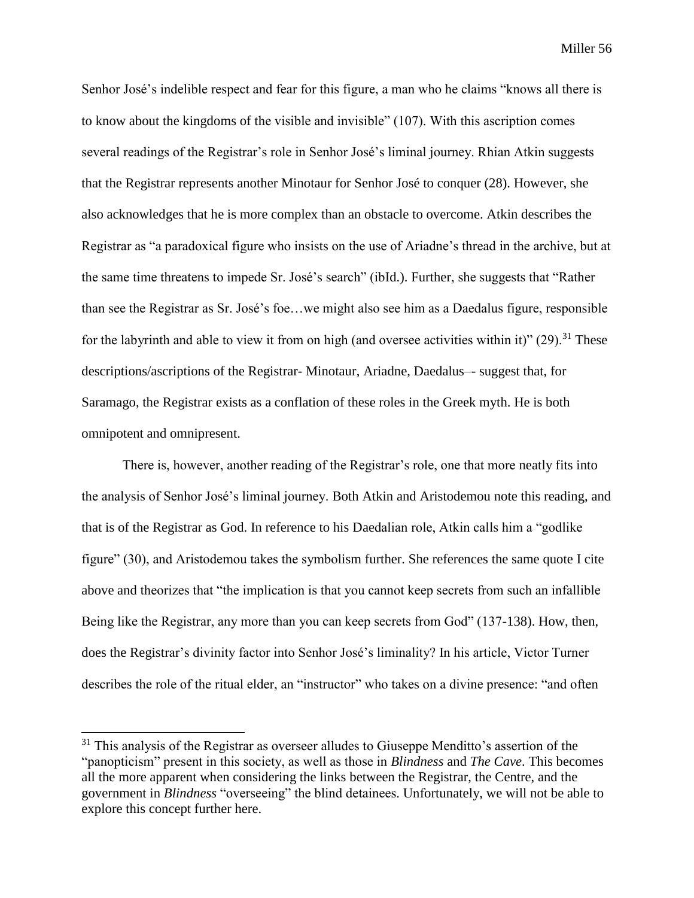Senhor José's indelible respect and fear for this figure, a man who he claims "knows all there is to know about the kingdoms of the visible and invisible" (107). With this ascription comes several readings of the Registrar's role in Senhor José's liminal journey. Rhian Atkin suggests that the Registrar represents another Minotaur for Senhor José to conquer (28). However, she also acknowledges that he is more complex than an obstacle to overcome. Atkin describes the Registrar as "a paradoxical figure who insists on the use of Ariadne's thread in the archive, but at the same time threatens to impede Sr. José's search" (ibId.). Further, she suggests that "Rather than see the Registrar as Sr. José's foe…we might also see him as a Daedalus figure, responsible for the labyrinth and able to view it from on high (and oversee activities within it)" (29).[31] These descriptions/ascriptions of the Registrar- Minotaur, Ariadne, Daedalus–- suggest that, for Saramago, the Registrar exists as a conflation of these roles in the Greek myth. He is both omnipotent and omnipresent.

There is, however, another reading of the Registrar's role, one that more neatly fits into the analysis of Senhor José's liminal journey. Both Atkin and Aristodemou note this reading, and that is of the Registrar as God. In reference to his Daedalian role, Atkin calls him a "godlike figure" (30), and Aristodemou takes the symbolism further. She references the same quote I cite above and theorizes that "the implication is that you cannot keep secrets from such an infallible Being like the Registrar, any more than you can keep secrets from God" (137-138). How, then, does the Registrar's divinity factor into Senhor José's liminality? In his article, Victor Turner describes the role of the ritual elder, an "instructor" who takes on a divine presence: "and often

---

[31] This analysis of the Registrar as overseer alludes to Giuseppe Menditto's assertion of the "panopticism" present in this society, as well as those in *Blindness* and *The Cave*. This becomes all the more apparent when considering the links between the Registrar, the Centre, and the government in *Blindness* "overseeing" the blind detainees. Unfortunately, we will not be able to explore this concept further here.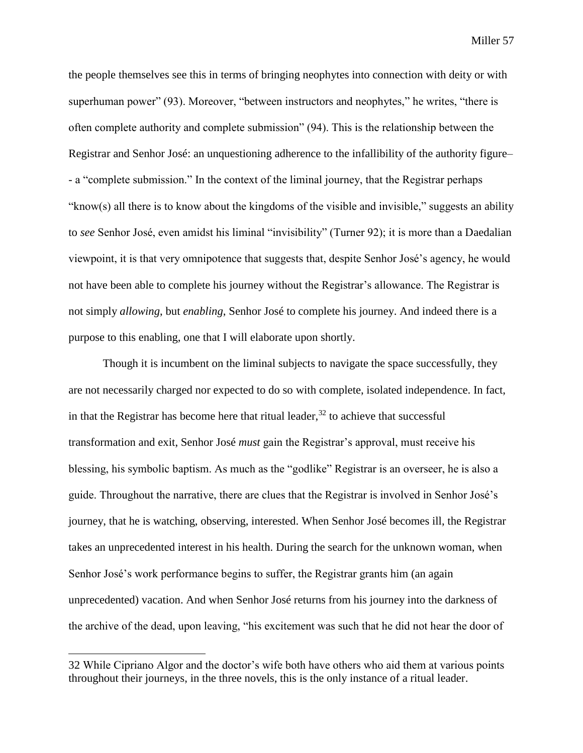the people themselves see this in terms of bringing neophytes into connection with deity or with superhuman power" (93). Moreover, "between instructors and neophytes," he writes, "there is often complete authority and complete submission" (94). This is the relationship between the Registrar and Senhor José: an unquestioning adherence to the infallibility of the authority figure–- a "complete submission." In the context of the liminal journey, that the Registrar perhaps "know(s) all there is to know about the kingdoms of the visible and invisible," suggests an ability to *see* Senhor José, even amidst his liminal "invisibility" (Turner 92); it is more than a Daedalian viewpoint, it is that very omnipotence that suggests that, despite Senhor José's agency, he would not have been able to complete his journey without the Registrar's allowance. The Registrar is not simply *allowing*, but *enabling*, Senhor José to complete his journey. And indeed there is a purpose to this enabling, one that I will elaborate upon shortly.

Though it is incumbent on the liminal subjects to navigate the space successfully, they are not necessarily charged nor expected to do so with complete, isolated independence. In fact, in that the Registrar has become here that ritual leader,[32] to achieve that successful transformation and exit, Senhor José *must* gain the Registrar's approval, must receive his blessing, his symbolic baptism. As much as the "godlike" Registrar is an overseer, he is also a guide. Throughout the narrative, there are clues that the Registrar is involved in Senhor José's journey, that he is watching, observing, interested. When Senhor José becomes ill, the Registrar takes an unprecedented interest in his health. During the search for the unknown woman, when Senhor José's work performance begins to suffer, the Registrar grants him (an again unprecedented) vacation. And when Senhor José returns from his journey into the darkness of the archive of the dead, upon leaving, "his excitement was such that he did not hear the door of

---

32 While Cipriano Algor and the doctor's wife both have others who aid them at various points throughout their journeys, in the three novels, this is the only instance of a ritual leader.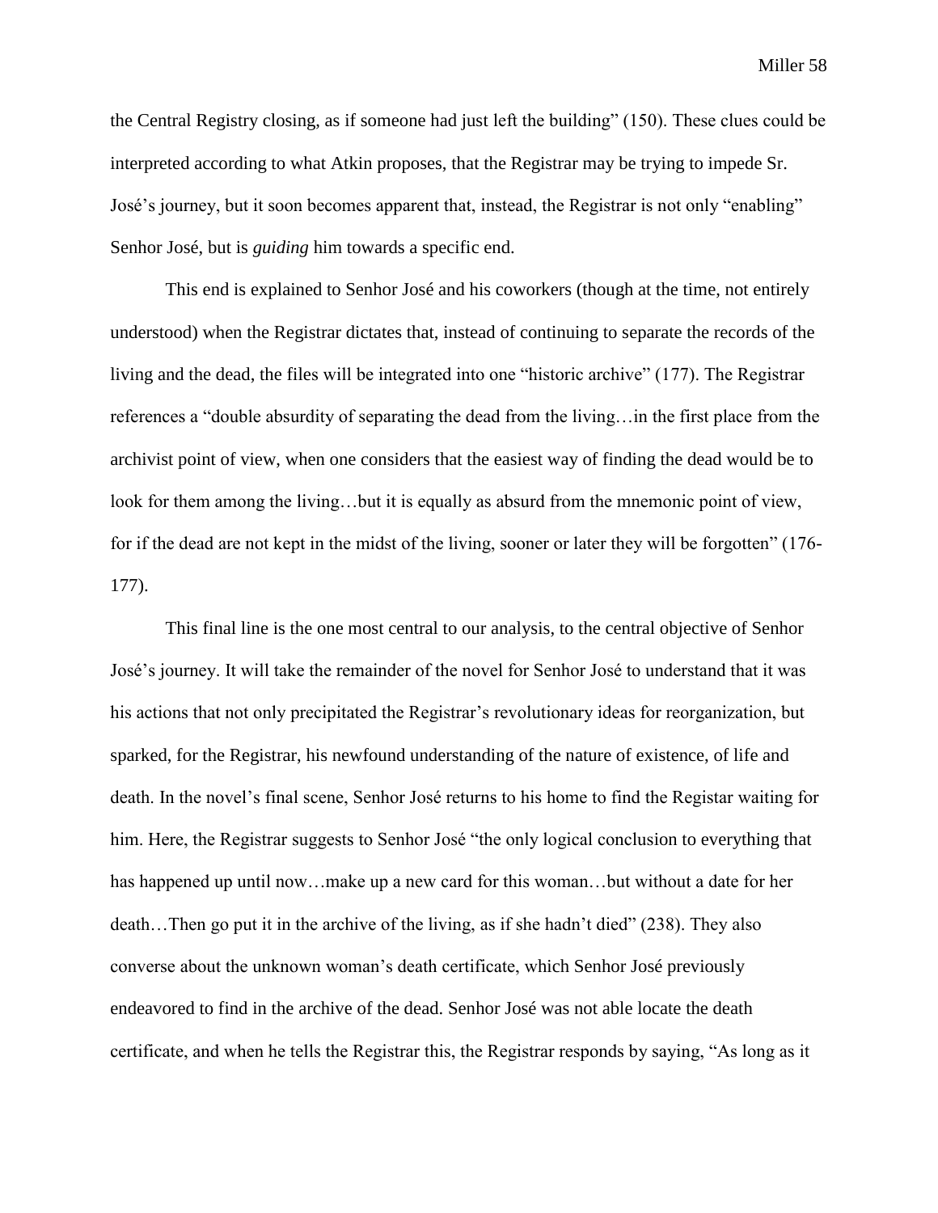the Central Registry closing, as if someone had just left the building" (150). These clues could be interpreted according to what Atkin proposes, that the Registrar may be trying to impede Sr. José's journey, but it soon becomes apparent that, instead, the Registrar is not only "enabling" Senhor José, but is *guiding* him towards a specific end.

This end is explained to Senhor José and his coworkers (though at the time, not entirely understood) when the Registrar dictates that, instead of continuing to separate the records of the living and the dead, the files will be integrated into one "historic archive" (177). The Registrar references a "double absurdity of separating the dead from the living…in the first place from the archivist point of view, when one considers that the easiest way of finding the dead would be to look for them among the living…but it is equally as absurd from the mnemonic point of view, for if the dead are not kept in the midst of the living, sooner or later they will be forgotten" (176-177).

This final line is the one most central to our analysis, to the central objective of Senhor José's journey. It will take the remainder of the novel for Senhor José to understand that it was his actions that not only precipitated the Registrar's revolutionary ideas for reorganization, but sparked, for the Registrar, his newfound understanding of the nature of existence, of life and death. In the novel's final scene, Senhor José returns to his home to find the Registar waiting for him. Here, the Registrar suggests to Senhor José "the only logical conclusion to everything that has happened up until now…make up a new card for this woman…but without a date for her death…Then go put it in the archive of the living, as if she hadn't died" (238). They also converse about the unknown woman's death certificate, which Senhor José previously endeavored to find in the archive of the dead. Senhor José was not able locate the death certificate, and when he tells the Registrar this, the Registrar responds by saying, "As long as it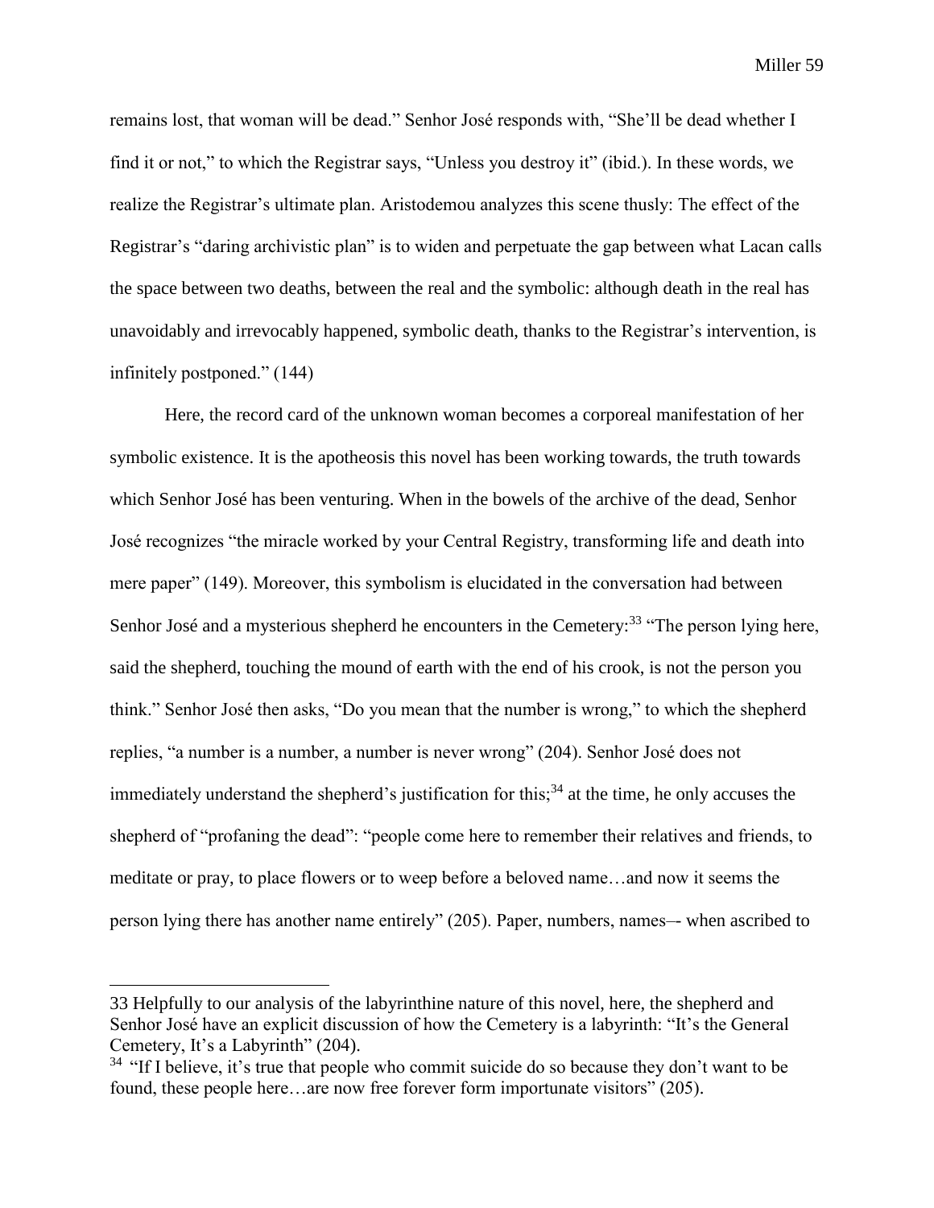remains lost, that woman will be dead." Senhor José responds with, "She'll be dead whether I find it or not," to which the Registrar says, "Unless you destroy it" (ibid.). In these words, we realize the Registrar's ultimate plan. Aristodemou analyzes this scene thusly: The effect of the Registrar's "daring archivistic plan" is to widen and perpetuate the gap between what Lacan calls the space between two deaths, between the real and the symbolic: although death in the real has unavoidably and irrevocably happened, symbolic death, thanks to the Registrar's intervention, is infinitely postponed." (144)

Here, the record card of the unknown woman becomes a corporeal manifestation of her symbolic existence. It is the apotheosis this novel has been working towards, the truth towards which Senhor José has been venturing. When in the bowels of the archive of the dead, Senhor José recognizes "the miracle worked by your Central Registry, transforming life and death into mere paper" (149). Moreover, this symbolism is elucidated in the conversation had between Senhor José and a mysterious shepherd he encounters in the Cemetery:[33] "The person lying here, said the shepherd, touching the mound of earth with the end of his crook, is not the person you think." Senhor José then asks, "Do you mean that the number is wrong," to which the shepherd replies, "a number is a number, a number is never wrong" (204). Senhor José does not immediately understand the shepherd's justification for this;[34] at the time, he only accuses the shepherd of "profaning the dead": "people come here to remember their relatives and friends, to meditate or pray, to place flowers or to weep before a beloved name…and now it seems the person lying there has another name entirely" (205). Paper, numbers, names–- when ascribed to

---

33 Helpfully to our analysis of the labyrinthine nature of this novel, here, the shepherd and Senhor José have an explicit discussion of how the Cemetery is a labyrinth: "It's the General Cemetery, It's a Labyrinth" (204).

34 "If I believe, it's true that people who commit suicide do so because they don't want to be found, these people here…are now free forever form importunate visitors" (205).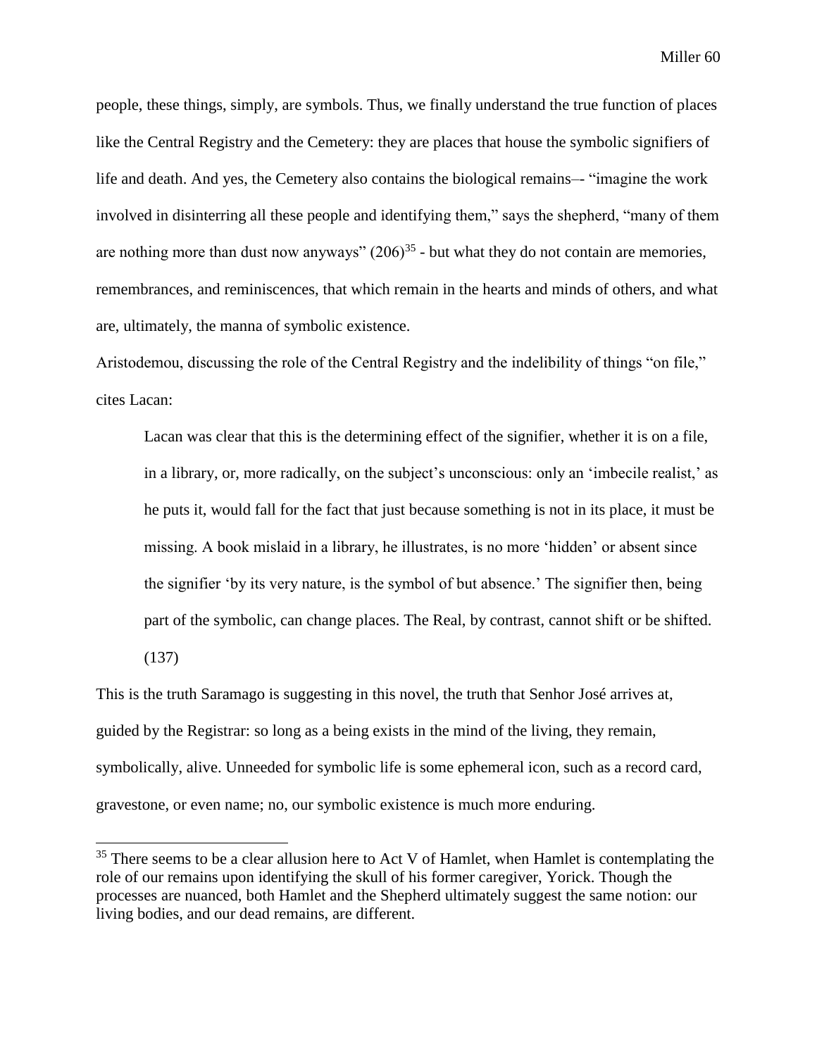people, these things, simply, are symbols. Thus, we finally understand the true function of places like the Central Registry and the Cemetery: they are places that house the symbolic signifiers of life and death. And yes, the Cemetery also contains the biological remains–- "imagine the work involved in disinterring all these people and identifying them," says the shepherd, "many of them are nothing more than dust now anyways" (206)[35] - but what they do not contain are memories, remembrances, and reminiscences, that which remain in the hearts and minds of others, and what are, ultimately, the manna of symbolic existence.

Aristodemou, discussing the role of the Central Registry and the indelibility of things "on file," cites Lacan:

> Lacan was clear that this is the determining effect of the signifier, whether it is on a file, in a library, or, more radically, on the subject's unconscious: only an 'imbecile realist,' as he puts it, would fall for the fact that just because something is not in its place, it must be missing. A book mislaid in a library, he illustrates, is no more 'hidden' or absent since the signifier 'by its very nature, is the symbol of but absence.' The signifier then, being part of the symbolic, can change places. The Real, by contrast, cannot shift or be shifted. (137)

This is the truth Saramago is suggesting in this novel, the truth that Senhor José arrives at, guided by the Registrar: so long as a being exists in the mind of the living, they remain, symbolically, alive. Unneeded for symbolic life is some ephemeral icon, such as a record card, gravestone, or even name; no, our symbolic existence is much more enduring.

---

[35] There seems to be a clear allusion here to Act V of Hamlet, when Hamlet is contemplating the role of our remains upon identifying the skull of his former caregiver, Yorick. Though the processes are nuanced, both Hamlet and the Shepherd ultimately suggest the same notion: our living bodies, and our dead remains, are different.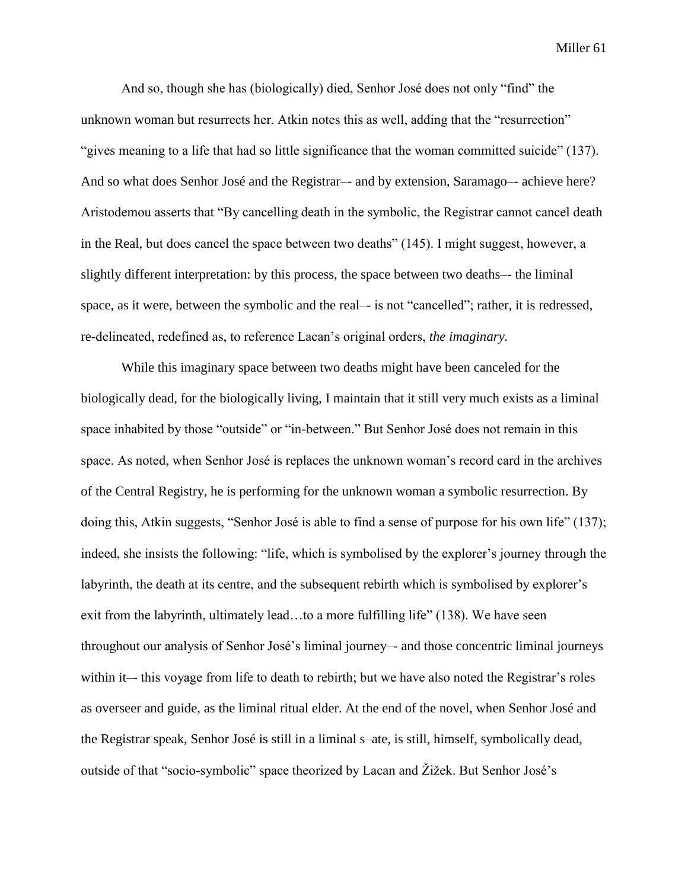And so, though she has (biologically) died, Senhor José does not only "find" the unknown woman but resurrects her. Atkin notes this as well, adding that the "resurrection" "gives meaning to a life that had so little significance that the woman committed suicide" (137). And so what does Senhor José and the Registrar–- and by extension, Saramago–- achieve here? Aristodemou asserts that "By cancelling death in the symbolic, the Registrar cannot cancel death in the Real, but does cancel the space between two deaths" (145). I might suggest, however, a slightly different interpretation: by this process, the space between two deaths–- the liminal space, as it were, between the symbolic and the real–- is not "cancelled"; rather, it is redressed, re-delineated, redefined as, to reference Lacan's original orders, *the imaginary*.

While this imaginary space between two deaths might have been canceled for the biologically dead, for the biologically living, I maintain that it still very much exists as a liminal space inhabited by those "outside" or "in-between." But Senhor José does not remain in this space. As noted, when Senhor José is replaces the unknown woman's record card in the archives of the Central Registry, he is performing for the unknown woman a symbolic resurrection. By doing this, Atkin suggests, "Senhor José is able to find a sense of purpose for his own life" (137); indeed, she insists the following: "life, which is symbolised by the explorer's journey through the labyrinth, the death at its centre, and the subsequent rebirth which is symbolised by explorer's exit from the labyrinth, ultimately lead…to a more fulfilling life" (138). We have seen throughout our analysis of Senhor José's liminal journey–- and those concentric liminal journeys within it–- this voyage from life to death to rebirth; but we have also noted the Registrar's roles as overseer and guide, as the liminal ritual elder. At the end of the novel, when Senhor José and the Registrar speak, Senhor José is still in a liminal s–ate, is still, himself, symbolically dead, outside of that "socio-symbolic" space theorized by Lacan and Žižek. But Senhor José's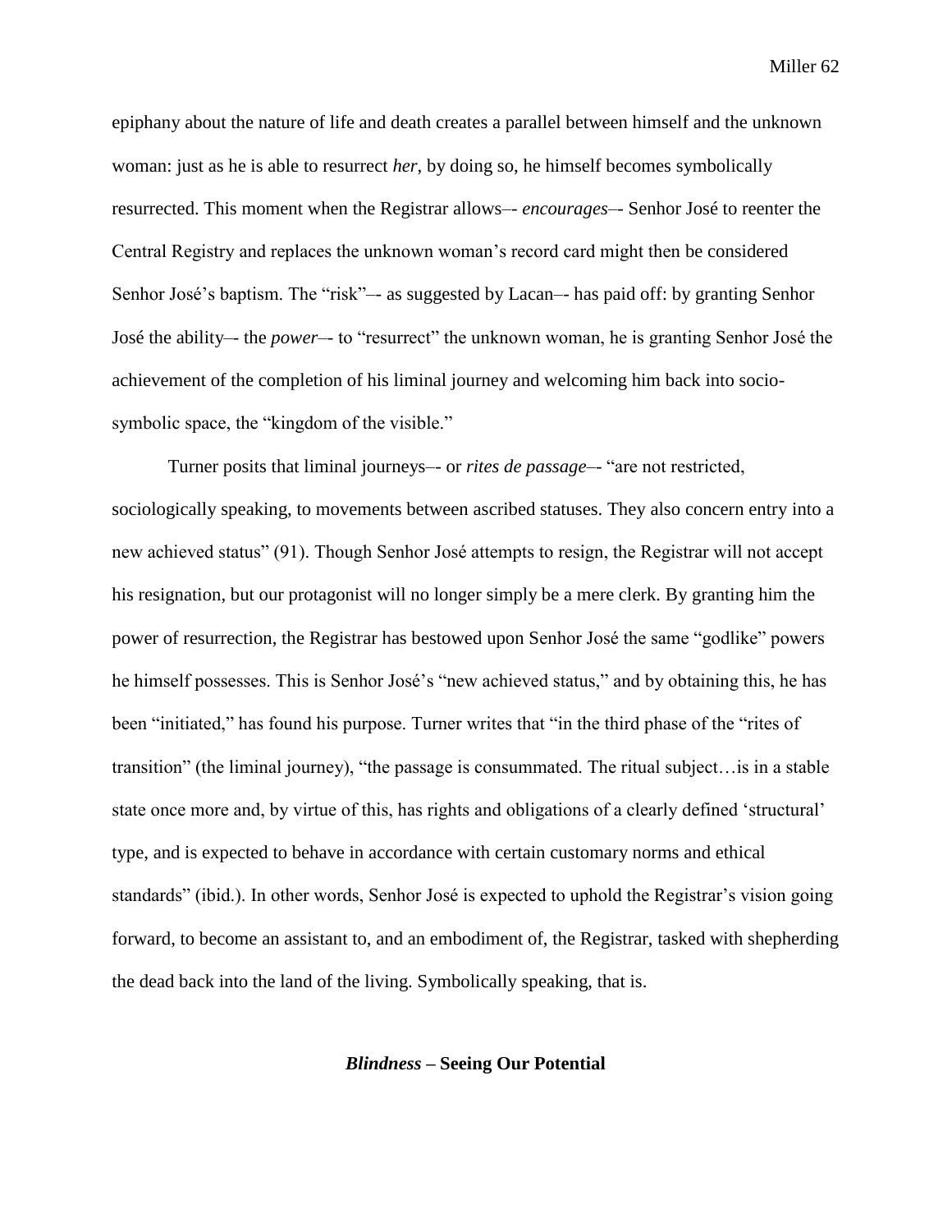epiphany about the nature of life and death creates a parallel between himself and the unknown woman: just as he is able to resurrect *her*, by doing so, he himself becomes symbolically resurrected. This moment when the Registrar allows–- *encourages*–- Senhor José to reenter the Central Registry and replaces the unknown woman's record card might then be considered Senhor José's baptism. The "risk"–- as suggested by Lacan–- has paid off: by granting Senhor José the ability–- the *power*–- to "resurrect" the unknown woman, he is granting Senhor José the achievement of the completion of his liminal journey and welcoming him back into socio-symbolic space, the "kingdom of the visible."

Turner posits that liminal journeys–- or *rites de passage*–- "are not restricted, sociologically speaking, to movements between ascribed statuses. They also concern entry into a new achieved status" (91). Though Senhor José attempts to resign, the Registrar will not accept his resignation, but our protagonist will no longer simply be a mere clerk. By granting him the power of resurrection, the Registrar has bestowed upon Senhor José the same "godlike" powers he himself possesses. This is Senhor José's "new achieved status," and by obtaining this, he has been "initiated," has found his purpose. Turner writes that "in the third phase of the "rites of transition" (the liminal journey), "the passage is consummated. The ritual subject…is in a stable state once more and, by virtue of this, has rights and obligations of a clearly defined 'structural' type, and is expected to behave in accordance with certain customary norms and ethical standards" (ibid.). In other words, Senhor José is expected to uphold the Registrar's vision going forward, to become an assistant to, and an embodiment of, the Registrar, tasked with shepherding the dead back into the land of the living. Symbolically speaking, that is.

## ***Blindness* – Seeing Our Potential**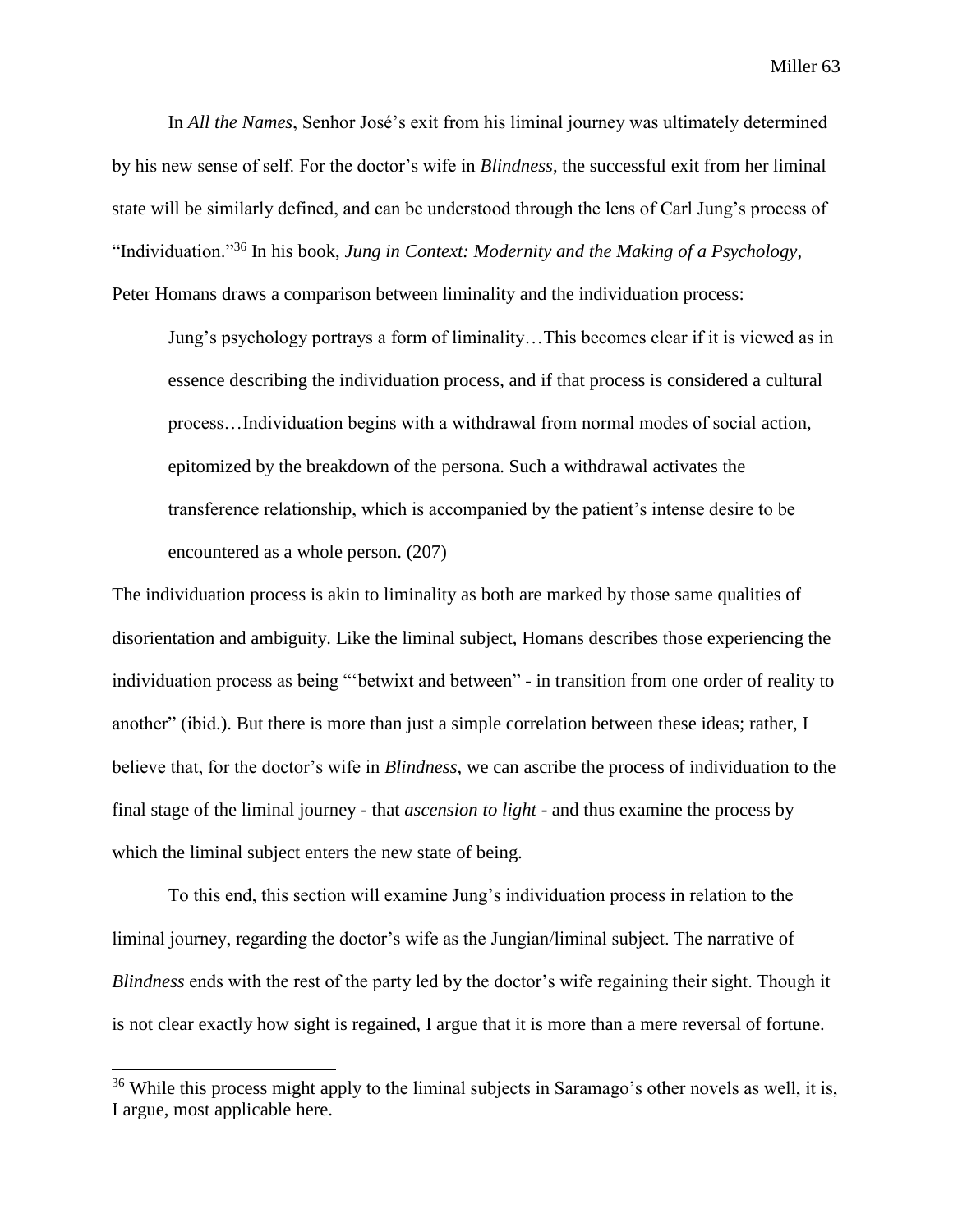In *All the Names*, Senhor José's exit from his liminal journey was ultimately determined by his new sense of self. For the doctor's wife in *Blindness*, the successful exit from her liminal state will be similarly defined, and can be understood through the lens of Carl Jung's process of "Individuation."[36] In his book, *Jung in Context: Modernity and the Making of a Psychology*, Peter Homans draws a comparison between liminality and the individuation process:

> Jung's psychology portrays a form of liminality…This becomes clear if it is viewed as in essence describing the individuation process, and if that process is considered a cultural process…Individuation begins with a withdrawal from normal modes of social action, epitomized by the breakdown of the persona. Such a withdrawal activates the transference relationship, which is accompanied by the patient's intense desire to be encountered as a whole person. (207)

The individuation process is akin to liminality as both are marked by those same qualities of disorientation and ambiguity. Like the liminal subject, Homans describes those experiencing the individuation process as being "'betwixt and between" - in transition from one order of reality to another" (ibid.). But there is more than just a simple correlation between these ideas; rather, I believe that, for the doctor's wife in *Blindness*, we can ascribe the process of individuation to the final stage of the liminal journey - that *ascension to light* - and thus examine the process by which the liminal subject enters the new state of being.

To this end, this section will examine Jung's individuation process in relation to the liminal journey, regarding the doctor's wife as the Jungian/liminal subject. The narrative of *Blindness* ends with the rest of the party led by the doctor's wife regaining their sight. Though it is not clear exactly how sight is regained, I argue that it is more than a mere reversal of fortune.

---

[36] While this process might apply to the liminal subjects in Saramago's other novels as well, it is, I argue, most applicable here.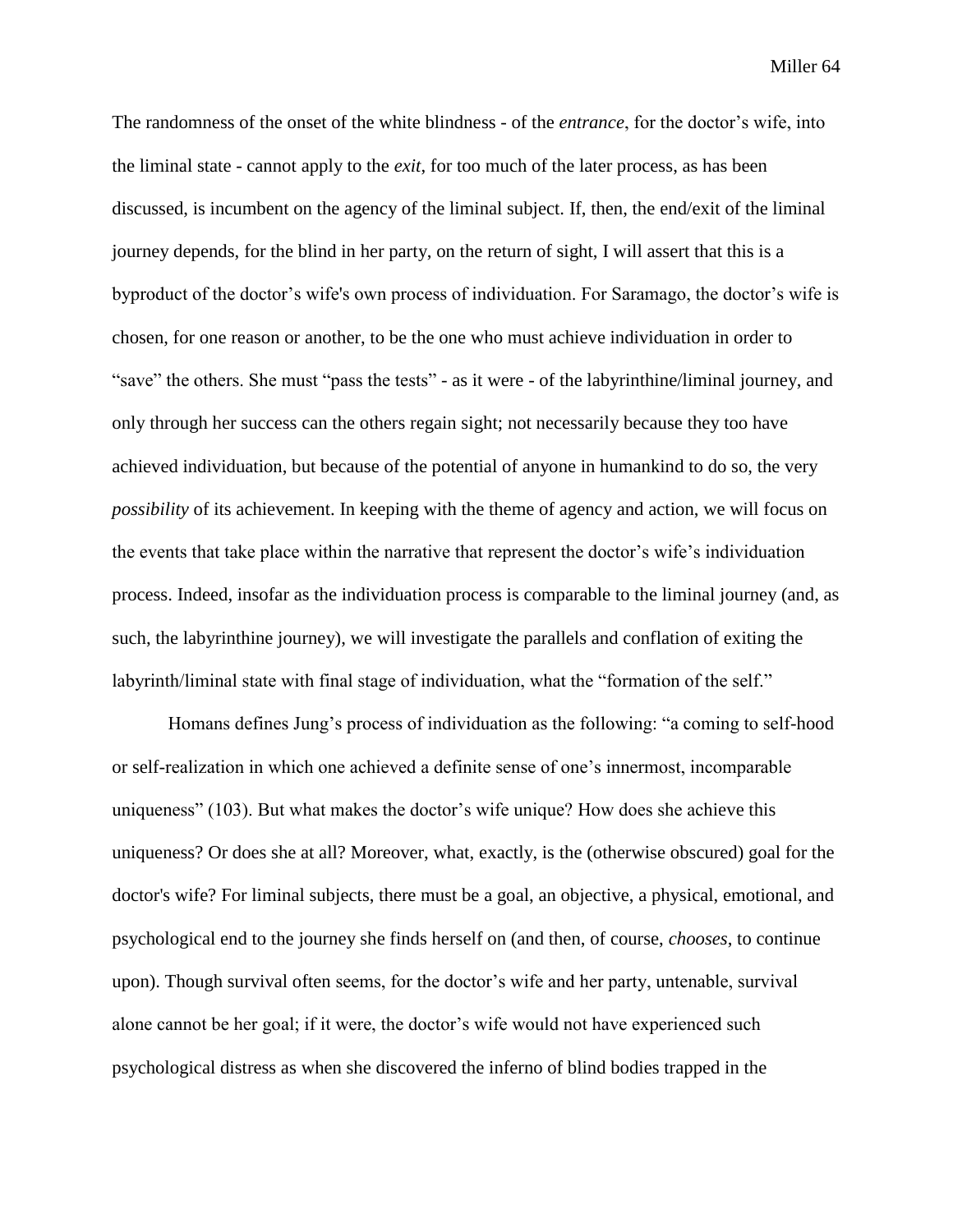The randomness of the onset of the white blindness - of the *entrance*, for the doctor's wife, into the liminal state - cannot apply to the *exit*, for too much of the later process, as has been discussed, is incumbent on the agency of the liminal subject. If, then, the end/exit of the liminal journey depends, for the blind in her party, on the return of sight, I will assert that this is a byproduct of the doctor's wife's own process of individuation. For Saramago, the doctor's wife is chosen, for one reason or another, to be the one who must achieve individuation in order to "save" the others. She must "pass the tests" - as it were - of the labyrinthine/liminal journey, and only through her success can the others regain sight; not necessarily because they too have achieved individuation, but because of the potential of anyone in humankind to do so, the very *possibility* of its achievement. In keeping with the theme of agency and action, we will focus on the events that take place within the narrative that represent the doctor's wife's individuation process. Indeed, insofar as the individuation process is comparable to the liminal journey (and, as such, the labyrinthine journey), we will investigate the parallels and conflation of exiting the labyrinth/liminal state with final stage of individuation, what the "formation of the self."

Homans defines Jung's process of individuation as the following: "a coming to self-hood or self-realization in which one achieved a definite sense of one's innermost, incomparable uniqueness" (103). But what makes the doctor's wife unique? How does she achieve this uniqueness? Or does she at all? Moreover, what, exactly, is the (otherwise obscured) goal for the doctor's wife? For liminal subjects, there must be a goal, an objective, a physical, emotional, and psychological end to the journey she finds herself on (and then, of course, *chooses*, to continue upon). Though survival often seems, for the doctor's wife and her party, untenable, survival alone cannot be her goal; if it were, the doctor's wife would not have experienced such psychological distress as when she discovered the inferno of blind bodies trapped in the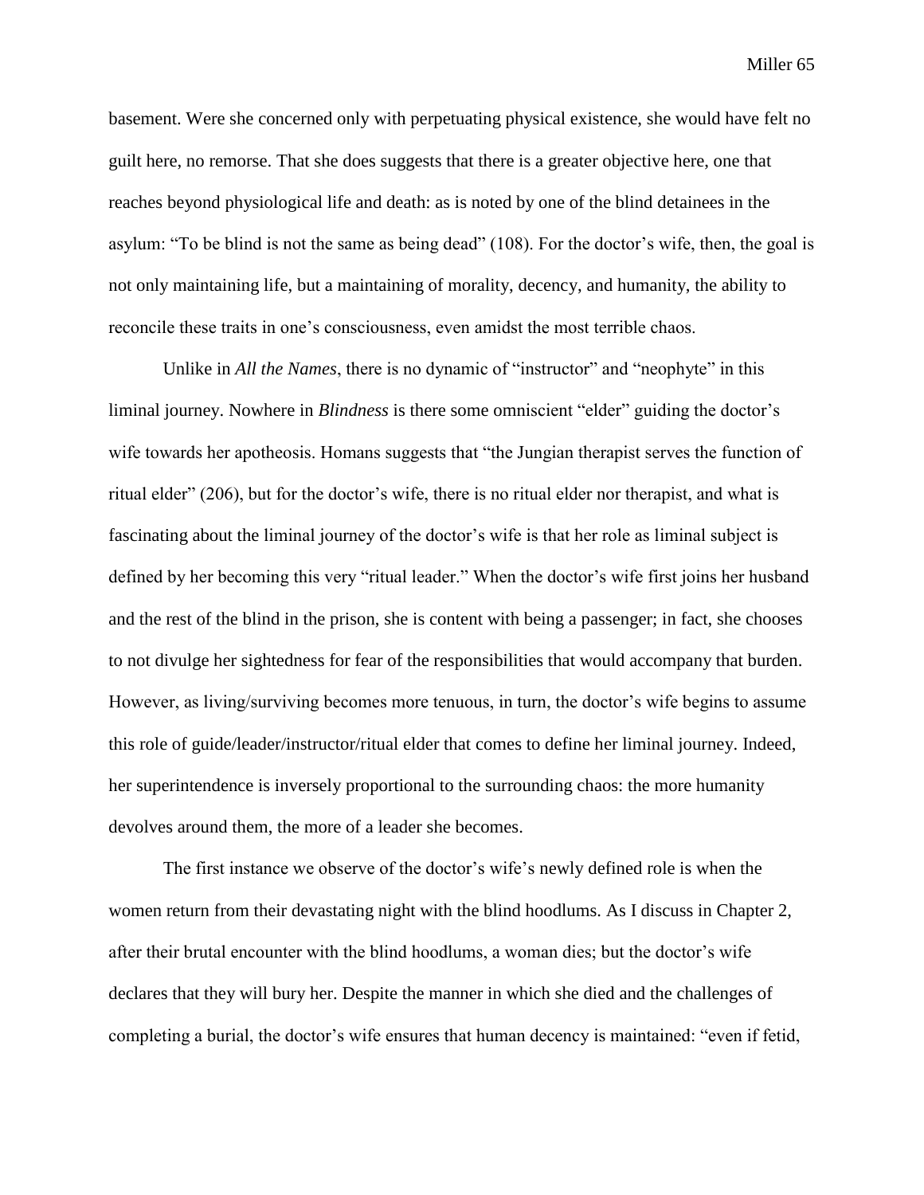basement. Were she concerned only with perpetuating physical existence, she would have felt no guilt here, no remorse. That she does suggests that there is a greater objective here, one that reaches beyond physiological life and death: as is noted by one of the blind detainees in the asylum: "To be blind is not the same as being dead" (108). For the doctor's wife, then, the goal is not only maintaining life, but a maintaining of morality, decency, and humanity, the ability to reconcile these traits in one's consciousness, even amidst the most terrible chaos.

Unlike in *All the Names*, there is no dynamic of "instructor" and "neophyte" in this liminal journey. Nowhere in *Blindness* is there some omniscient "elder" guiding the doctor's wife towards her apotheosis. Homans suggests that "the Jungian therapist serves the function of ritual elder" (206), but for the doctor's wife, there is no ritual elder nor therapist, and what is fascinating about the liminal journey of the doctor's wife is that her role as liminal subject is defined by her becoming this very "ritual leader." When the doctor's wife first joins her husband and the rest of the blind in the prison, she is content with being a passenger; in fact, she chooses to not divulge her sightedness for fear of the responsibilities that would accompany that burden. However, as living/surviving becomes more tenuous, in turn, the doctor's wife begins to assume this role of guide/leader/instructor/ritual elder that comes to define her liminal journey. Indeed, her superintendence is inversely proportional to the surrounding chaos: the more humanity devolves around them, the more of a leader she becomes.

The first instance we observe of the doctor's wife's newly defined role is when the women return from their devastating night with the blind hoodlums. As I discuss in Chapter 2, after their brutal encounter with the blind hoodlums, a woman dies; but the doctor's wife declares that they will bury her. Despite the manner in which she died and the challenges of completing a burial, the doctor's wife ensures that human decency is maintained: "even if fetid,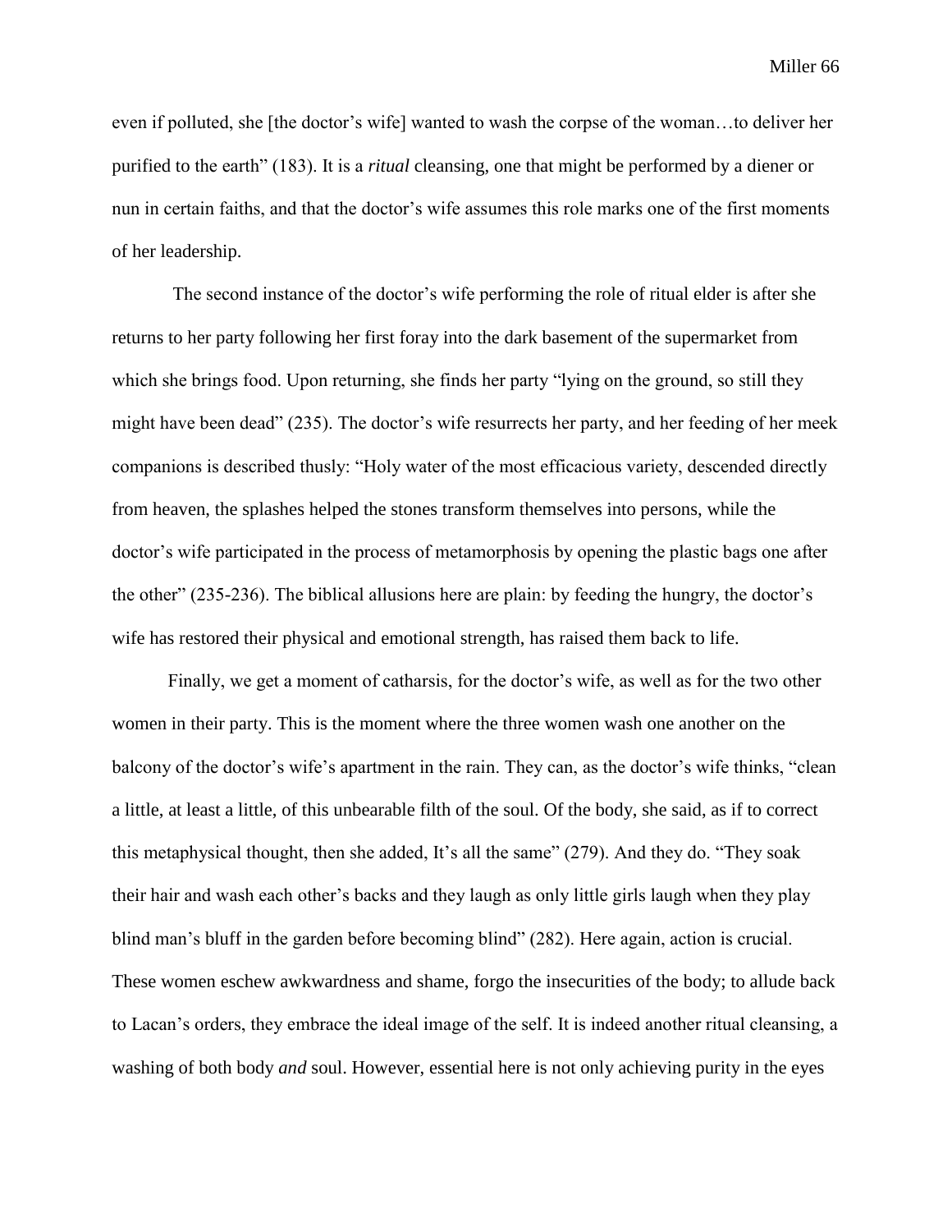even if polluted, she [the doctor's wife] wanted to wash the corpse of the woman…to deliver her purified to the earth" (183). It is a *ritual* cleansing, one that might be performed by a diener or nun in certain faiths, and that the doctor's wife assumes this role marks one of the first moments of her leadership.

The second instance of the doctor's wife performing the role of ritual elder is after she returns to her party following her first foray into the dark basement of the supermarket from which she brings food. Upon returning, she finds her party "lying on the ground, so still they might have been dead" (235). The doctor's wife resurrects her party, and her feeding of her meek companions is described thusly: "Holy water of the most efficacious variety, descended directly from heaven, the splashes helped the stones transform themselves into persons, while the doctor's wife participated in the process of metamorphosis by opening the plastic bags one after the other" (235-236). The biblical allusions here are plain: by feeding the hungry, the doctor's wife has restored their physical and emotional strength, has raised them back to life.

Finally, we get a moment of catharsis, for the doctor's wife, as well as for the two other women in their party. This is the moment where the three women wash one another on the balcony of the doctor's wife's apartment in the rain. They can, as the doctor's wife thinks, "clean a little, at least a little, of this unbearable filth of the soul. Of the body, she said, as if to correct this metaphysical thought, then she added, It's all the same" (279). And they do. "They soak their hair and wash each other's backs and they laugh as only little girls laugh when they play blind man's bluff in the garden before becoming blind" (282). Here again, action is crucial. These women eschew awkwardness and shame, forgo the insecurities of the body; to allude back to Lacan's orders, they embrace the ideal image of the self. It is indeed another ritual cleansing, a washing of both body *and* soul. However, essential here is not only achieving purity in the eyes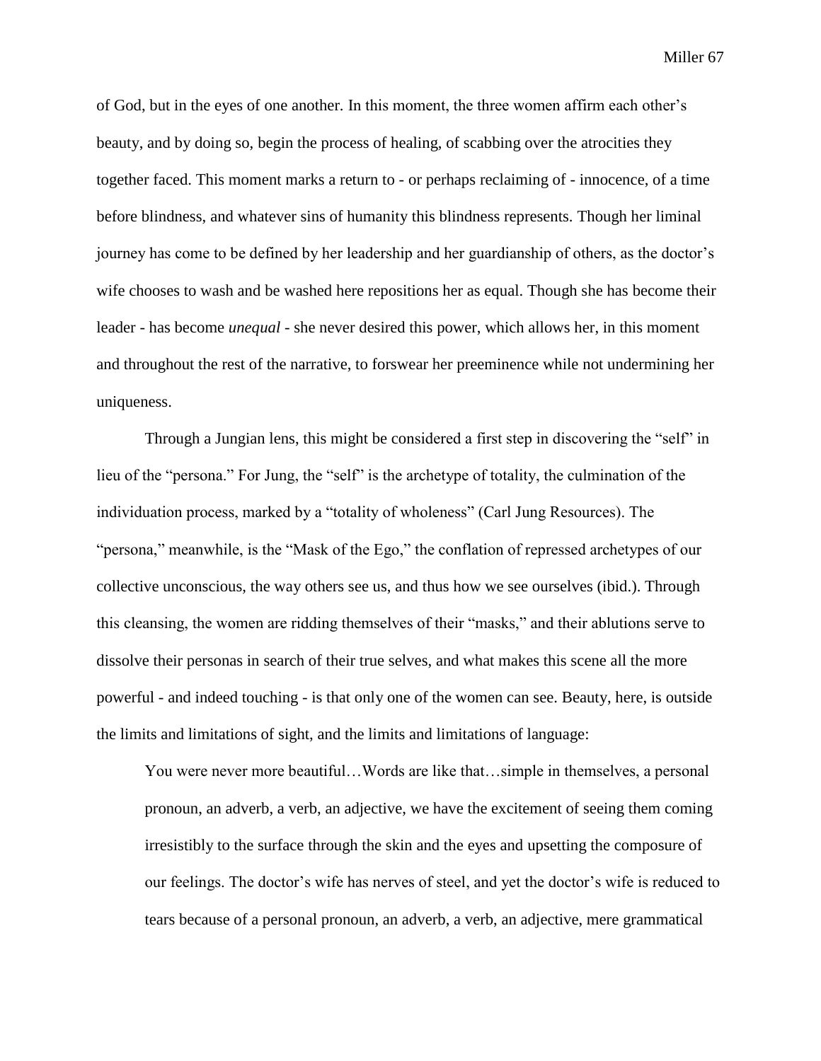of God, but in the eyes of one another. In this moment, the three women affirm each other's beauty, and by doing so, begin the process of healing, of scabbing over the atrocities they together faced. This moment marks a return to - or perhaps reclaiming of - innocence, of a time before blindness, and whatever sins of humanity this blindness represents. Though her liminal journey has come to be defined by her leadership and her guardianship of others, as the doctor's wife chooses to wash and be washed here repositions her as equal. Though she has become their leader - has become *unequal* - she never desired this power, which allows her, in this moment and throughout the rest of the narrative, to forswear her preeminence while not undermining her uniqueness.

Through a Jungian lens, this might be considered a first step in discovering the "self" in lieu of the "persona." For Jung, the "self" is the archetype of totality, the culmination of the individuation process, marked by a "totality of wholeness" (Carl Jung Resources). The "persona," meanwhile, is the "Mask of the Ego," the conflation of repressed archetypes of our collective unconscious, the way others see us, and thus how we see ourselves (ibid.). Through this cleansing, the women are ridding themselves of their "masks," and their ablutions serve to dissolve their personas in search of their true selves, and what makes this scene all the more powerful - and indeed touching - is that only one of the women can see. Beauty, here, is outside the limits and limitations of sight, and the limits and limitations of language:

> You were never more beautiful…Words are like that…simple in themselves, a personal pronoun, an adverb, a verb, an adjective, we have the excitement of seeing them coming irresistibly to the surface through the skin and the eyes and upsetting the composure of our feelings. The doctor's wife has nerves of steel, and yet the doctor's wife is reduced to tears because of a personal pronoun, an adverb, a verb, an adjective, mere grammatical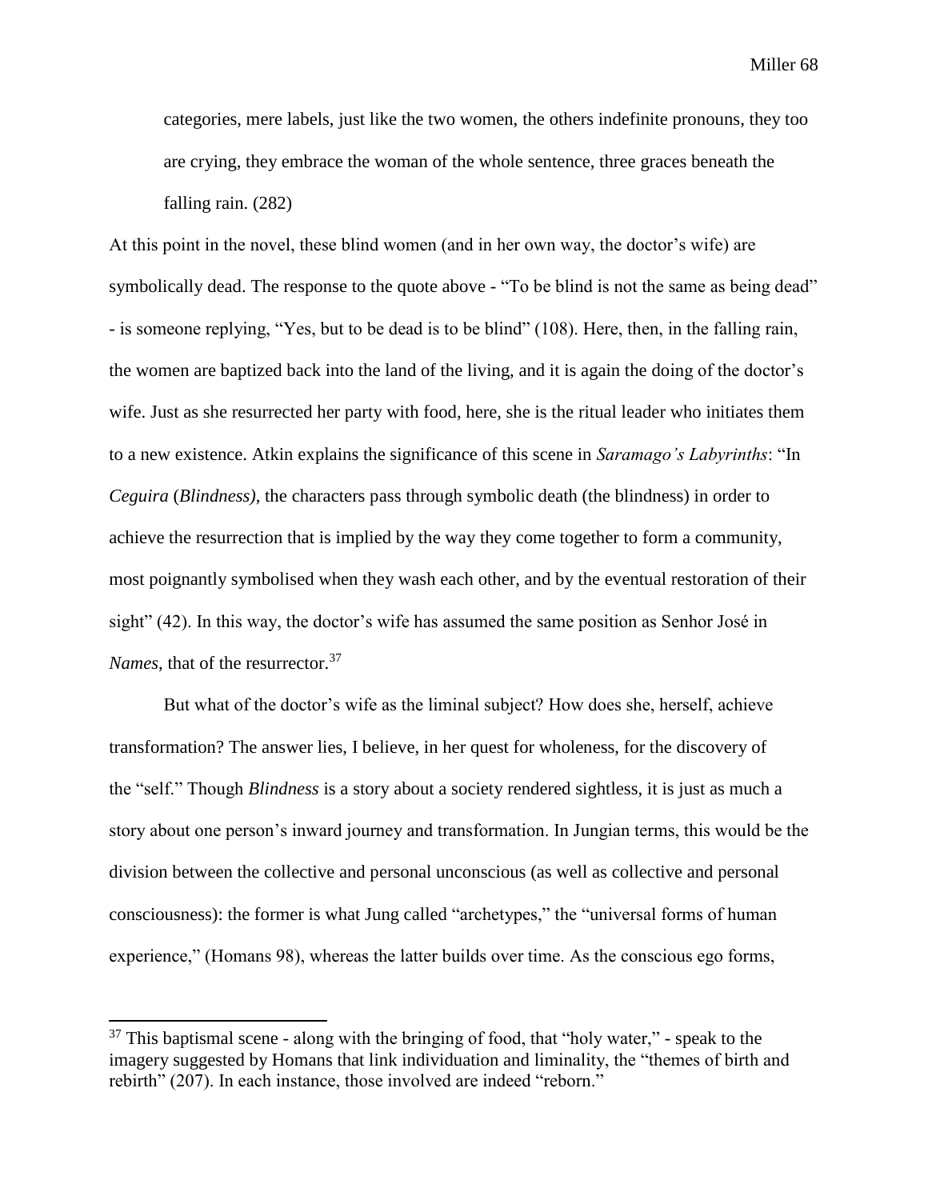> categories, mere labels, just like the two women, the others indefinite pronouns, they too are crying, they embrace the woman of the whole sentence, three graces beneath the falling rain. (282)

At this point in the novel, these blind women (and in her own way, the doctor's wife) are symbolically dead. The response to the quote above - "To be blind is not the same as being dead" - is someone replying, "Yes, but to be dead is to be blind" (108). Here, then, in the falling rain, the women are baptized back into the land of the living, and it is again the doing of the doctor's wife. Just as she resurrected her party with food, here, she is the ritual leader who initiates them to a new existence. Atkin explains the significance of this scene in *Saramago's Labyrinths*: "In *Ceguira* (*Blindness)*, the characters pass through symbolic death (the blindness) in order to achieve the resurrection that is implied by the way they come together to form a community, most poignantly symbolised when they wash each other, and by the eventual restoration of their sight" (42). In this way, the doctor's wife has assumed the same position as Senhor José in *Names*, that of the resurrector.[37]

But what of the doctor's wife as the liminal subject? How does she, herself, achieve transformation? The answer lies, I believe, in her quest for wholeness, for the discovery of the "self." Though *Blindness* is a story about a society rendered sightless, it is just as much a story about one person's inward journey and transformation. In Jungian terms, this would be the division between the collective and personal unconscious (as well as collective and personal consciousness): the former is what Jung called "archetypes," the "universal forms of human experience," (Homans 98), whereas the latter builds over time. As the conscious ego forms,

---

[37] This baptismal scene - along with the bringing of food, that "holy water," - speak to the imagery suggested by Homans that link individuation and liminality, the "themes of birth and rebirth" (207). In each instance, those involved are indeed "reborn."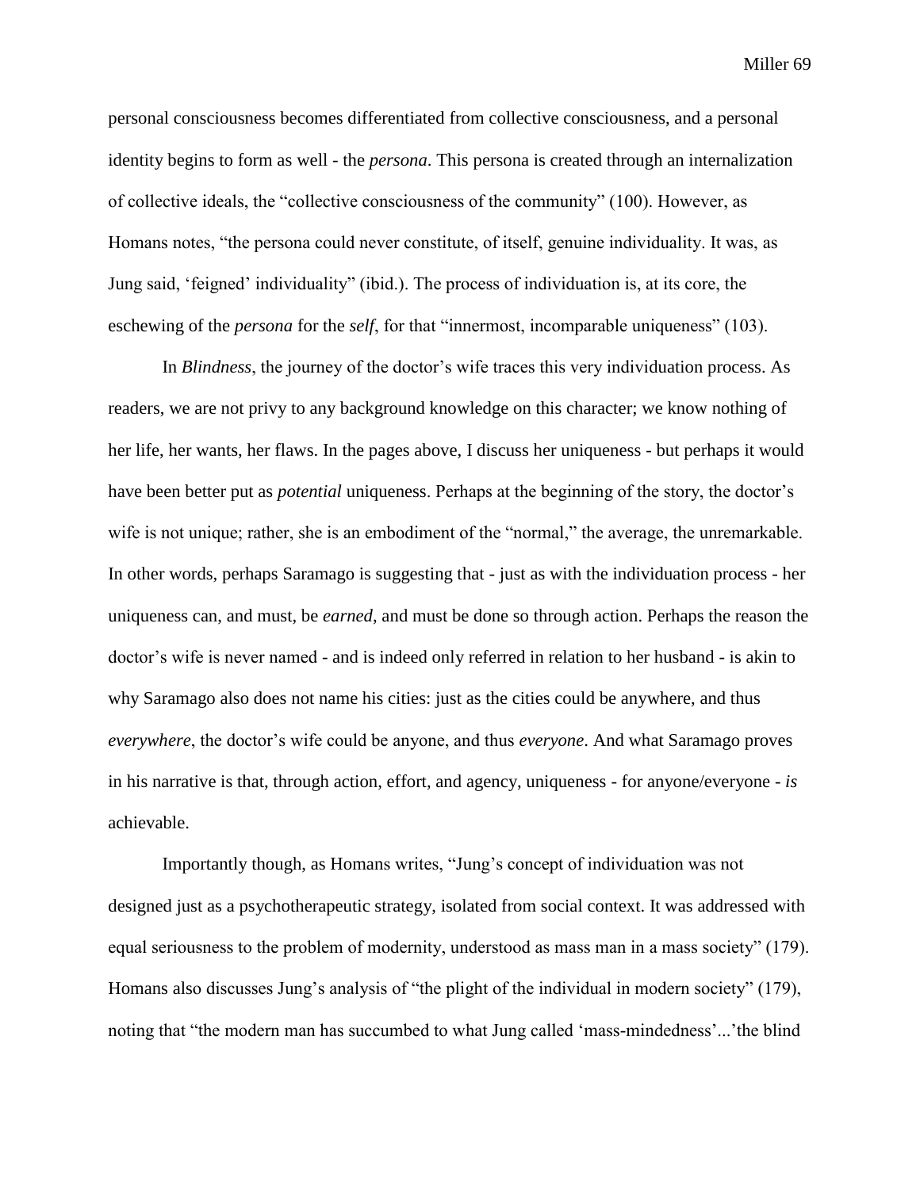personal consciousness becomes differentiated from collective consciousness, and a personal identity begins to form as well - the *persona*. This persona is created through an internalization of collective ideals, the "collective consciousness of the community" (100). However, as Homans notes, "the persona could never constitute, of itself, genuine individuality. It was, as Jung said, 'feigned' individuality" (ibid.). The process of individuation is, at its core, the eschewing of the *persona* for the *self*, for that "innermost, incomparable uniqueness" (103).

In *Blindness*, the journey of the doctor's wife traces this very individuation process. As readers, we are not privy to any background knowledge on this character; we know nothing of her life, her wants, her flaws. In the pages above, I discuss her uniqueness - but perhaps it would have been better put as *potential* uniqueness. Perhaps at the beginning of the story, the doctor's wife is not unique; rather, she is an embodiment of the "normal," the average, the unremarkable. In other words, perhaps Saramago is suggesting that - just as with the individuation process - her uniqueness can, and must, be *earned*, and must be done so through action. Perhaps the reason the doctor's wife is never named - and is indeed only referred in relation to her husband - is akin to why Saramago also does not name his cities: just as the cities could be anywhere, and thus *everywhere*, the doctor's wife could be anyone, and thus *everyone*. And what Saramago proves in his narrative is that, through action, effort, and agency, uniqueness - for anyone/everyone - *is* achievable.

Importantly though, as Homans writes, "Jung's concept of individuation was not designed just as a psychotherapeutic strategy, isolated from social context. It was addressed with equal seriousness to the problem of modernity, understood as mass man in a mass society" (179). Homans also discusses Jung's analysis of "the plight of the individual in modern society" (179), noting that "the modern man has succumbed to what Jung called 'mass-mindedness'...'the blind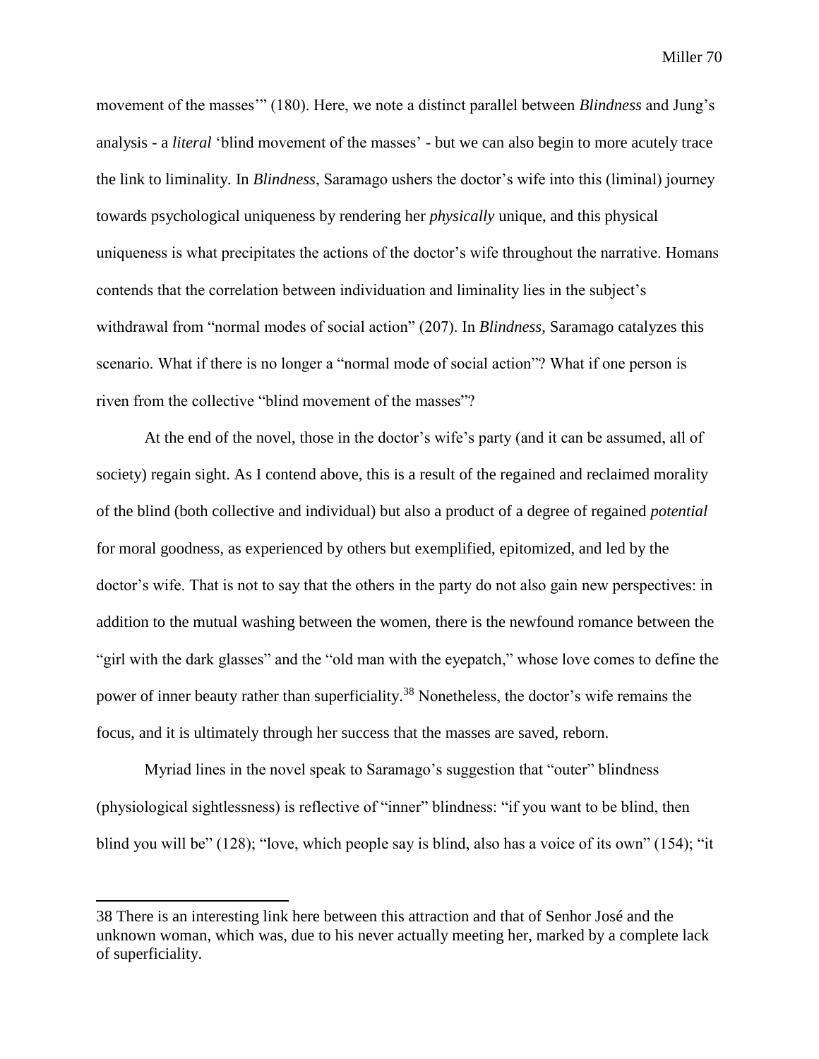movement of the masses'" (180). Here, we note a distinct parallel between *Blindness* and Jung's analysis - a *literal* 'blind movement of the masses' - but we can also begin to more acutely trace the link to liminality. In *Blindness*, Saramago ushers the doctor's wife into this (liminal) journey towards psychological uniqueness by rendering her *physically* unique, and this physical uniqueness is what precipitates the actions of the doctor's wife throughout the narrative. Homans contends that the correlation between individuation and liminality lies in the subject's withdrawal from "normal modes of social action" (207). In *Blindness*, Saramago catalyzes this scenario. What if there is no longer a "normal mode of social action"? What if one person is riven from the collective "blind movement of the masses"?

At the end of the novel, those in the doctor's wife's party (and it can be assumed, all of society) regain sight. As I contend above, this is a result of the regained and reclaimed morality of the blind (both collective and individual) but also a product of a degree of regained *potential* for moral goodness, as experienced by others but exemplified, epitomized, and led by the doctor's wife. That is not to say that the others in the party do not also gain new perspectives: in addition to the mutual washing between the women, there is the newfound romance between the "girl with the dark glasses" and the "old man with the eyepatch," whose love comes to define the power of inner beauty rather than superficiality.[38] Nonetheless, the doctor's wife remains the focus, and it is ultimately through her success that the masses are saved, reborn.

Myriad lines in the novel speak to Saramago's suggestion that "outer" blindness (physiological sightlessness) is reflective of "inner" blindness: "if you want to be blind, then blind you will be" (128); "love, which people say is blind, also has a voice of its own" (154); "it

38 There is an interesting link here between this attraction and that of Senhor José and the unknown woman, which was, due to his never actually meeting her, marked by a complete lack of superficiality.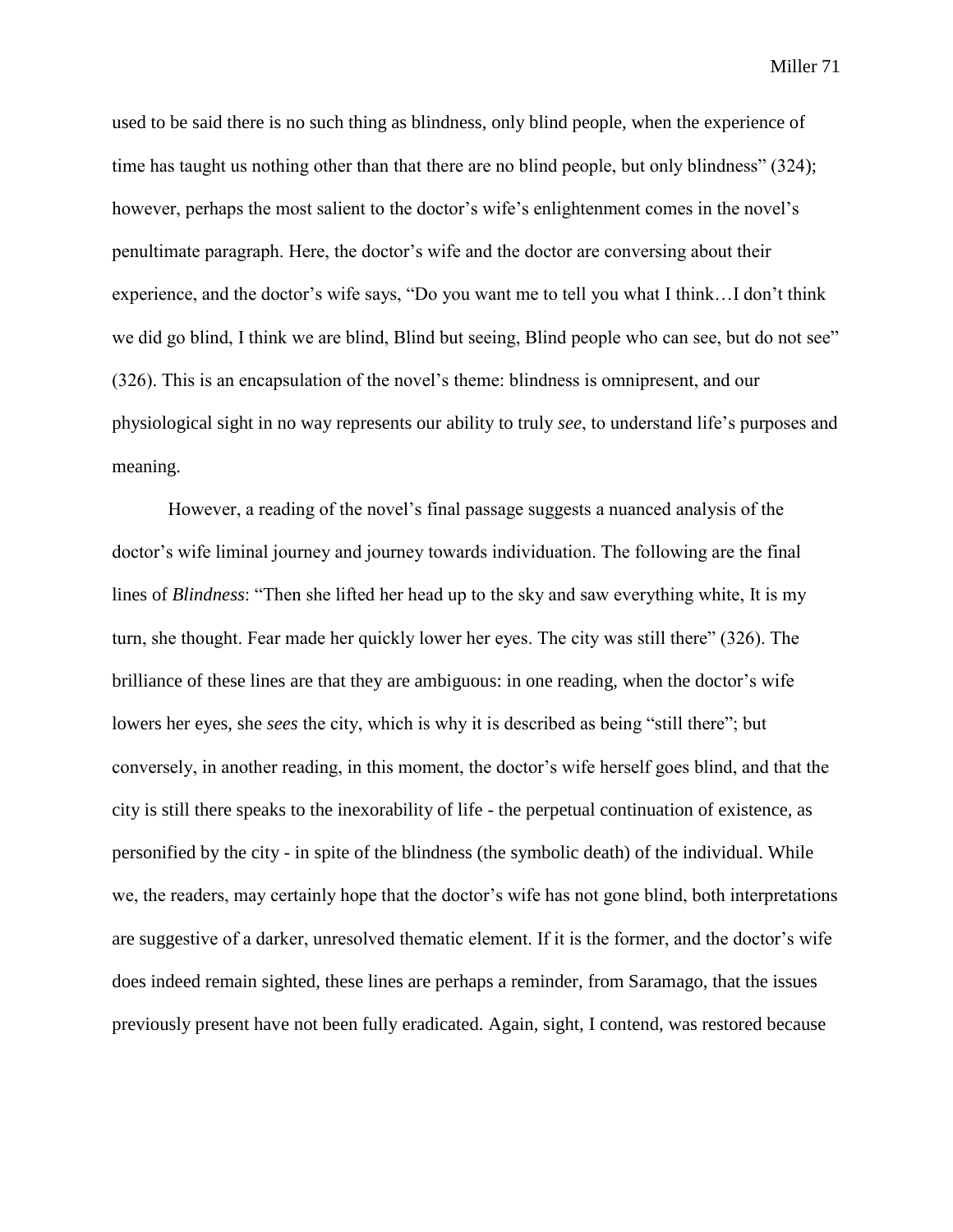used to be said there is no such thing as blindness, only blind people, when the experience of time has taught us nothing other than that there are no blind people, but only blindness" (324); however, perhaps the most salient to the doctor's wife's enlightenment comes in the novel's penultimate paragraph. Here, the doctor's wife and the doctor are conversing about their experience, and the doctor's wife says, "Do you want me to tell you what I think…I don't think we did go blind, I think we are blind, Blind but seeing, Blind people who can see, but do not see" (326). This is an encapsulation of the novel's theme: blindness is omnipresent, and our physiological sight in no way represents our ability to truly *see*, to understand life's purposes and meaning.

However, a reading of the novel's final passage suggests a nuanced analysis of the doctor's wife liminal journey and journey towards individuation. The following are the final lines of *Blindness*: "Then she lifted her head up to the sky and saw everything white, It is my turn, she thought. Fear made her quickly lower her eyes. The city was still there" (326). The brilliance of these lines are that they are ambiguous: in one reading, when the doctor's wife lowers her eyes, she *sees* the city, which is why it is described as being "still there"; but conversely, in another reading, in this moment, the doctor's wife herself goes blind, and that the city is still there speaks to the inexorability of life - the perpetual continuation of existence, as personified by the city - in spite of the blindness (the symbolic death) of the individual. While we, the readers, may certainly hope that the doctor's wife has not gone blind, both interpretations are suggestive of a darker, unresolved thematic element. If it is the former, and the doctor's wife does indeed remain sighted, these lines are perhaps a reminder, from Saramago, that the issues previously present have not been fully eradicated. Again, sight, I contend, was restored because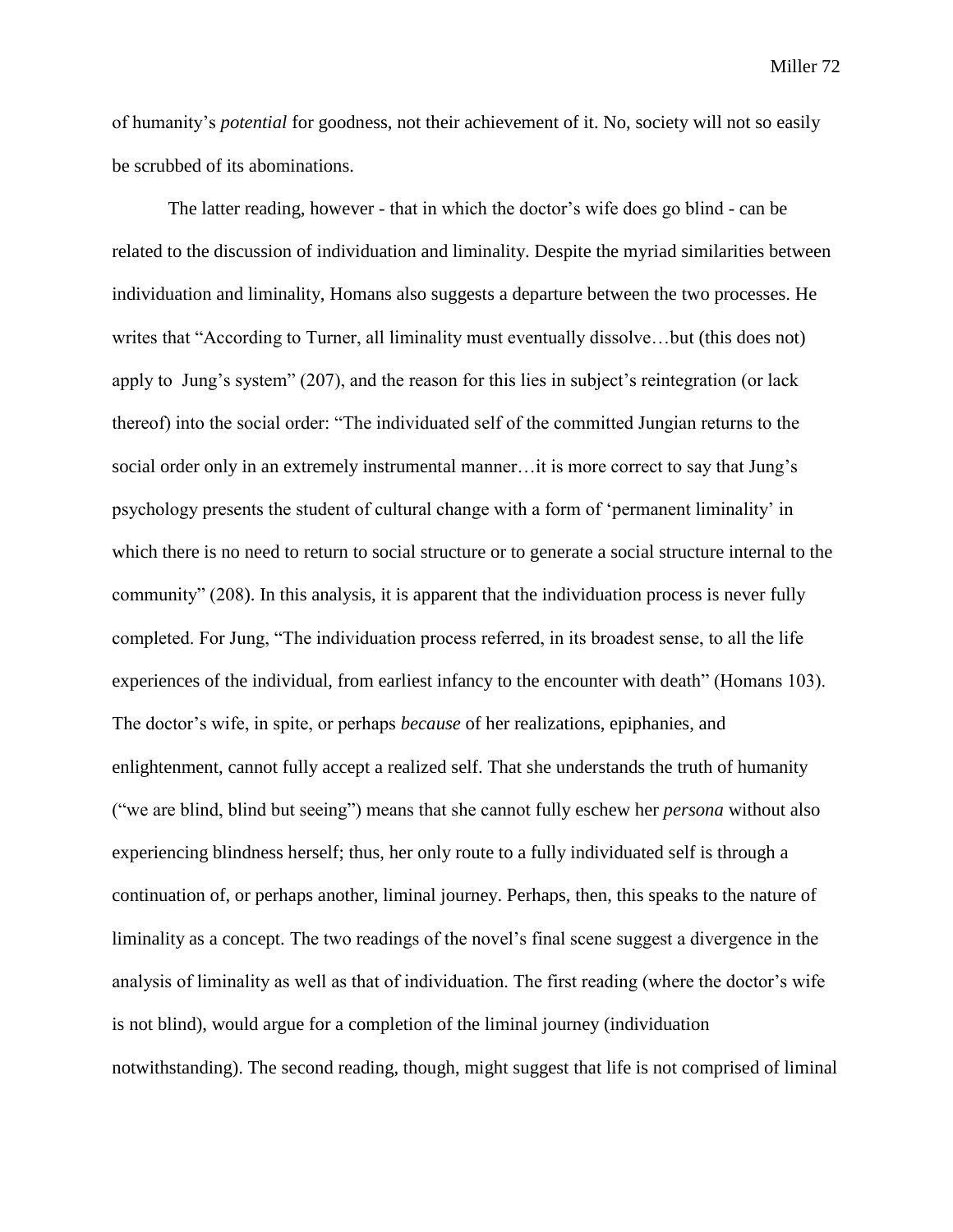of humanity's *potential* for goodness, not their achievement of it. No, society will not so easily be scrubbed of its abominations.

The latter reading, however - that in which the doctor's wife does go blind - can be related to the discussion of individuation and liminality. Despite the myriad similarities between individuation and liminality, Homans also suggests a departure between the two processes. He writes that "According to Turner, all liminality must eventually dissolve…but (this does not) apply to  Jung's system" (207), and the reason for this lies in subject's reintegration (or lack thereof) into the social order: "The individuated self of the committed Jungian returns to the social order only in an extremely instrumental manner…it is more correct to say that Jung's psychology presents the student of cultural change with a form of 'permanent liminality' in which there is no need to return to social structure or to generate a social structure internal to the community" (208). In this analysis, it is apparent that the individuation process is never fully completed. For Jung, "The individuation process referred, in its broadest sense, to all the life experiences of the individual, from earliest infancy to the encounter with death" (Homans 103). The doctor's wife, in spite, or perhaps *because* of her realizations, epiphanies, and enlightenment, cannot fully accept a realized self. That she understands the truth of humanity ("we are blind, blind but seeing") means that she cannot fully eschew her *persona* without also experiencing blindness herself; thus, her only route to a fully individuated self is through a continuation of, or perhaps another, liminal journey. Perhaps, then, this speaks to the nature of liminality as a concept. The two readings of the novel's final scene suggest a divergence in the analysis of liminality as well as that of individuation. The first reading (where the doctor's wife is not blind), would argue for a completion of the liminal journey (individuation notwithstanding). The second reading, though, might suggest that life is not comprised of liminal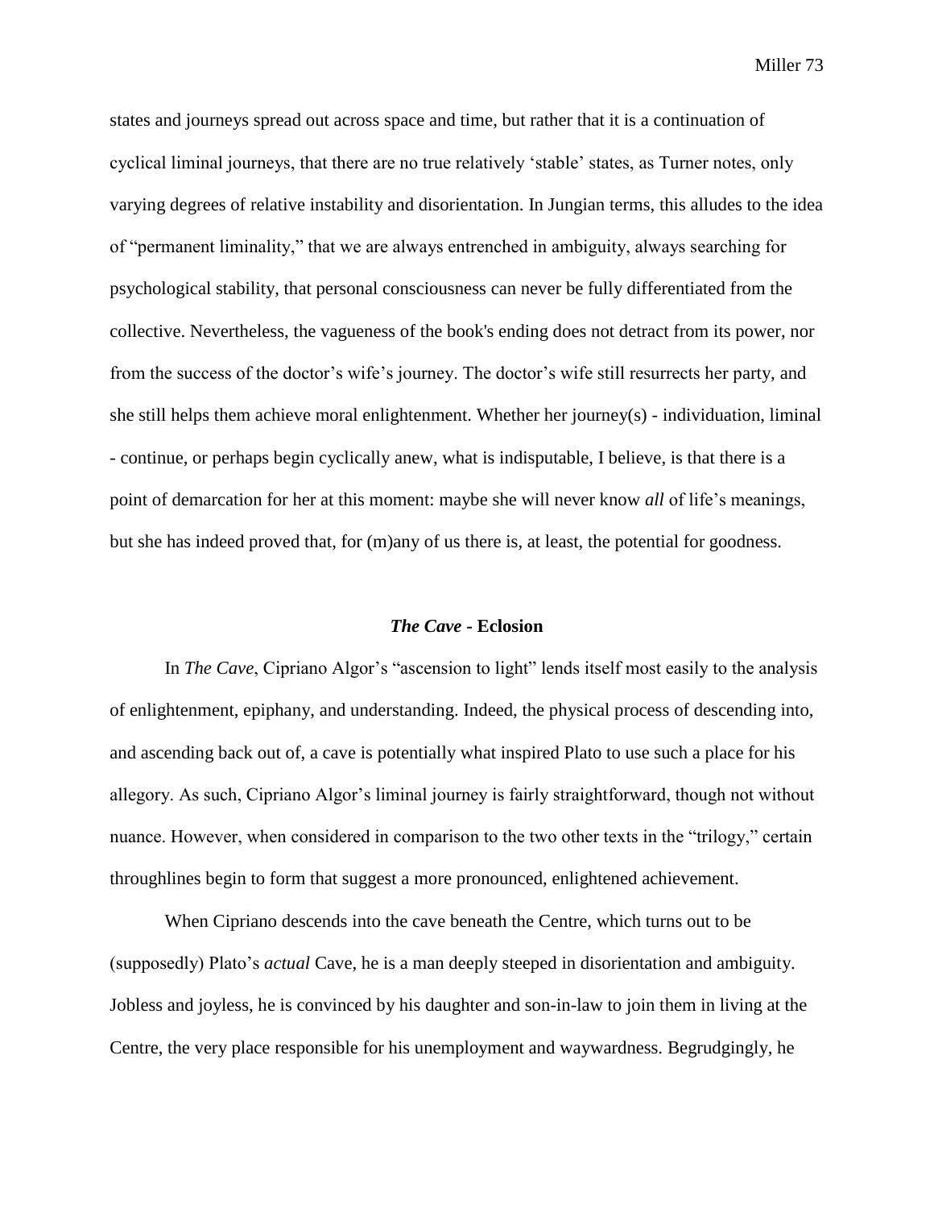states and journeys spread out across space and time, but rather that it is a continuation of cyclical liminal journeys, that there are no true relatively 'stable' states, as Turner notes, only varying degrees of relative instability and disorientation. In Jungian terms, this alludes to the idea of "permanent liminality," that we are always entrenched in ambiguity, always searching for psychological stability, that personal consciousness can never be fully differentiated from the collective. Nevertheless, the vagueness of the book's ending does not detract from its power, nor from the success of the doctor's wife's journey. The doctor's wife still resurrects her party, and she still helps them achieve moral enlightenment. Whether her journey(s) - individuation, liminal - continue, or perhaps begin cyclically anew, what is indisputable, I believe, is that there is a point of demarcation for her at this moment: maybe she will never know *all* of life's meanings, but she has indeed proved that, for (m)any of us there is, at least, the potential for goodness.

### *The Cave* - Eclosion

In *The Cave*, Cipriano Algor's "ascension to light" lends itself most easily to the analysis of enlightenment, epiphany, and understanding. Indeed, the physical process of descending into, and ascending back out of, a cave is potentially what inspired Plato to use such a place for his allegory. As such, Cipriano Algor's liminal journey is fairly straightforward, though not without nuance. However, when considered in comparison to the two other texts in the "trilogy," certain throughlines begin to form that suggest a more pronounced, enlightened achievement.

When Cipriano descends into the cave beneath the Centre, which turns out to be (supposedly) Plato's *actual* Cave, he is a man deeply steeped in disorientation and ambiguity. Jobless and joyless, he is convinced by his daughter and son-in-law to join them in living at the Centre, the very place responsible for his unemployment and waywardness. Begrudgingly, he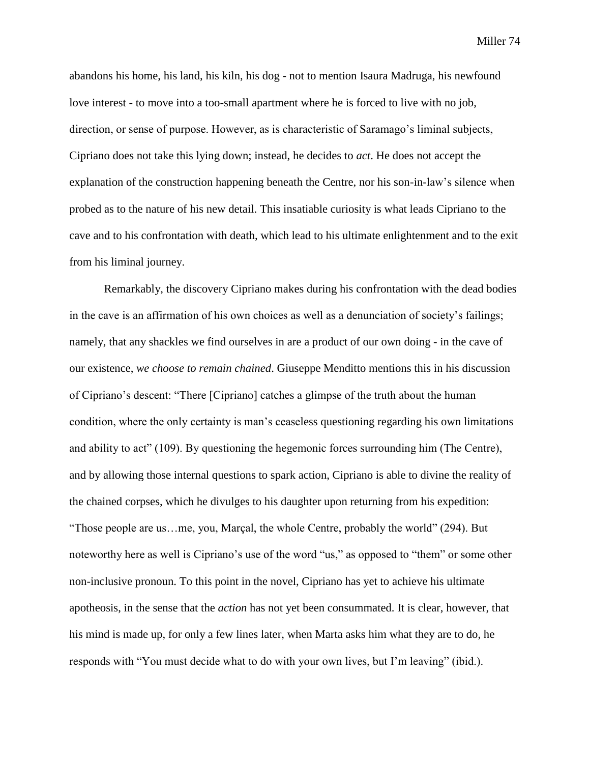abandons his home, his land, his kiln, his dog - not to mention Isaura Madruga, his newfound love interest - to move into a too-small apartment where he is forced to live with no job, direction, or sense of purpose. However, as is characteristic of Saramago's liminal subjects, Cipriano does not take this lying down; instead, he decides to *act*. He does not accept the explanation of the construction happening beneath the Centre, nor his son-in-law's silence when probed as to the nature of his new detail. This insatiable curiosity is what leads Cipriano to the cave and to his confrontation with death, which lead to his ultimate enlightenment and to the exit from his liminal journey.

Remarkably, the discovery Cipriano makes during his confrontation with the dead bodies in the cave is an affirmation of his own choices as well as a denunciation of society's failings; namely, that any shackles we find ourselves in are a product of our own doing - in the cave of our existence, *we choose to remain chained*. Giuseppe Menditto mentions this in his discussion of Cipriano's descent: "There [Cipriano] catches a glimpse of the truth about the human condition, where the only certainty is man's ceaseless questioning regarding his own limitations and ability to act" (109). By questioning the hegemonic forces surrounding him (The Centre), and by allowing those internal questions to spark action, Cipriano is able to divine the reality of the chained corpses, which he divulges to his daughter upon returning from his expedition: "Those people are us…me, you, Marçal, the whole Centre, probably the world" (294). But noteworthy here as well is Cipriano's use of the word "us," as opposed to "them" or some other non-inclusive pronoun. To this point in the novel, Cipriano has yet to achieve his ultimate apotheosis, in the sense that the *action* has not yet been consummated. It is clear, however, that his mind is made up, for only a few lines later, when Marta asks him what they are to do, he responds with "You must decide what to do with your own lives, but I'm leaving" (ibid.).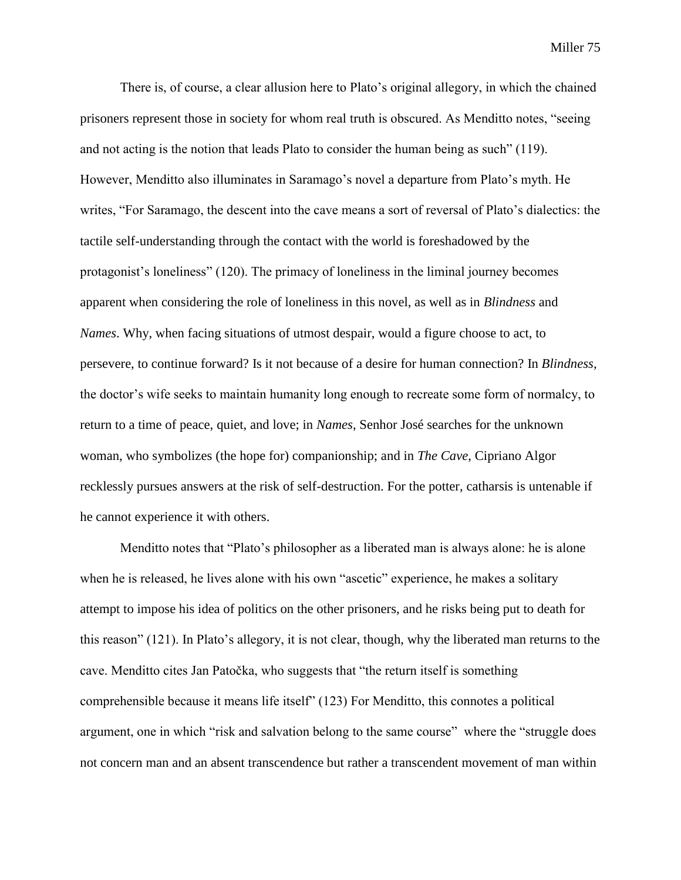There is, of course, a clear allusion here to Plato's original allegory, in which the chained prisoners represent those in society for whom real truth is obscured. As Menditto notes, "seeing and not acting is the notion that leads Plato to consider the human being as such" (119). However, Menditto also illuminates in Saramago's novel a departure from Plato's myth. He writes, "For Saramago, the descent into the cave means a sort of reversal of Plato's dialectics: the tactile self-understanding through the contact with the world is foreshadowed by the protagonist's loneliness" (120). The primacy of loneliness in the liminal journey becomes apparent when considering the role of loneliness in this novel, as well as in *Blindness* and *Names*. Why, when facing situations of utmost despair, would a figure choose to act, to persevere, to continue forward? Is it not because of a desire for human connection? In *Blindness*, the doctor's wife seeks to maintain humanity long enough to recreate some form of normalcy, to return to a time of peace, quiet, and love; in *Names*, Senhor José searches for the unknown woman, who symbolizes (the hope for) companionship; and in *The Cave*, Cipriano Algor recklessly pursues answers at the risk of self-destruction. For the potter, catharsis is untenable if he cannot experience it with others.

Menditto notes that "Plato's philosopher as a liberated man is always alone: he is alone when he is released, he lives alone with his own "ascetic" experience, he makes a solitary attempt to impose his idea of politics on the other prisoners, and he risks being put to death for this reason" (121). In Plato's allegory, it is not clear, though, why the liberated man returns to the cave. Menditto cites Jan Patočka, who suggests that "the return itself is something comprehensible because it means life itself" (123) For Menditto, this connotes a political argument, one in which "risk and salvation belong to the same course" where the "struggle does not concern man and an absent transcendence but rather a transcendent movement of man within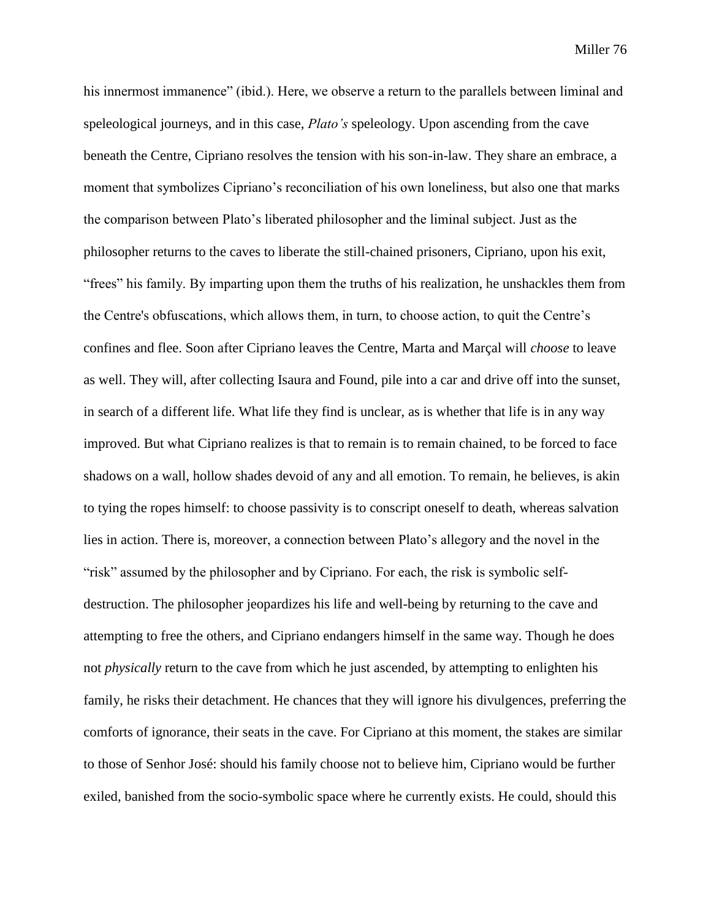his innermost immanence" (ibid.). Here, we observe a return to the parallels between liminal and speleological journeys, and in this case, *Plato's* speleology. Upon ascending from the cave beneath the Centre, Cipriano resolves the tension with his son-in-law. They share an embrace, a moment that symbolizes Cipriano's reconciliation of his own loneliness, but also one that marks the comparison between Plato's liberated philosopher and the liminal subject. Just as the philosopher returns to the caves to liberate the still-chained prisoners, Cipriano, upon his exit, "frees" his family. By imparting upon them the truths of his realization, he unshackles them from the Centre's obfuscations, which allows them, in turn, to choose action, to quit the Centre's confines and flee. Soon after Cipriano leaves the Centre, Marta and Marçal will *choose* to leave as well. They will, after collecting Isaura and Found, pile into a car and drive off into the sunset, in search of a different life. What life they find is unclear, as is whether that life is in any way improved. But what Cipriano realizes is that to remain is to remain chained, to be forced to face shadows on a wall, hollow shades devoid of any and all emotion. To remain, he believes, is akin to tying the ropes himself: to choose passivity is to conscript oneself to death, whereas salvation lies in action. There is, moreover, a connection between Plato's allegory and the novel in the "risk" assumed by the philosopher and by Cipriano. For each, the risk is symbolic self-destruction. The philosopher jeopardizes his life and well-being by returning to the cave and attempting to free the others, and Cipriano endangers himself in the same way. Though he does not *physically* return to the cave from which he just ascended, by attempting to enlighten his family, he risks their detachment. He chances that they will ignore his divulgences, preferring the comforts of ignorance, their seats in the cave. For Cipriano at this moment, the stakes are similar to those of Senhor José: should his family choose not to believe him, Cipriano would be further exiled, banished from the socio-symbolic space where he currently exists. He could, should this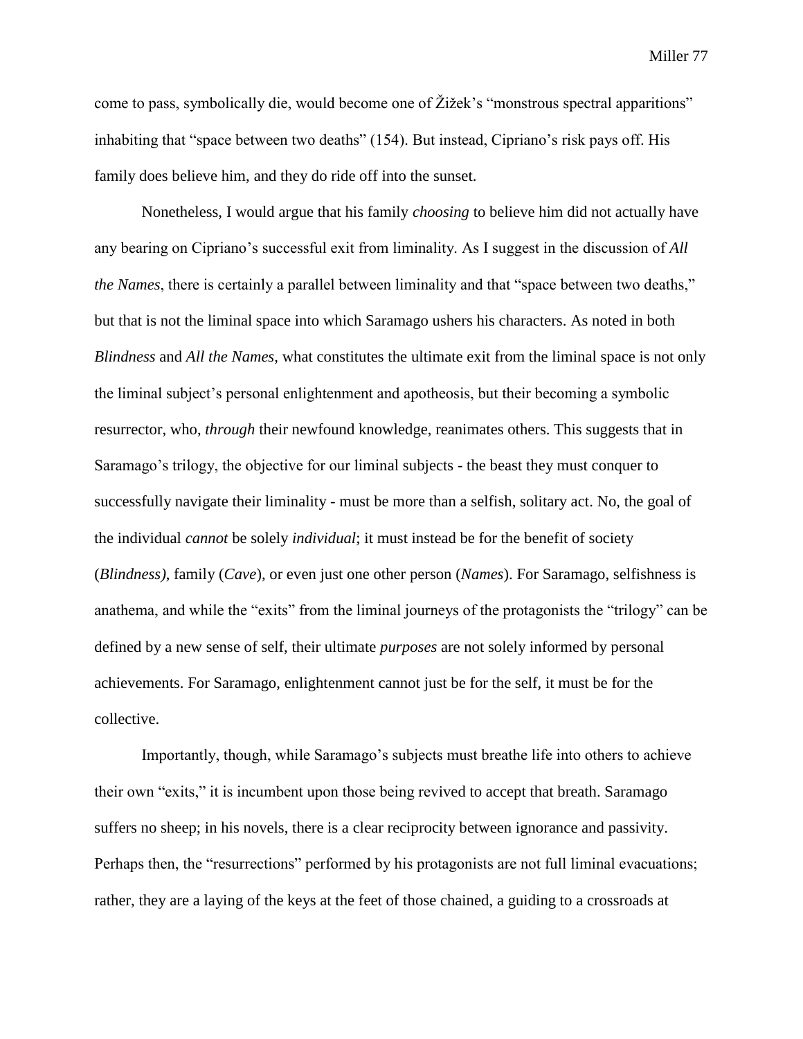come to pass, symbolically die, would become one of Žižek's "monstrous spectral apparitions" inhabiting that "space between two deaths" (154). But instead, Cipriano's risk pays off. His family does believe him, and they do ride off into the sunset.

Nonetheless, I would argue that his family *choosing* to believe him did not actually have any bearing on Cipriano's successful exit from liminality. As I suggest in the discussion of *All the Names*, there is certainly a parallel between liminality and that "space between two deaths," but that is not the liminal space into which Saramago ushers his characters. As noted in both *Blindness* and *All the Names*, what constitutes the ultimate exit from the liminal space is not only the liminal subject's personal enlightenment and apotheosis, but their becoming a symbolic resurrector, who, *through* their newfound knowledge, reanimates others. This suggests that in Saramago's trilogy, the objective for our liminal subjects - the beast they must conquer to successfully navigate their liminality - must be more than a selfish, solitary act. No, the goal of the individual *cannot* be solely *individual*; it must instead be for the benefit of society (*Blindness)*, family (*Cave*), or even just one other person (*Names*). For Saramago, selfishness is anathema, and while the "exits" from the liminal journeys of the protagonists the "trilogy" can be defined by a new sense of self, their ultimate *purposes* are not solely informed by personal achievements. For Saramago, enlightenment cannot just be for the self, it must be for the collective.

Importantly, though, while Saramago's subjects must breathe life into others to achieve their own "exits," it is incumbent upon those being revived to accept that breath. Saramago suffers no sheep; in his novels, there is a clear reciprocity between ignorance and passivity. Perhaps then, the "resurrections" performed by his protagonists are not full liminal evacuations; rather, they are a laying of the keys at the feet of those chained, a guiding to a crossroads at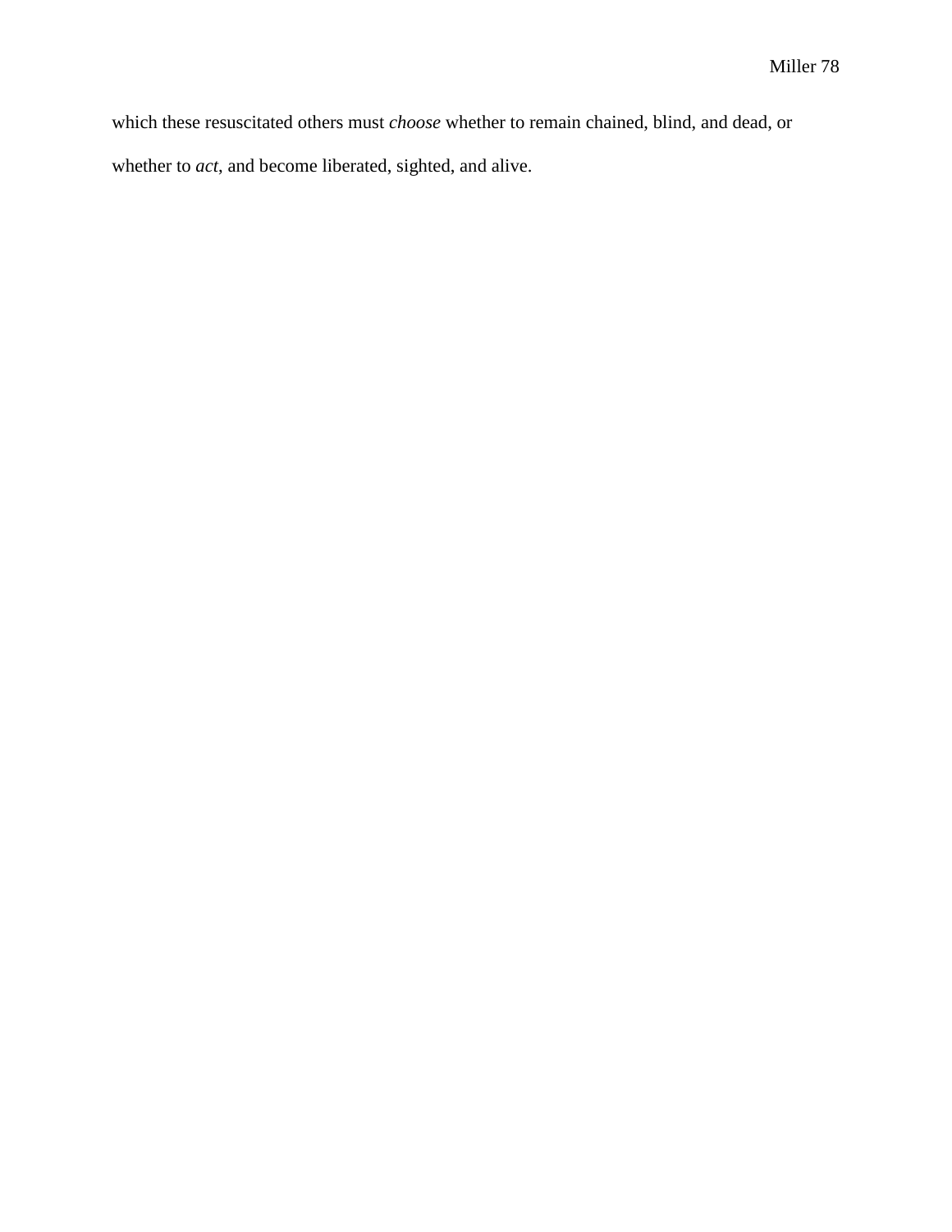which these resuscitated others must *choose* whether to remain chained, blind, and dead, or whether to *act*, and become liberated, sighted, and alive.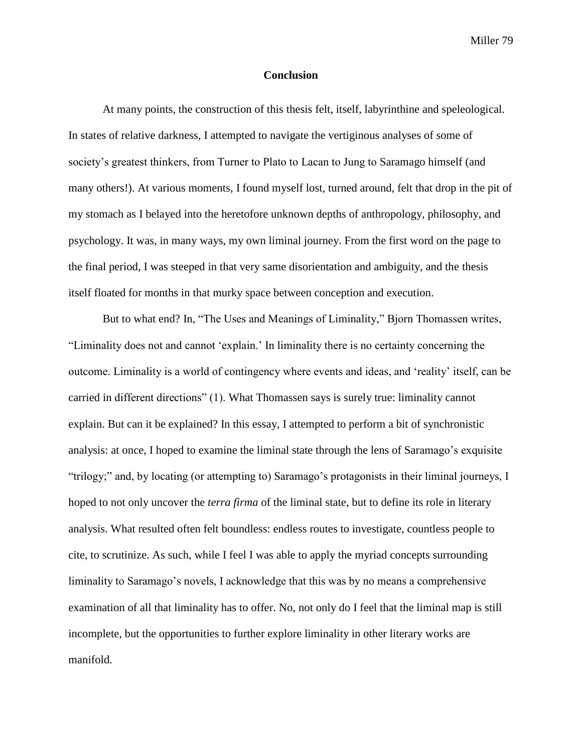# Conclusion

At many points, the construction of this thesis felt, itself, labyrinthine and speleological. In states of relative darkness, I attempted to navigate the vertiginous analyses of some of society's greatest thinkers, from Turner to Plato to Lacan to Jung to Saramago himself (and many others!). At various moments, I found myself lost, turned around, felt that drop in the pit of my stomach as I belayed into the heretofore unknown depths of anthropology, philosophy, and psychology. It was, in many ways, my own liminal journey. From the first word on the page to the final period, I was steeped in that very same disorientation and ambiguity, and the thesis itself floated for months in that murky space between conception and execution.

But to what end? In, "The Uses and Meanings of Liminality," Bjorn Thomassen writes, "Liminality does not and cannot 'explain.' In liminality there is no certainty concerning the outcome. Liminality is a world of contingency where events and ideas, and 'reality' itself, can be carried in different directions" (1). What Thomassen says is surely true: liminality cannot explain. But can it be explained? In this essay, I attempted to perform a bit of synchronistic analysis: at once, I hoped to examine the liminal state through the lens of Saramago's exquisite "trilogy;" and, by locating (or attempting to) Saramago's protagonists in their liminal journeys, I hoped to not only uncover the *terra firma* of the liminal state, but to define its role in literary analysis. What resulted often felt boundless: endless routes to investigate, countless people to cite, to scrutinize. As such, while I feel I was able to apply the myriad concepts surrounding liminality to Saramago's novels, I acknowledge that this was by no means a comprehensive examination of all that liminality has to offer. No, not only do I feel that the liminal map is still incomplete, but the opportunities to further explore liminality in other literary works are manifold.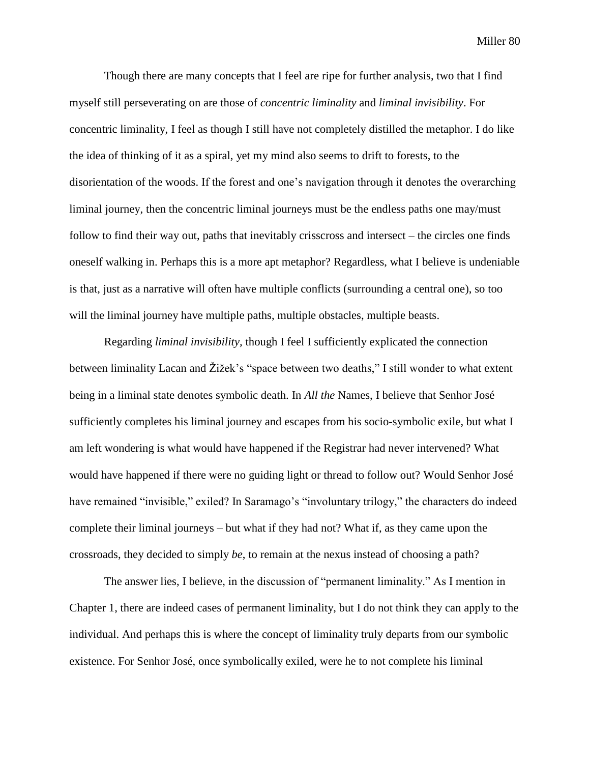Though there are many concepts that I feel are ripe for further analysis, two that I find myself still perseverating on are those of *concentric liminality* and *liminal invisibility*. For concentric liminality, I feel as though I still have not completely distilled the metaphor. I do like the idea of thinking of it as a spiral, yet my mind also seems to drift to forests, to the disorientation of the woods. If the forest and one's navigation through it denotes the overarching liminal journey, then the concentric liminal journeys must be the endless paths one may/must follow to find their way out, paths that inevitably crisscross and intersect – the circles one finds oneself walking in. Perhaps this is a more apt metaphor? Regardless, what I believe is undeniable is that, just as a narrative will often have multiple conflicts (surrounding a central one), so too will the liminal journey have multiple paths, multiple obstacles, multiple beasts.

Regarding *liminal invisibility*, though I feel I sufficiently explicated the connection between liminality Lacan and Žižek's "space between two deaths," I still wonder to what extent being in a liminal state denotes symbolic death. In *All the* Names, I believe that Senhor José sufficiently completes his liminal journey and escapes from his socio-symbolic exile, but what I am left wondering is what would have happened if the Registrar had never intervened? What would have happened if there were no guiding light or thread to follow out? Would Senhor José have remained "invisible," exiled? In Saramago's "involuntary trilogy," the characters do indeed complete their liminal journeys – but what if they had not? What if, as they came upon the crossroads, they decided to simply *be*, to remain at the nexus instead of choosing a path?

The answer lies, I believe, in the discussion of "permanent liminality." As I mention in Chapter 1, there are indeed cases of permanent liminality, but I do not think they can apply to the individual. And perhaps this is where the concept of liminality truly departs from our symbolic existence. For Senhor José, once symbolically exiled, were he to not complete his liminal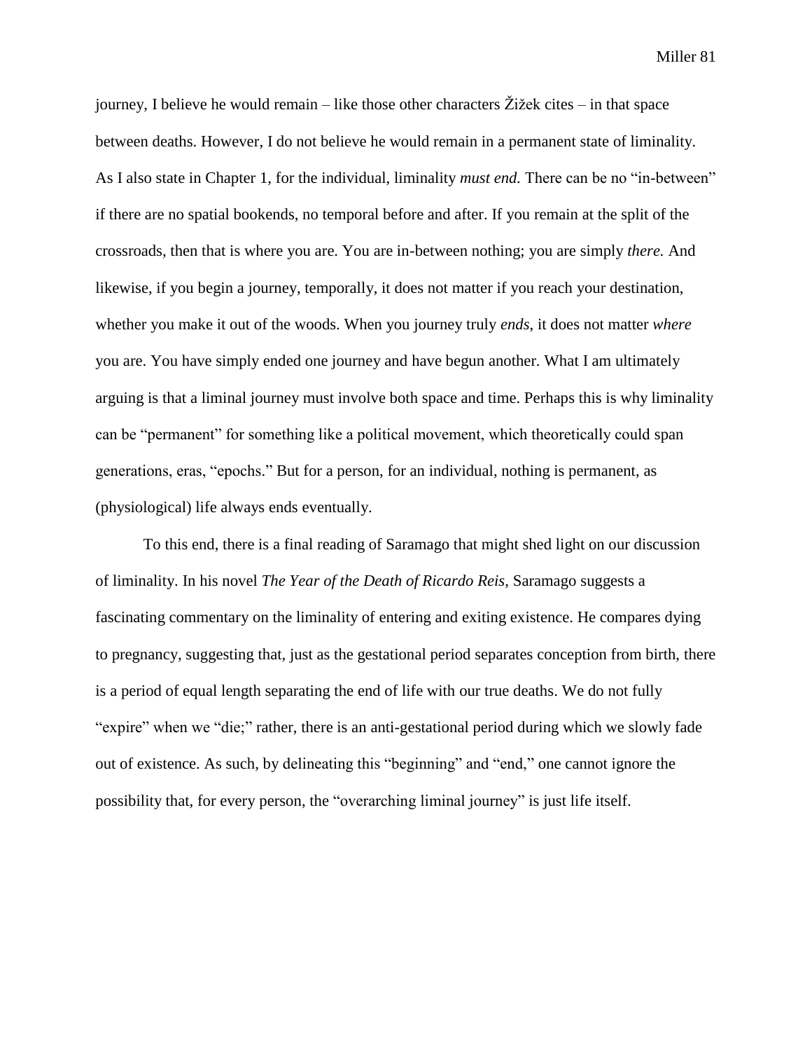journey, I believe he would remain – like those other characters Žižek cites – in that space between deaths. However, I do not believe he would remain in a permanent state of liminality. As I also state in Chapter 1, for the individual, liminality *must end.* There can be no "in-between" if there are no spatial bookends, no temporal before and after. If you remain at the split of the crossroads, then that is where you are. You are in-between nothing; you are simply *there.* And likewise, if you begin a journey, temporally, it does not matter if you reach your destination, whether you make it out of the woods. When you journey truly *ends*, it does not matter *where* you are. You have simply ended one journey and have begun another. What I am ultimately arguing is that a liminal journey must involve both space and time. Perhaps this is why liminality can be "permanent" for something like a political movement, which theoretically could span generations, eras, "epochs." But for a person, for an individual, nothing is permanent, as (physiological) life always ends eventually.

To this end, there is a final reading of Saramago that might shed light on our discussion of liminality. In his novel *The Year of the Death of Ricardo Reis*, Saramago suggests a fascinating commentary on the liminality of entering and exiting existence. He compares dying to pregnancy, suggesting that, just as the gestational period separates conception from birth, there is a period of equal length separating the end of life with our true deaths. We do not fully "expire" when we "die;" rather, there is an anti-gestational period during which we slowly fade out of existence. As such, by delineating this "beginning" and "end," one cannot ignore the possibility that, for every person, the "overarching liminal journey" is just life itself.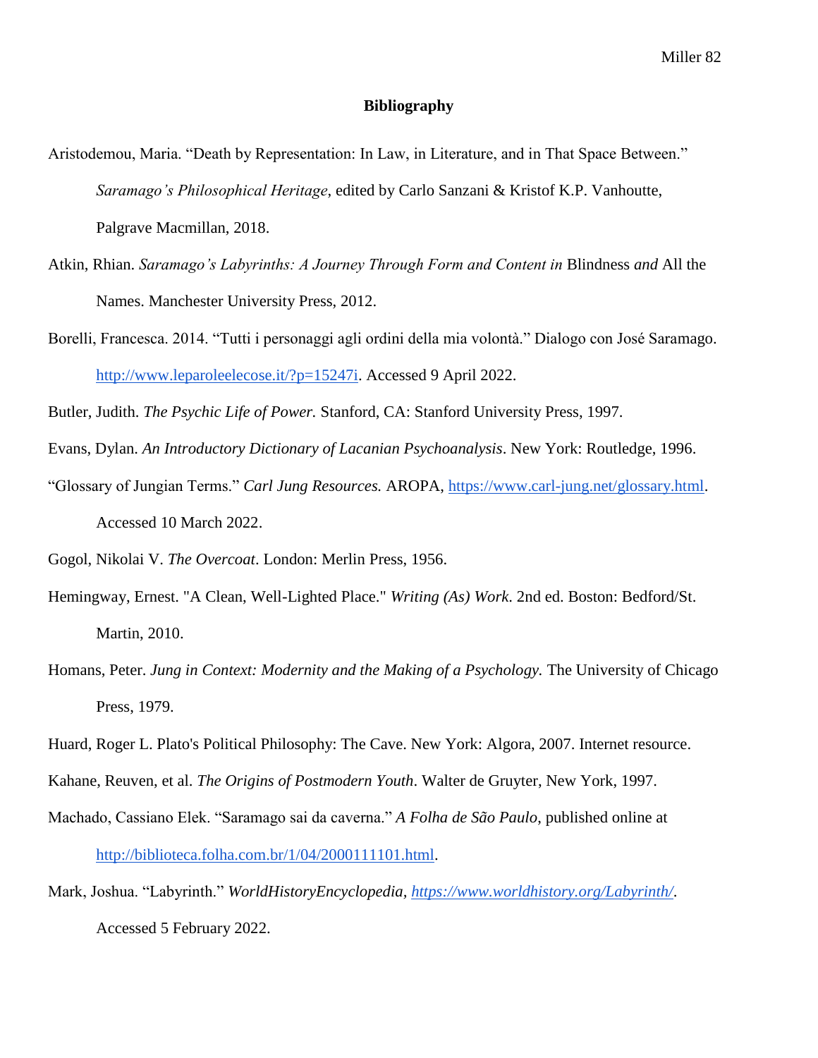**Bibliography**

Aristodemou, Maria. "Death by Representation: In Law, in Literature, and in That Space Between." *Saramago's Philosophical Heritage*, edited by Carlo Sanzani & Kristof K.P. Vanhoutte, Palgrave Macmillan, 2018.

Atkin, Rhian. *Saramago's Labyrinths: A Journey Through Form and Content in* Blindness *and* All the Names. Manchester University Press, 2012.

Borelli, Francesca. 2014. "Tutti i personaggi agli ordini della mia volontà." Dialogo con José Saramago. http://www.leparoleelecose.it/?p=15247i. Accessed 9 April 2022.

Butler, Judith. *The Psychic Life of Power.* Stanford, CA: Stanford University Press, 1997.

Evans, Dylan. *An Introductory Dictionary of Lacanian Psychoanalysis*. New York: Routledge, 1996.

"Glossary of Jungian Terms." *Carl Jung Resources.* AROPA, https://www.carl-jung.net/glossary.html. Accessed 10 March 2022.

Gogol, Nikolai V. *The Overcoat*. London: Merlin Press, 1956.

Hemingway, Ernest. "A Clean, Well-Lighted Place." *Writing (As) Work*. 2nd ed. Boston: Bedford/St. Martin, 2010.

Homans, Peter. *Jung in Context: Modernity and the Making of a Psychology.* The University of Chicago Press, 1979.

Huard, Roger L. Plato's Political Philosophy: The Cave. New York: Algora, 2007. Internet resource.

Kahane, Reuven, et al. *The Origins of Postmodern Youth*. Walter de Gruyter, New York, 1997.

Machado, Cassiano Elek. "Saramago sai da caverna." *A Folha de São Paulo*, published online at http://biblioteca.folha.com.br/1/04/2000111101.html.

Mark, Joshua. "Labyrinth." *WorldHistoryEncyclopedia, https://www.worldhistory.org/Labyrinth/*. Accessed 5 February 2022.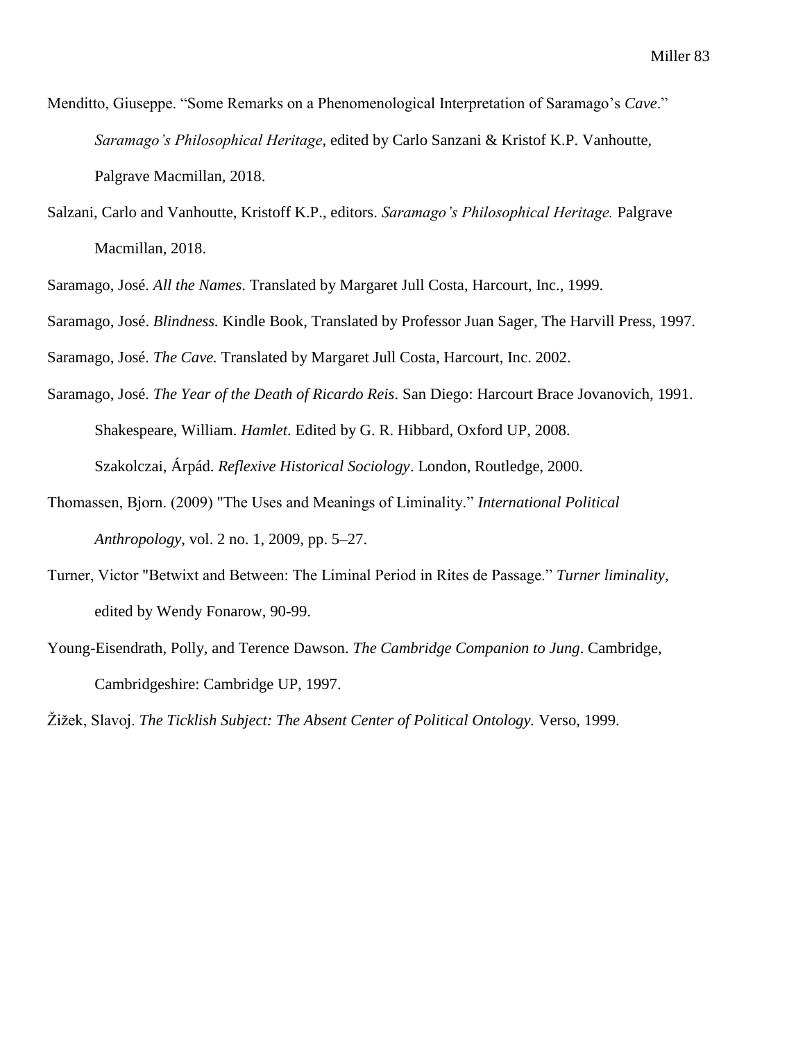Menditto, Giuseppe. "Some Remarks on a Phenomenological Interpretation of Saramago's *Cave*." *Saramago's Philosophical Heritage*, edited by Carlo Sanzani & Kristof K.P. Vanhoutte, Palgrave Macmillan, 2018.

Salzani, Carlo and Vanhoutte, Kristoff K.P., editors. *Saramago's Philosophical Heritage.* Palgrave Macmillan, 2018.

Saramago, José. *All the Names*. Translated by Margaret Jull Costa, Harcourt, Inc., 1999.

Saramago, José. *Blindness.* Kindle Book, Translated by Professor Juan Sager, The Harvill Press, 1997.

Saramago, José. *The Cave.* Translated by Margaret Jull Costa, Harcourt, Inc. 2002.

Saramago, José. *The Year of the Death of Ricardo Reis*. San Diego: Harcourt Brace Jovanovich, 1991.

Shakespeare, William. *Hamlet*. Edited by G. R. Hibbard, Oxford UP, 2008.

Szakolczai, Árpád. *Reflexive Historical Sociology*. London, Routledge, 2000.

Thomassen, Bjorn. (2009) "The Uses and Meanings of Liminality." *International Political Anthropology*, vol. 2 no. 1, 2009, pp. 5–27.

Turner, Victor "Betwixt and Between: The Liminal Period in Rites de Passage." *Turner liminality*, edited by Wendy Fonarow, 90-99.

Young-Eisendrath, Polly, and Terence Dawson. *The Cambridge Companion to Jung*. Cambridge, Cambridgeshire: Cambridge UP, 1997.

Žižek, Slavoj. *The Ticklish Subject: The Absent Center of Political Ontology.* Verso, 1999.